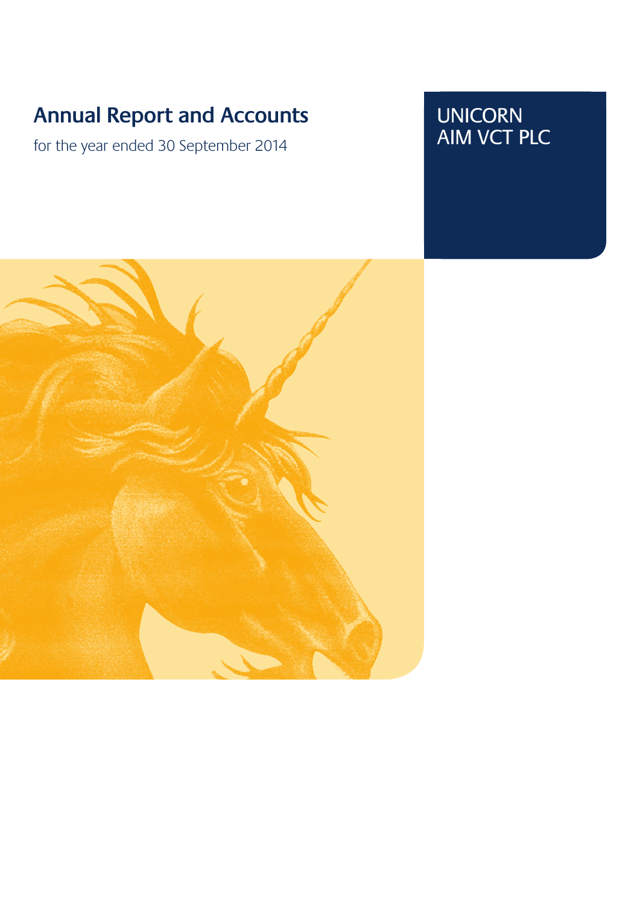# Annual Report and Accounts

for the year ended 30 September 2014

UNICORN
AIM VCT PLC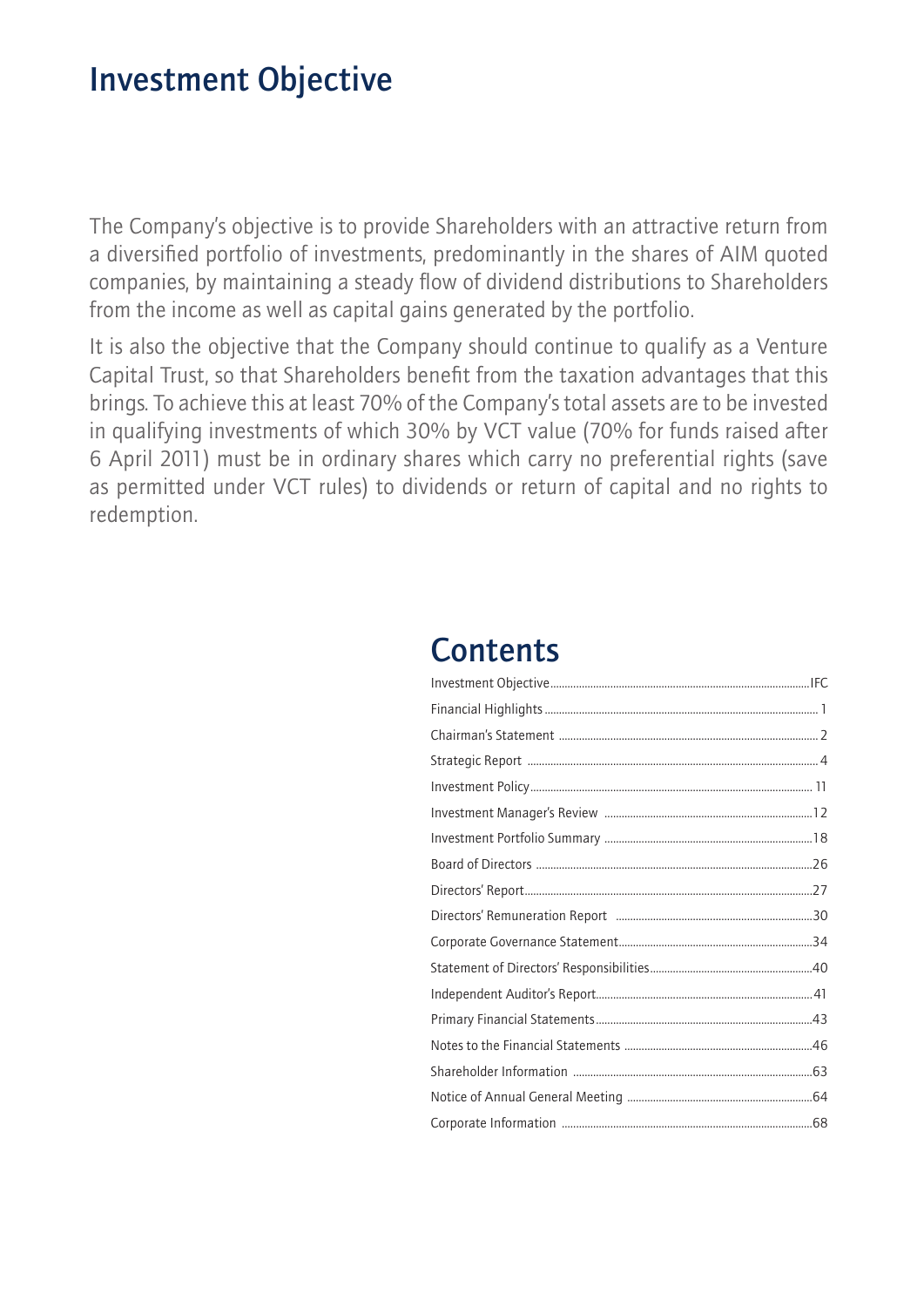# Investment Objective

The Company's objective is to provide Shareholders with an attractive return from a diversified portfolio of investments, predominantly in the shares of AIM quoted companies, by maintaining a steady flow of dividend distributions to Shareholders from the income as well as capital gains generated by the portfolio.

It is also the objective that the Company should continue to qualify as a Venture Capital Trust, so that Shareholders benefit from the taxation advantages that this brings. To achieve this at least 70% of the Company's total assets are to be invested in qualifying investments of which 30% by VCT value (70% for funds raised after 6 April 2011) must be in ordinary shares which carry no preferential rights (save as permitted under VCT rules) to dividends or return of capital and no rights to redemption.

# Contents

| | |
|---|---|
| Investment Objective | IFC |
| Financial Highlights | 1 |
| Chairman's Statement | 2 |
| Strategic Report | 4 |
| Investment Policy | 11 |
| Investment Manager's Review | 12 |
| Investment Portfolio Summary | 18 |
| Board of Directors | 26 |
| Directors' Report | 27 |
| Directors' Remuneration Report | 30 |
| Corporate Governance Statement | 34 |
| Statement of Directors' Responsibilities | 40 |
| Independent Auditor's Report | 41 |
| Primary Financial Statements | 43 |
| Notes to the Financial Statements | 46 |
| Shareholder Information | 63 |
| Notice of Annual General Meeting | 64 |
| Corporate Information | 68 |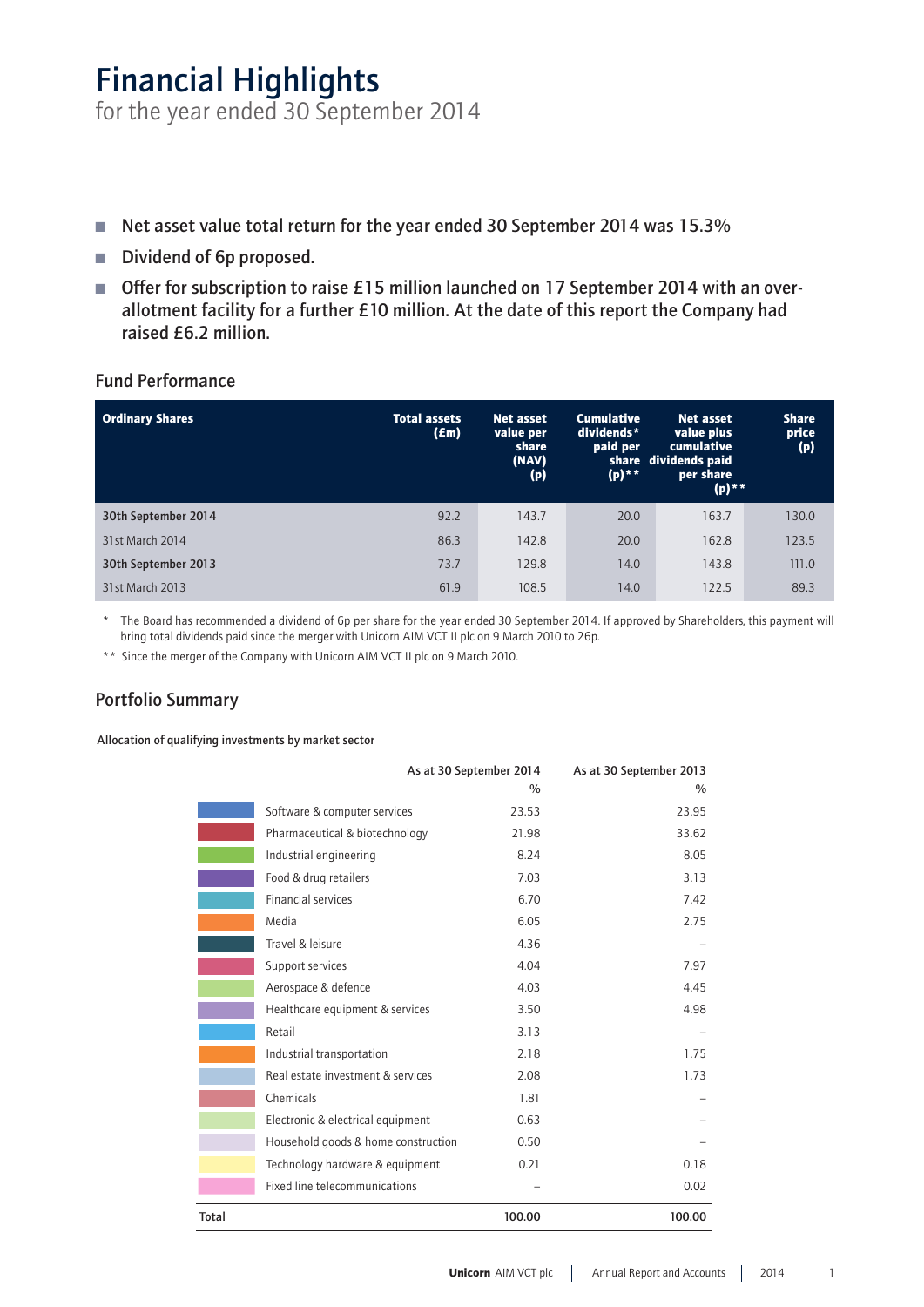# Financial Highlights

for the year ended 30 September 2014

- **Net asset value total return for the year ended 30 September 2014 was 15.3%**
- **Dividend of 6p proposed.**
- **Offer for subscription to raise £15 million launched on 17 September 2014 with an over-allotment facility for a further £10 million. At the date of this report the Company had raised £6.2 million.**

## Fund Performance

| Ordinary Shares | Total assets (£m) | Net asset value per share (NAV) (p) | Cumulative dividends* paid per share (p)** | Net asset value plus cumulative dividends paid per share (p)** | Share price (p) |
|---|---|---|---|---|---|
| **30th September 2014** | 92.2 | 143.7 | 20.0 | 163.7 | 130.0 |
| 31st March 2014 | 86.3 | 142.8 | 20.0 | 162.8 | 123.5 |
| **30th September 2013** | 73.7 | 129.8 | 14.0 | 143.8 | 111.0 |
| 31st March 2013 | 61.9 | 108.5 | 14.0 | 122.5 | 89.3 |

\* The Board has recommended a dividend of 6p per share for the year ended 30 September 2014. If approved by Shareholders, this payment will bring total dividends paid since the merger with Unicorn AIM VCT II plc on 9 March 2010 to 26p.

\*\* Since the merger of the Company with Unicorn AIM VCT II plc on 9 March 2010.

## Portfolio Summary

**Allocation of qualifying investments by market sector**

| | As at 30 September 2014 % | As at 30 September 2013 % |
|---|---|---|
| Software & computer services | 23.53 | 23.95 |
| Pharmaceutical & biotechnology | 21.98 | 33.62 |
| Industrial engineering | 8.24 | 8.05 |
| Food & drug retailers | 7.03 | 3.13 |
| Financial services | 6.70 | 7.42 |
| Media | 6.05 | 2.75 |
| Travel & leisure | 4.36 | – |
| Support services | 4.04 | 7.97 |
| Aerospace & defence | 4.03 | 4.45 |
| Healthcare equipment & services | 3.50 | 4.98 |
| Retail | 3.13 | – |
| Industrial transportation | 2.18 | 1.75 |
| Real estate investment & services | 2.08 | 1.73 |
| Chemicals | 1.81 | – |
| Electronic & electrical equipment | 0.63 | – |
| Household goods & home construction | 0.50 | – |
| Technology hardware & equipment | 0.21 | 0.18 |
| Fixed line telecommunications | – | 0.02 |
| **Total** | **100.00** | **100.00** |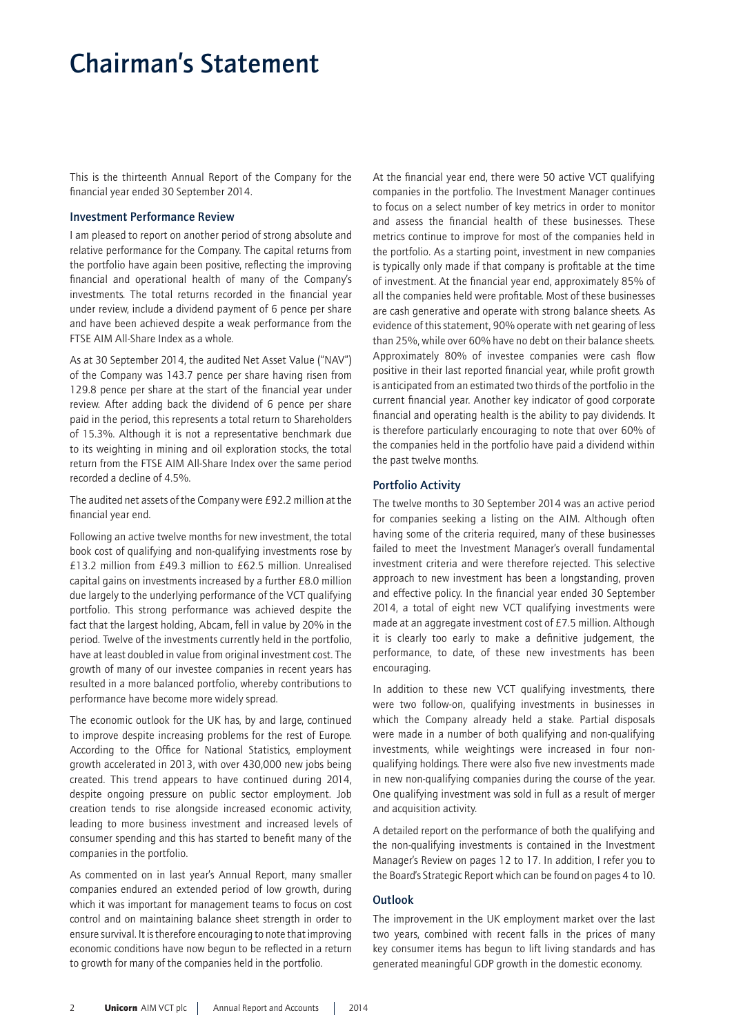# Chairman's Statement

This is the thirteenth Annual Report of the Company for the financial year ended 30 September 2014.

### Investment Performance Review

I am pleased to report on another period of strong absolute and relative performance for the Company. The capital returns from the portfolio have again been positive, reflecting the improving financial and operational health of many of the Company's investments. The total returns recorded in the financial year under review, include a dividend payment of 6 pence per share and have been achieved despite a weak performance from the FTSE AIM All-Share Index as a whole.

As at 30 September 2014, the audited Net Asset Value ("NAV") of the Company was 143.7 pence per share having risen from 129.8 pence per share at the start of the financial year under review. After adding back the dividend of 6 pence per share paid in the period, this represents a total return to Shareholders of 15.3%. Although it is not a representative benchmark due to its weighting in mining and oil exploration stocks, the total return from the FTSE AIM All-Share Index over the same period recorded a decline of 4.5%.

The audited net assets of the Company were £92.2 million at the financial year end.

Following an active twelve months for new investment, the total book cost of qualifying and non-qualifying investments rose by £13.2 million from £49.3 million to £62.5 million. Unrealised capital gains on investments increased by a further £8.0 million due largely to the underlying performance of the VCT qualifying portfolio. This strong performance was achieved despite the fact that the largest holding, Abcam, fell in value by 20% in the period. Twelve of the investments currently held in the portfolio, have at least doubled in value from original investment cost. The growth of many of our investee companies in recent years has resulted in a more balanced portfolio, whereby contributions to performance have become more widely spread.

The economic outlook for the UK has, by and large, continued to improve despite increasing problems for the rest of Europe. According to the Office for National Statistics, employment growth accelerated in 2013, with over 430,000 new jobs being created. This trend appears to have continued during 2014, despite ongoing pressure on public sector employment. Job creation tends to rise alongside increased economic activity, leading to more business investment and increased levels of consumer spending and this has started to benefit many of the companies in the portfolio.

As commented on in last year's Annual Report, many smaller companies endured an extended period of low growth, during which it was important for management teams to focus on cost control and on maintaining balance sheet strength in order to ensure survival. It is therefore encouraging to note that improving economic conditions have now begun to be reflected in a return to growth for many of the companies held in the portfolio.

At the financial year end, there were 50 active VCT qualifying companies in the portfolio. The Investment Manager continues to focus on a select number of key metrics in order to monitor and assess the financial health of these businesses. These metrics continue to improve for most of the companies held in the portfolio. As a starting point, investment in new companies is typically only made if that company is profitable at the time of investment. At the financial year end, approximately 85% of all the companies held were profitable. Most of these businesses are cash generative and operate with strong balance sheets. As evidence of this statement, 90% operate with net gearing of less than 25%, while over 60% have no debt on their balance sheets. Approximately 80% of investee companies were cash flow positive in their last reported financial year, while profit growth is anticipated from an estimated two thirds of the portfolio in the current financial year. Another key indicator of good corporate financial and operating health is the ability to pay dividends. It is therefore particularly encouraging to note that over 60% of the companies held in the portfolio have paid a dividend within the past twelve months.

### Portfolio Activity

The twelve months to 30 September 2014 was an active period for companies seeking a listing on the AIM. Although often having some of the criteria required, many of these businesses failed to meet the Investment Manager's overall fundamental investment criteria and were therefore rejected. This selective approach to new investment has been a longstanding, proven and effective policy. In the financial year ended 30 September 2014, a total of eight new VCT qualifying investments were made at an aggregate investment cost of £7.5 million. Although it is clearly too early to make a definitive judgement, the performance, to date, of these new investments has been encouraging.

In addition to these new VCT qualifying investments, there were two follow-on, qualifying investments in businesses in which the Company already held a stake. Partial disposals were made in a number of both qualifying and non-qualifying investments, while weightings were increased in four non-qualifying holdings. There were also five new investments made in new non-qualifying companies during the course of the year. One qualifying investment was sold in full as a result of merger and acquisition activity.

A detailed report on the performance of both the qualifying and the non-qualifying investments is contained in the Investment Manager's Review on pages 12 to 17. In addition, I refer you to the Board's Strategic Report which can be found on pages 4 to 10.

### Outlook

The improvement in the UK employment market over the last two years, combined with recent falls in the prices of many key consumer items has begun to lift living standards and has generated meaningful GDP growth in the domestic economy.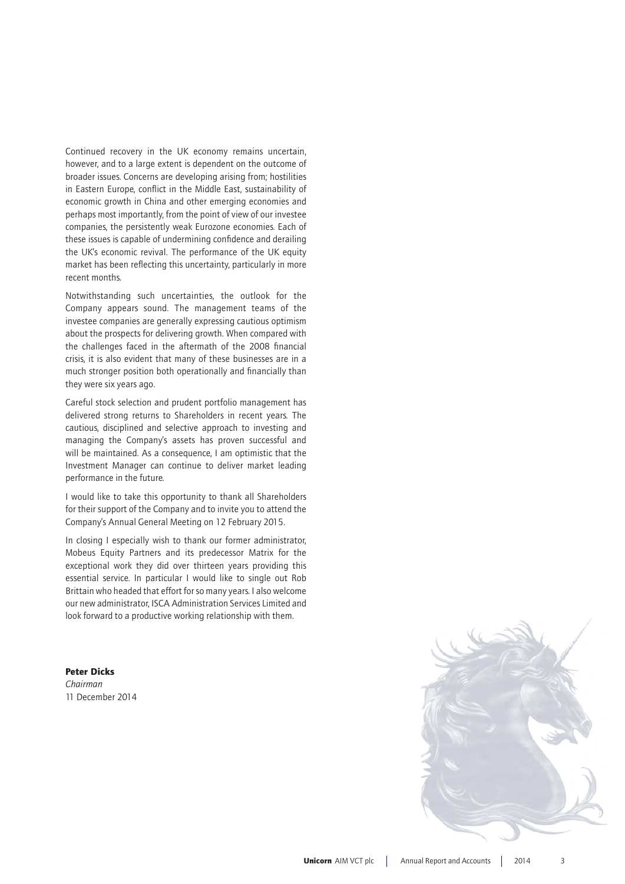Continued recovery in the UK economy remains uncertain, however, and to a large extent is dependent on the outcome of broader issues. Concerns are developing arising from; hostilities in Eastern Europe, conflict in the Middle East, sustainability of economic growth in China and other emerging economies and perhaps most importantly, from the point of view of our investee companies, the persistently weak Eurozone economies. Each of these issues is capable of undermining confidence and derailing the UK's economic revival. The performance of the UK equity market has been reflecting this uncertainty, particularly in more recent months.

Notwithstanding such uncertainties, the outlook for the Company appears sound. The management teams of the investee companies are generally expressing cautious optimism about the prospects for delivering growth. When compared with the challenges faced in the aftermath of the 2008 financial crisis, it is also evident that many of these businesses are in a much stronger position both operationally and financially than they were six years ago.

Careful stock selection and prudent portfolio management has delivered strong returns to Shareholders in recent years. The cautious, disciplined and selective approach to investing and managing the Company's assets has proven successful and will be maintained. As a consequence, I am optimistic that the Investment Manager can continue to deliver market leading performance in the future.

I would like to take this opportunity to thank all Shareholders for their support of the Company and to invite you to attend the Company's Annual General Meeting on 12 February 2015.

In closing I especially wish to thank our former administrator, Mobeus Equity Partners and its predecessor Matrix for the exceptional work they did over thirteen years providing this essential service. In particular I would like to single out Rob Brittain who headed that effort for so many years. I also welcome our new administrator, ISCA Administration Services Limited and look forward to a productive working relationship with them.

**Peter Dicks**
*Chairman*
11 December 2014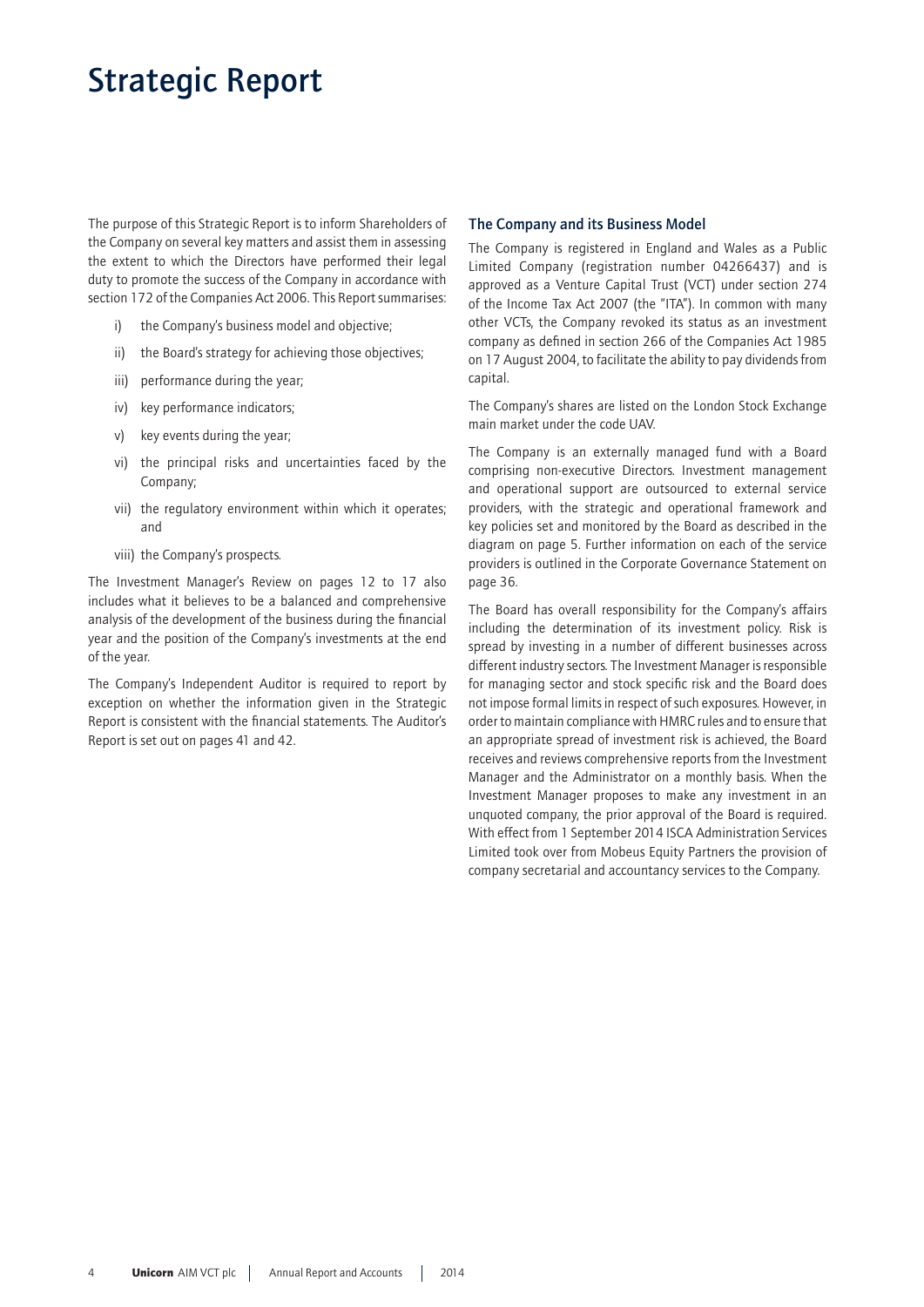# Strategic Report

The purpose of this Strategic Report is to inform Shareholders of the Company on several key matters and assist them in assessing the extent to which the Directors have performed their legal duty to promote the success of the Company in accordance with section 172 of the Companies Act 2006. This Report summarises:

i) the Company's business model and objective;

ii) the Board's strategy for achieving those objectives;

iii) performance during the year;

iv) key performance indicators;

v) key events during the year;

vi) the principal risks and uncertainties faced by the Company;

vii) the regulatory environment within which it operates; and

viii) the Company's prospects.

The Investment Manager's Review on pages 12 to 17 also includes what it believes to be a balanced and comprehensive analysis of the development of the business during the financial year and the position of the Company's investments at the end of the year.

The Company's Independent Auditor is required to report by exception on whether the information given in the Strategic Report is consistent with the financial statements. The Auditor's Report is set out on pages 41 and 42.

### The Company and its Business Model

The Company is registered in England and Wales as a Public Limited Company (registration number 04266437) and is approved as a Venture Capital Trust (VCT) under section 274 of the Income Tax Act 2007 (the "ITA"). In common with many other VCTs, the Company revoked its status as an investment company as defined in section 266 of the Companies Act 1985 on 17 August 2004, to facilitate the ability to pay dividends from capital.

The Company's shares are listed on the London Stock Exchange main market under the code UAV.

The Company is an externally managed fund with a Board comprising non-executive Directors. Investment management and operational support are outsourced to external service providers, with the strategic and operational framework and key policies set and monitored by the Board as described in the diagram on page 5. Further information on each of the service providers is outlined in the Corporate Governance Statement on page 36.

The Board has overall responsibility for the Company's affairs including the determination of its investment policy. Risk is spread by investing in a number of different businesses across different industry sectors. The Investment Manager is responsible for managing sector and stock specific risk and the Board does not impose formal limits in respect of such exposures. However, in order to maintain compliance with HMRC rules and to ensure that an appropriate spread of investment risk is achieved, the Board receives and reviews comprehensive reports from the Investment Manager and the Administrator on a monthly basis. When the Investment Manager proposes to make any investment in an unquoted company, the prior approval of the Board is required. With effect from 1 September 2014 ISCA Administration Services Limited took over from Mobeus Equity Partners the provision of company secretarial and accountancy services to the Company.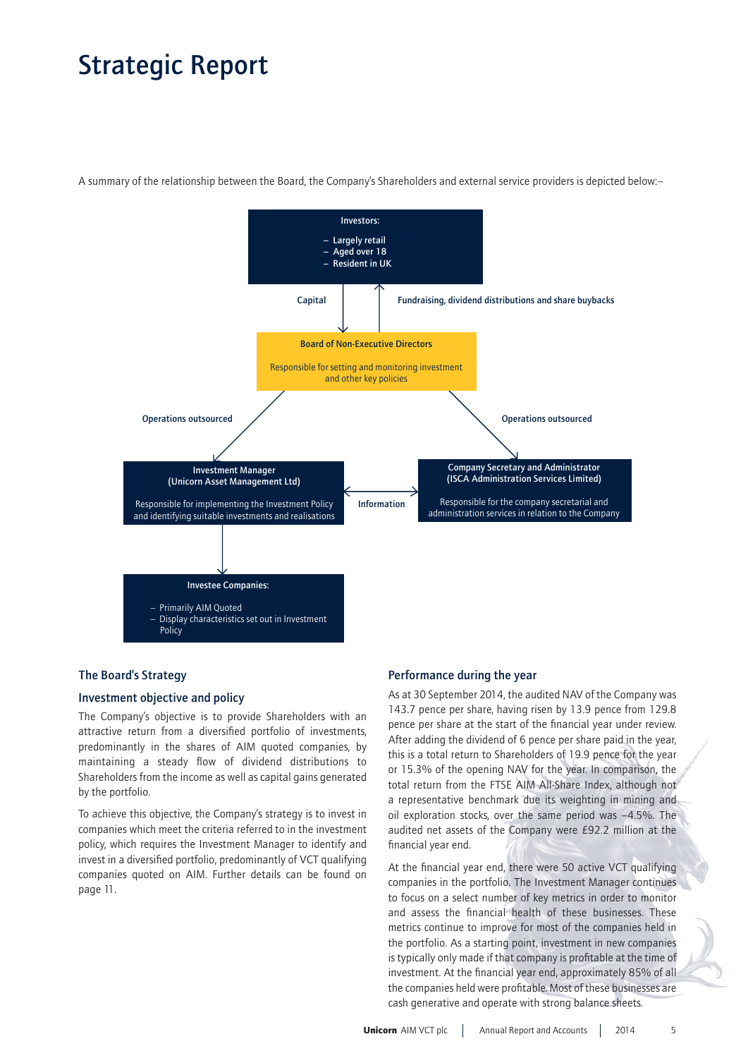# Strategic Report

A summary of the relationship between the Board, the Company's Shareholders and external service providers is depicted below:–

**Investors:**

- Largely retail
- Aged over 18
- Resident in UK

Capital

Fundraising, dividend distributions and share buybacks

**Board of Non-Executive Directors**

Responsible for setting and monitoring investment and other key policies

Operations outsourced

Operations outsourced

**Investment Manager (Unicorn Asset Management Ltd)**

Responsible for implementing the Investment Policy and identifying suitable investments and realisations

Information

**Company Secretary and Administrator (ISCA Administration Services Limited)**

Responsible for the company secretarial and administration services in relation to the Company

**Investee Companies:**

- Primarily AIM Quoted
- Display characteristics set out in Investment Policy

## The Board's Strategy

### Investment objective and policy

The Company's objective is to provide Shareholders with an attractive return from a diversified portfolio of investments, predominantly in the shares of AIM quoted companies, by maintaining a steady flow of dividend distributions to Shareholders from the income as well as capital gains generated by the portfolio.

To achieve this objective, the Company's strategy is to invest in companies which meet the criteria referred to in the investment policy, which requires the Investment Manager to identify and invest in a diversified portfolio, predominantly of VCT qualifying companies quoted on AIM. Further details can be found on page 11.

## Performance during the year

As at 30 September 2014, the audited NAV of the Company was 143.7 pence per share, having risen by 13.9 pence from 129.8 pence per share at the start of the financial year under review. After adding the dividend of 6 pence per share paid in the year, this is a total return to Shareholders of 19.9 pence for the year or 15.3% of the opening NAV for the year. In comparison, the total return from the FTSE AIM All-Share Index, although not a representative benchmark due its weighting in mining and oil exploration stocks, over the same period was –4.5%. The audited net assets of the Company were £92.2 million at the financial year end.

At the financial year end, there were 50 active VCT qualifying companies in the portfolio. The Investment Manager continues to focus on a select number of key metrics in order to monitor and assess the financial health of these businesses. These metrics continue to improve for most of the companies held in the portfolio. As a starting point, investment in new companies is typically only made if that company is profitable at the time of investment. At the financial year end, approximately 85% of all the companies held were profitable. Most of these businesses are cash generative and operate with strong balance sheets.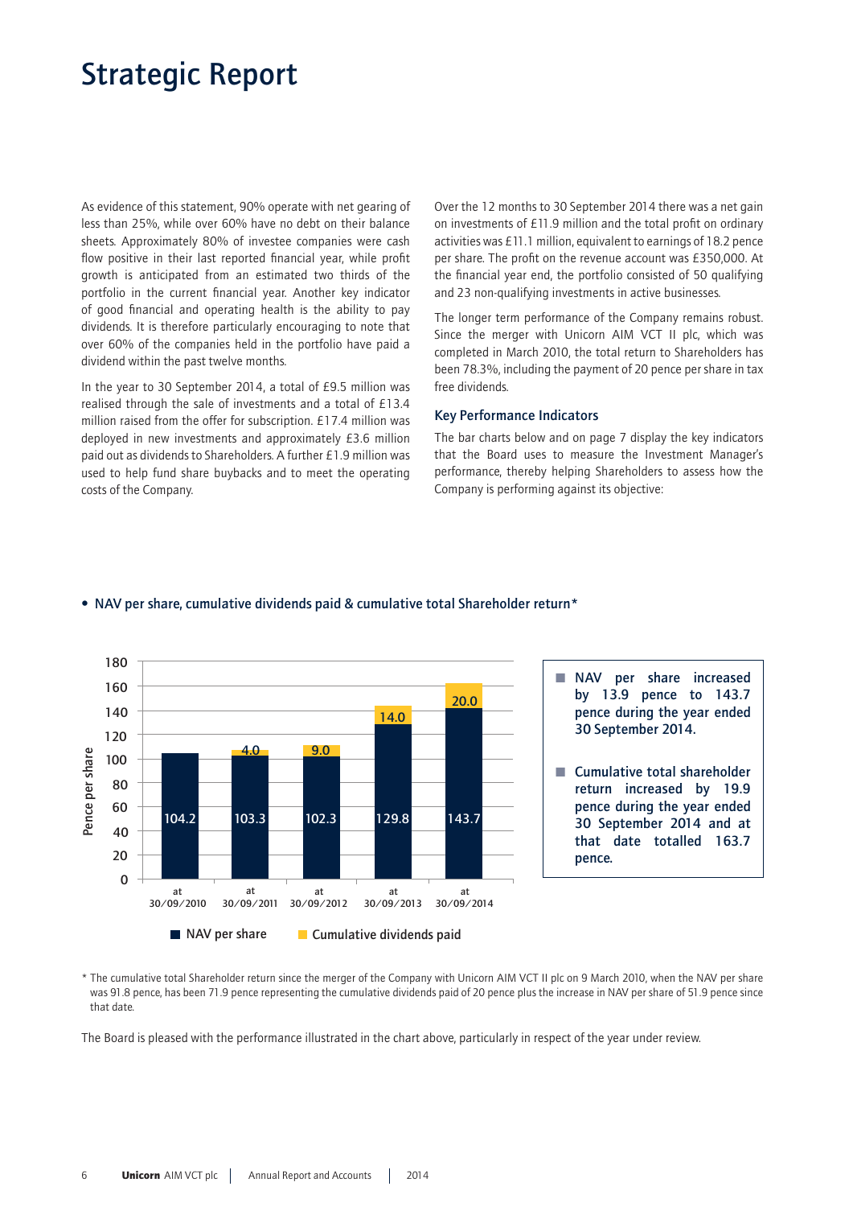# Strategic Report

As evidence of this statement, 90% operate with net gearing of less than 25%, while over 60% have no debt on their balance sheets. Approximately 80% of investee companies were cash flow positive in their last reported financial year, while profit growth is anticipated from an estimated two thirds of the portfolio in the current financial year. Another key indicator of good financial and operating health is the ability to pay dividends. It is therefore particularly encouraging to note that over 60% of the companies held in the portfolio have paid a dividend within the past twelve months.

In the year to 30 September 2014, a total of £9.5 million was realised through the sale of investments and a total of £13.4 million raised from the offer for subscription. £17.4 million was deployed in new investments and approximately £3.6 million paid out as dividends to Shareholders. A further £1.9 million was used to help fund share buybacks and to meet the operating costs of the Company.

Over the 12 months to 30 September 2014 there was a net gain on investments of £11.9 million and the total profit on ordinary activities was £11.1 million, equivalent to earnings of 18.2 pence per share. The profit on the revenue account was £350,000. At the financial year end, the portfolio consisted of 50 qualifying and 23 non-qualifying investments in active businesses.

The longer term performance of the Company remains robust. Since the merger with Unicorn AIM VCT II plc, which was completed in March 2010, the total return to Shareholders has been 78.3%, including the payment of 20 pence per share in tax free dividends.

### Key Performance Indicators

The bar charts below and on page 7 display the key indicators that the Board uses to measure the Investment Manager's performance, thereby helping Shareholders to assess how the Company is performing against its objective:

- **NAV per share, cumulative dividends paid & cumulative total Shareholder return***

| Pence per share | NAV per share | Cumulative dividends paid |
|---|---|---|
| at 30/09/2010 | 104.2 | |
| at 30/09/2011 | 103.3 | 4.0 |
| at 30/09/2012 | 102.3 | 9.0 |
| at 30/09/2013 | 129.8 | 14.0 |
| at 30/09/2014 | 143.7 | 20.0 |

- **NAV per share increased by 13.9 pence to 143.7 pence during the year ended 30 September 2014.**
- **Cumulative total shareholder return increased by 19.9 pence during the year ended 30 September 2014 and at that date totalled 163.7 pence.**

\* The cumulative total Shareholder return since the merger of the Company with Unicorn AIM VCT II plc on 9 March 2010, when the NAV per share was 91.8 pence, has been 71.9 pence representing the cumulative dividends paid of 20 pence plus the increase in NAV per share of 51.9 pence since that date.

The Board is pleased with the performance illustrated in the chart above, particularly in respect of the year under review.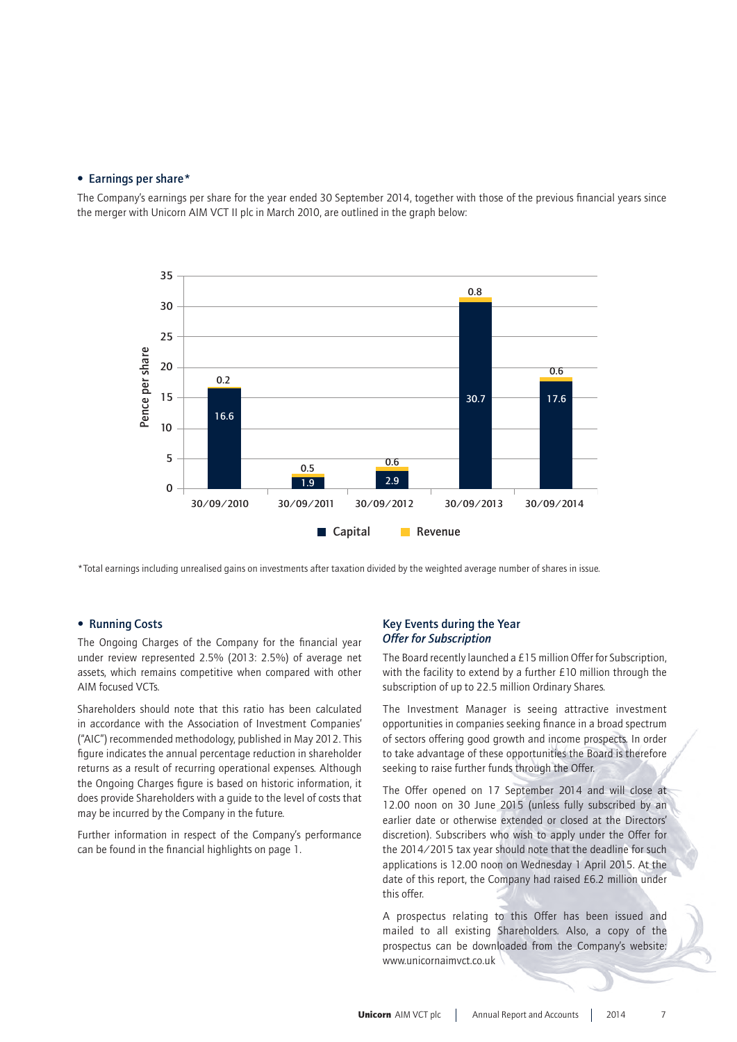- **Earnings per share***

The Company's earnings per share for the year ended 30 September 2014, together with those of the previous financial years since the merger with Unicorn AIM VCT II plc in March 2010, are outlined in the graph below:

| Year | Capital (pence per share) | Revenue (pence per share) |
|---|---|---|
| 30/09/2010 | 16.6 | 0.2 |
| 30/09/2011 | 1.9 | 0.5 |
| 30/09/2012 | 2.9 | 0.6 |
| 30/09/2013 | 30.7 | 0.8 |
| 30/09/2014 | 17.6 | 0.6 |

*Total earnings including unrealised gains on investments after taxation divided by the weighted average number of shares in issue.

- **Running Costs**

The Ongoing Charges of the Company for the financial year under review represented 2.5% (2013: 2.5%) of average net assets, which remains competitive when compared with other AIM focused VCTs.

Shareholders should note that this ratio has been calculated in accordance with the Association of Investment Companies' ("AIC") recommended methodology, published in May 2012. This figure indicates the annual percentage reduction in shareholder returns as a result of recurring operational expenses. Although the Ongoing Charges figure is based on historic information, it does provide Shareholders with a guide to the level of costs that may be incurred by the Company in the future.

Further information in respect of the Company's performance can be found in the financial highlights on page 1.

## Key Events during the Year

### *Offer for Subscription*

The Board recently launched a £15 million Offer for Subscription, with the facility to extend by a further £10 million through the subscription of up to 22.5 million Ordinary Shares.

The Investment Manager is seeing attractive investment opportunities in companies seeking finance in a broad spectrum of sectors offering good growth and income prospects. In order to take advantage of these opportunities the Board is therefore seeking to raise further funds through the Offer.

The Offer opened on 17 September 2014 and will close at 12.00 noon on 30 June 2015 (unless fully subscribed by an earlier date or otherwise extended or closed at the Directors' discretion). Subscribers who wish to apply under the Offer for the 2014/2015 tax year should note that the deadline for such applications is 12.00 noon on Wednesday 1 April 2015. At the date of this report, the Company had raised £6.2 million under this offer.

A prospectus relating to this Offer has been issued and mailed to all existing Shareholders. Also, a copy of the prospectus can be downloaded from the Company's website: www.unicornaimvct.co.uk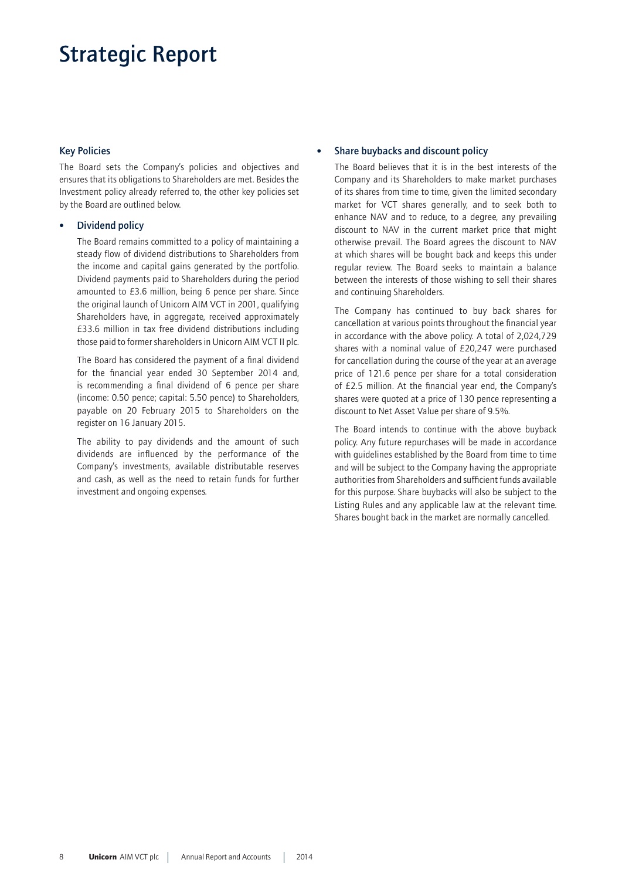# Strategic Report

## Key Policies

The Board sets the Company's policies and objectives and ensures that its obligations to Shareholders are met. Besides the Investment policy already referred to, the other key policies set by the Board are outlined below.

- **Dividend policy**

  The Board remains committed to a policy of maintaining a steady flow of dividend distributions to Shareholders from the income and capital gains generated by the portfolio. Dividend payments paid to Shareholders during the period amounted to £3.6 million, being 6 pence per share. Since the original launch of Unicorn AIM VCT in 2001, qualifying Shareholders have, in aggregate, received approximately £33.6 million in tax free dividend distributions including those paid to former shareholders in Unicorn AIM VCT II plc.

  The Board has considered the payment of a final dividend for the financial year ended 30 September 2014 and, is recommending a final dividend of 6 pence per share (income: 0.50 pence; capital: 5.50 pence) to Shareholders, payable on 20 February 2015 to Shareholders on the register on 16 January 2015.

  The ability to pay dividends and the amount of such dividends are influenced by the performance of the Company's investments, available distributable reserves and cash, as well as the need to retain funds for further investment and ongoing expenses.

- **Share buybacks and discount policy**

  The Board believes that it is in the best interests of the Company and its Shareholders to make market purchases of its shares from time to time, given the limited secondary market for VCT shares generally, and to seek both to enhance NAV and to reduce, to a degree, any prevailing discount to NAV in the current market price that might otherwise prevail. The Board agrees the discount to NAV at which shares will be bought back and keeps this under regular review. The Board seeks to maintain a balance between the interests of those wishing to sell their shares and continuing Shareholders.

  The Company has continued to buy back shares for cancellation at various points throughout the financial year in accordance with the above policy. A total of 2,024,729 shares with a nominal value of £20,247 were purchased for cancellation during the course of the year at an average price of 121.6 pence per share for a total consideration of £2.5 million. At the financial year end, the Company's shares were quoted at a price of 130 pence representing a discount to Net Asset Value per share of 9.5%.

  The Board intends to continue with the above buyback policy. Any future repurchases will be made in accordance with guidelines established by the Board from time to time and will be subject to the Company having the appropriate authorities from Shareholders and sufficient funds available for this purpose. Share buybacks will also be subject to the Listing Rules and any applicable law at the relevant time. Shares bought back in the market are normally cancelled.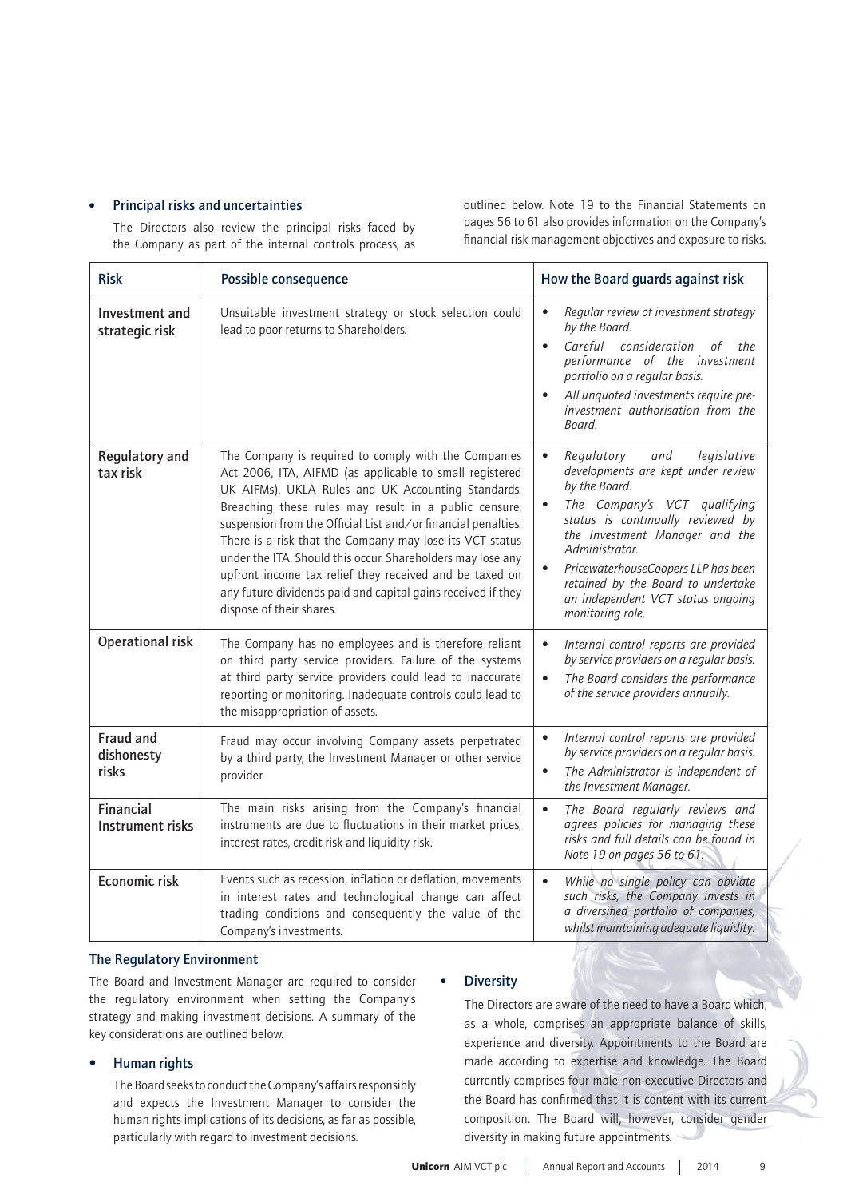- **Principal risks and uncertainties**

  The Directors also review the principal risks faced by the Company as part of the internal controls process, as outlined below. Note 19 to the Financial Statements on pages 56 to 61 also provides information on the Company's financial risk management objectives and exposure to risks.

| Risk | Possible consequence | How the Board guards against risk |
|---|---|---|
| Investment and strategic risk | Unsuitable investment strategy or stock selection could lead to poor returns to Shareholders. | • *Regular review of investment strategy by the Board.* • *Careful consideration of the performance of the investment portfolio on a regular basis.* • *All unquoted investments require pre-investment authorisation from the Board.* |
| Regulatory and tax risk | The Company is required to comply with the Companies Act 2006, ITA, AIFMD (as applicable to small registered UK AIFMs), UKLA Rules and UK Accounting Standards. Breaching these rules may result in a public censure, suspension from the Official List and/or financial penalties. There is a risk that the Company may lose its VCT status under the ITA. Should this occur, Shareholders may lose any upfront income tax relief they received and be taxed on any future dividends paid and capital gains received if they dispose of their shares. | • *Regulatory and legislative developments are kept under review by the Board.* • *The Company's VCT qualifying status is continually reviewed by the Investment Manager and the Administrator.* • *PricewaterhouseCoopers LLP has been retained by the Board to undertake an independent VCT status ongoing monitoring role.* |
| Operational risk | The Company has no employees and is therefore reliant on third party service providers. Failure of the systems at third party service providers could lead to inaccurate reporting or monitoring. Inadequate controls could lead to the misappropriation of assets. | • *Internal control reports are provided by service providers on a regular basis.* • *The Board considers the performance of the service providers annually.* |
| Fraud and dishonesty risks | Fraud may occur involving Company assets perpetrated by a third party, the Investment Manager or other service provider. | • *Internal control reports are provided by service providers on a regular basis.* • *The Administrator is independent of the Investment Manager.* |
| Financial Instrument risks | The main risks arising from the Company's financial instruments are due to fluctuations in their market prices, interest rates, credit risk and liquidity risk. | • *The Board regularly reviews and agrees policies for managing these risks and full details can be found in Note 19 on pages 56 to 61.* |
| Economic risk | Events such as recession, inflation or deflation, movements in interest rates and technological change can affect trading conditions and consequently the value of the Company's investments. | • *While no single policy can obviate such risks, the Company invests in a diversified portfolio of companies, whilst maintaining adequate liquidity.* |

### The Regulatory Environment

The Board and Investment Manager are required to consider the regulatory environment when setting the Company's strategy and making investment decisions. A summary of the key considerations are outlined below.

- **Human rights**

  The Board seeks to conduct the Company's affairs responsibly and expects the Investment Manager to consider the human rights implications of its decisions, as far as possible, particularly with regard to investment decisions.

- **Diversity**

  The Directors are aware of the need to have a Board which, as a whole, comprises an appropriate balance of skills, experience and diversity. Appointments to the Board are made according to expertise and knowledge. The Board currently comprises four male non-executive Directors and the Board has confirmed that it is content with its current composition. The Board will, however, consider gender diversity in making future appointments.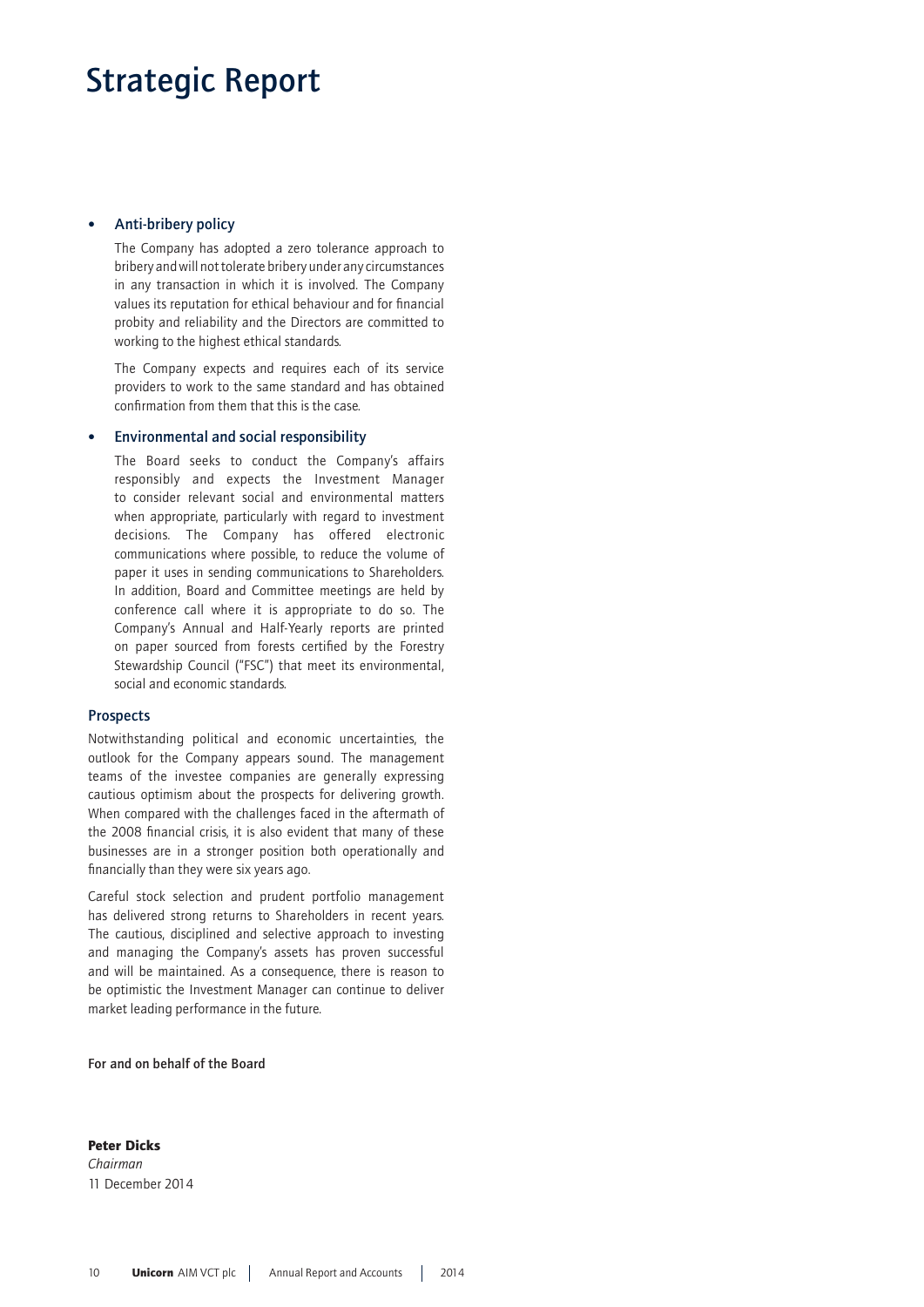# Strategic Report

- **Anti-bribery policy**

  The Company has adopted a zero tolerance approach to bribery and will not tolerate bribery under any circumstances in any transaction in which it is involved. The Company values its reputation for ethical behaviour and for financial probity and reliability and the Directors are committed to working to the highest ethical standards.

  The Company expects and requires each of its service providers to work to the same standard and has obtained confirmation from them that this is the case.

- **Environmental and social responsibility**

  The Board seeks to conduct the Company's affairs responsibly and expects the Investment Manager to consider relevant social and environmental matters when appropriate, particularly with regard to investment decisions. The Company has offered electronic communications where possible, to reduce the volume of paper it uses in sending communications to Shareholders. In addition, Board and Committee meetings are held by conference call where it is appropriate to do so. The Company's Annual and Half-Yearly reports are printed on paper sourced from forests certified by the Forestry Stewardship Council ("FSC") that meet its environmental, social and economic standards.

## Prospects

Notwithstanding political and economic uncertainties, the outlook for the Company appears sound. The management teams of the investee companies are generally expressing cautious optimism about the prospects for delivering growth. When compared with the challenges faced in the aftermath of the 2008 financial crisis, it is also evident that many of these businesses are in a stronger position both operationally and financially than they were six years ago.

Careful stock selection and prudent portfolio management has delivered strong returns to Shareholders in recent years. The cautious, disciplined and selective approach to investing and managing the Company's assets has proven successful and will be maintained. As a consequence, there is reason to be optimistic the Investment Manager can continue to deliver market leading performance in the future.

For and on behalf of the Board

**Peter Dicks**
*Chairman*
11 December 2014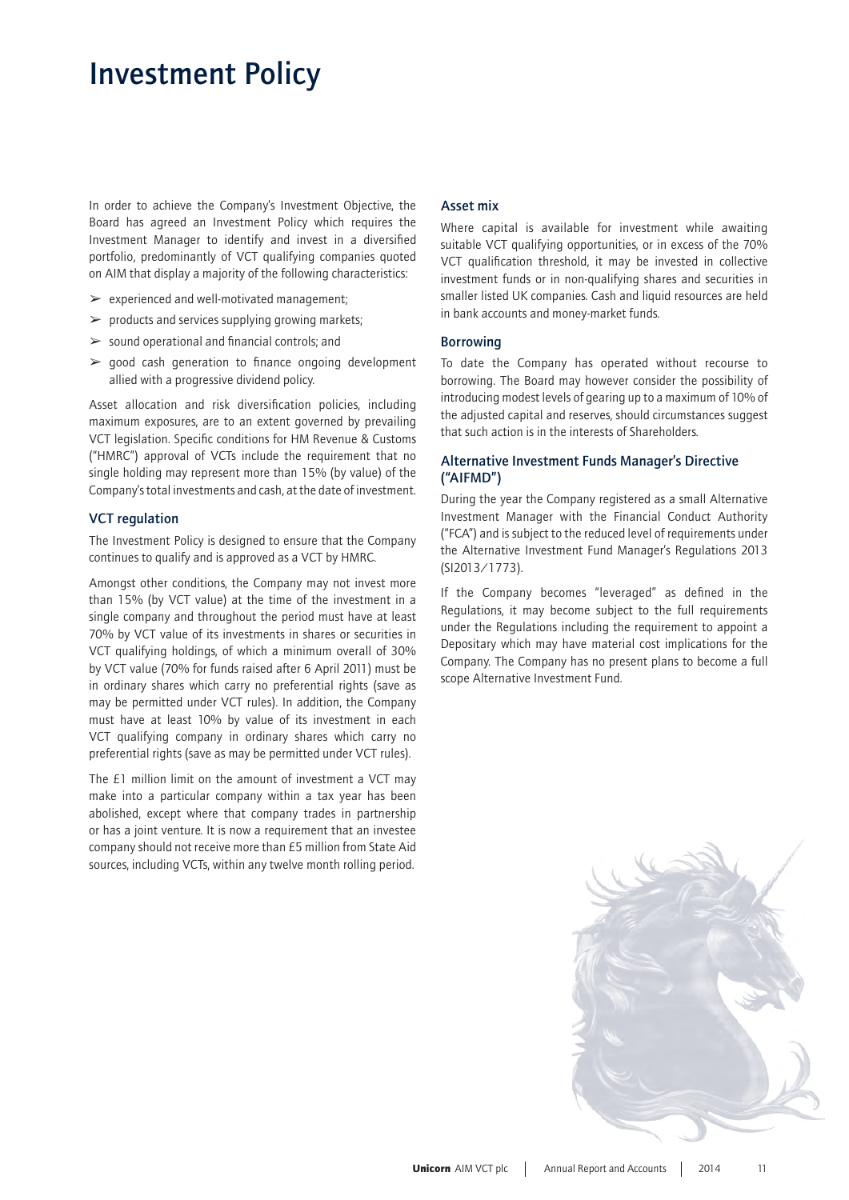# Investment Policy

In order to achieve the Company's Investment Objective, the Board has agreed an Investment Policy which requires the Investment Manager to identify and invest in a diversified portfolio, predominantly of VCT qualifying companies quoted on AIM that display a majority of the following characteristics:

- experienced and well-motivated management;
- products and services supplying growing markets;
- sound operational and financial controls; and
- good cash generation to finance ongoing development allied with a progressive dividend policy.

Asset allocation and risk diversification policies, including maximum exposures, are to an extent governed by prevailing VCT legislation. Specific conditions for HM Revenue & Customs ("HMRC") approval of VCTs include the requirement that no single holding may represent more than 15% (by value) of the Company's total investments and cash, at the date of investment.

### VCT regulation

The Investment Policy is designed to ensure that the Company continues to qualify and is approved as a VCT by HMRC.

Amongst other conditions, the Company may not invest more than 15% (by VCT value) at the time of the investment in a single company and throughout the period must have at least 70% by VCT value of its investments in shares or securities in VCT qualifying holdings, of which a minimum overall of 30% by VCT value (70% for funds raised after 6 April 2011) must be in ordinary shares which carry no preferential rights (save as may be permitted under VCT rules). In addition, the Company must have at least 10% by value of its investment in each VCT qualifying company in ordinary shares which carry no preferential rights (save as may be permitted under VCT rules).

The £1 million limit on the amount of investment a VCT may make into a particular company within a tax year has been abolished, except where that company trades in partnership or has a joint venture. It is now a requirement that an investee company should not receive more than £5 million from State Aid sources, including VCTs, within any twelve month rolling period.

### Asset mix

Where capital is available for investment while awaiting suitable VCT qualifying opportunities, or in excess of the 70% VCT qualification threshold, it may be invested in collective investment funds or in non-qualifying shares and securities in smaller listed UK companies. Cash and liquid resources are held in bank accounts and money-market funds.

### Borrowing

To date the Company has operated without recourse to borrowing. The Board may however consider the possibility of introducing modest levels of gearing up to a maximum of 10% of the adjusted capital and reserves, should circumstances suggest that such action is in the interests of Shareholders.

### Alternative Investment Funds Manager's Directive ("AIFMD")

During the year the Company registered as a small Alternative Investment Manager with the Financial Conduct Authority ("FCA") and is subject to the reduced level of requirements under the Alternative Investment Fund Manager's Regulations 2013 (SI2013/1773).

If the Company becomes "leveraged" as defined in the Regulations, it may become subject to the full requirements under the Regulations including the requirement to appoint a Depositary which may have material cost implications for the Company. The Company has no present plans to become a full scope Alternative Investment Fund.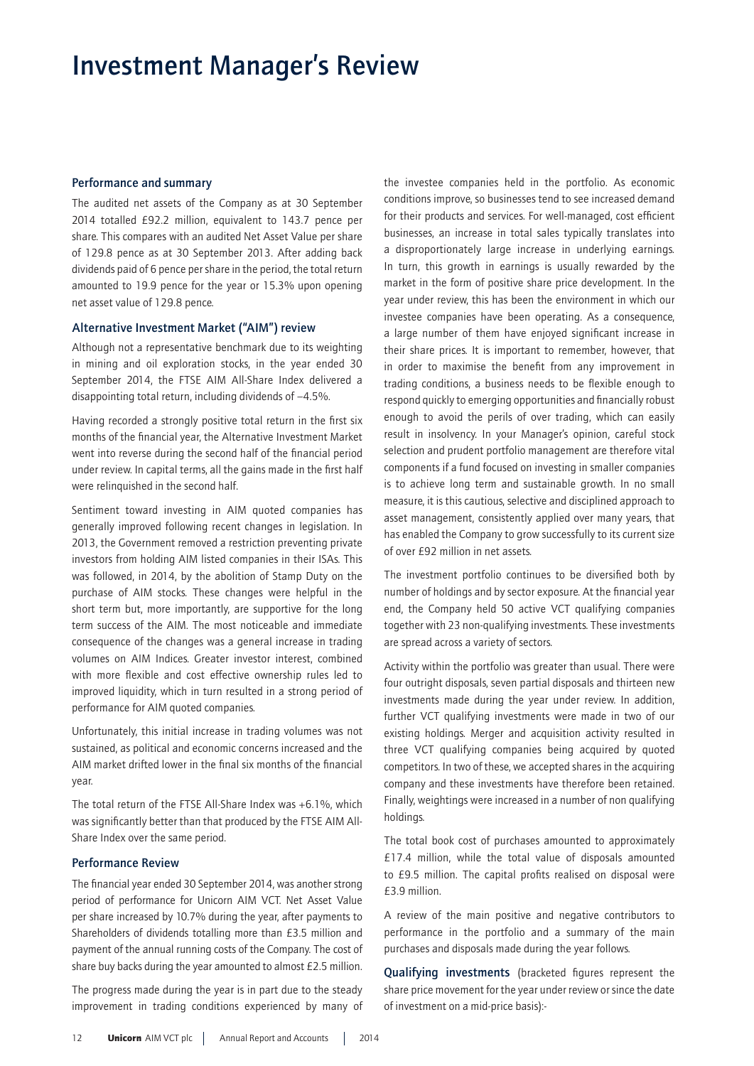# Investment Manager's Review

### Performance and summary

The audited net assets of the Company as at 30 September 2014 totalled £92.2 million, equivalent to 143.7 pence per share. This compares with an audited Net Asset Value per share of 129.8 pence as at 30 September 2013. After adding back dividends paid of 6 pence per share in the period, the total return amounted to 19.9 pence for the year or 15.3% upon opening net asset value of 129.8 pence.

### Alternative Investment Market ("AIM") review

Although not a representative benchmark due to its weighting in mining and oil exploration stocks, in the year ended 30 September 2014, the FTSE AIM All-Share Index delivered a disappointing total return, including dividends of –4.5%.

Having recorded a strongly positive total return in the first six months of the financial year, the Alternative Investment Market went into reverse during the second half of the financial period under review. In capital terms, all the gains made in the first half were relinquished in the second half.

Sentiment toward investing in AIM quoted companies has generally improved following recent changes in legislation. In 2013, the Government removed a restriction preventing private investors from holding AIM listed companies in their ISAs. This was followed, in 2014, by the abolition of Stamp Duty on the purchase of AIM stocks. These changes were helpful in the short term but, more importantly, are supportive for the long term success of the AIM. The most noticeable and immediate consequence of the changes was a general increase in trading volumes on AIM Indices. Greater investor interest, combined with more flexible and cost effective ownership rules led to improved liquidity, which in turn resulted in a strong period of performance for AIM quoted companies.

Unfortunately, this initial increase in trading volumes was not sustained, as political and economic concerns increased and the AIM market drifted lower in the final six months of the financial year.

The total return of the FTSE All-Share Index was +6.1%, which was significantly better than that produced by the FTSE AIM All-Share Index over the same period.

### Performance Review

The financial year ended 30 September 2014, was another strong period of performance for Unicorn AIM VCT. Net Asset Value per share increased by 10.7% during the year, after payments to Shareholders of dividends totalling more than £3.5 million and payment of the annual running costs of the Company. The cost of share buy backs during the year amounted to almost £2.5 million.

The progress made during the year is in part due to the steady improvement in trading conditions experienced by many of the investee companies held in the portfolio. As economic conditions improve, so businesses tend to see increased demand for their products and services. For well-managed, cost efficient businesses, an increase in total sales typically translates into a disproportionately large increase in underlying earnings. In turn, this growth in earnings is usually rewarded by the market in the form of positive share price development. In the year under review, this has been the environment in which our investee companies have been operating. As a consequence, a large number of them have enjoyed significant increase in their share prices. It is important to remember, however, that in order to maximise the benefit from any improvement in trading conditions, a business needs to be flexible enough to respond quickly to emerging opportunities and financially robust enough to avoid the perils of over trading, which can easily result in insolvency. In your Manager's opinion, careful stock selection and prudent portfolio management are therefore vital components if a fund focused on investing in smaller companies is to achieve long term and sustainable growth. In no small measure, it is this cautious, selective and disciplined approach to asset management, consistently applied over many years, that has enabled the Company to grow successfully to its current size of over £92 million in net assets.

The investment portfolio continues to be diversified both by number of holdings and by sector exposure. At the financial year end, the Company held 50 active VCT qualifying companies together with 23 non-qualifying investments. These investments are spread across a variety of sectors.

Activity within the portfolio was greater than usual. There were four outright disposals, seven partial disposals and thirteen new investments made during the year under review. In addition, further VCT qualifying investments were made in two of our existing holdings. Merger and acquisition activity resulted in three VCT qualifying companies being acquired by quoted competitors. In two of these, we accepted shares in the acquiring company and these investments have therefore been retained. Finally, weightings were increased in a number of non qualifying holdings.

The total book cost of purchases amounted to approximately £17.4 million, while the total value of disposals amounted to £9.5 million. The capital profits realised on disposal were £3.9 million.

A review of the main positive and negative contributors to performance in the portfolio and a summary of the main purchases and disposals made during the year follows.

**Qualifying investments** (bracketed figures represent the share price movement for the year under review or since the date of investment on a mid-price basis):-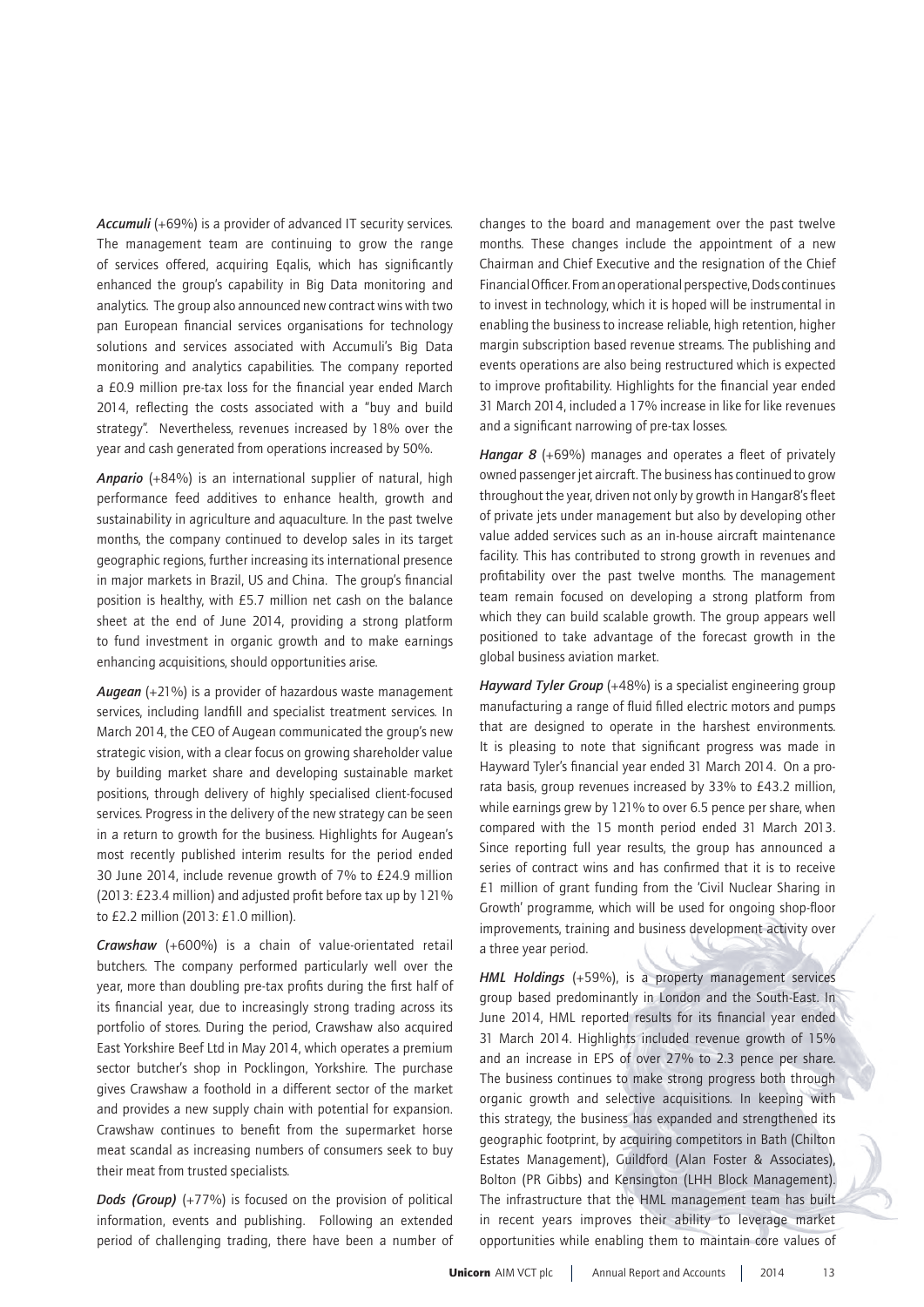***Accumuli*** (+69%) is a provider of advanced IT security services. The management team are continuing to grow the range of services offered, acquiring Eqalis, which has significantly enhanced the group's capability in Big Data monitoring and analytics. The group also announced new contract wins with two pan European financial services organisations for technology solutions and services associated with Accumuli's Big Data monitoring and analytics capabilities. The company reported a £0.9 million pre-tax loss for the financial year ended March 2014, reflecting the costs associated with a "buy and build strategy". Nevertheless, revenues increased by 18% over the year and cash generated from operations increased by 50%.

***Anpario*** (+84%) is an international supplier of natural, high performance feed additives to enhance health, growth and sustainability in agriculture and aquaculture. In the past twelve months, the company continued to develop sales in its target geographic regions, further increasing its international presence in major markets in Brazil, US and China. The group's financial position is healthy, with £5.7 million net cash on the balance sheet at the end of June 2014, providing a strong platform to fund investment in organic growth and to make earnings enhancing acquisitions, should opportunities arise.

***Augean*** (+21%) is a provider of hazardous waste management services, including landfill and specialist treatment services. In March 2014, the CEO of Augean communicated the group's new strategic vision, with a clear focus on growing shareholder value by building market share and developing sustainable market positions, through delivery of highly specialised client-focused services. Progress in the delivery of the new strategy can be seen in a return to growth for the business. Highlights for Augean's most recently published interim results for the period ended 30 June 2014, include revenue growth of 7% to £24.9 million (2013: £23.4 million) and adjusted profit before tax up by 121% to £2.2 million (2013: £1.0 million).

***Crawshaw*** (+600%) is a chain of value-orientated retail butchers. The company performed particularly well over the year, more than doubling pre-tax profits during the first half of its financial year, due to increasingly strong trading across its portfolio of stores. During the period, Crawshaw also acquired East Yorkshire Beef Ltd in May 2014, which operates a premium sector butcher's shop in Pocklingon, Yorkshire. The purchase gives Crawshaw a foothold in a different sector of the market and provides a new supply chain with potential for expansion. Crawshaw continues to benefit from the supermarket horse meat scandal as increasing numbers of consumers seek to buy their meat from trusted specialists.

***Dods (Group)*** (+77%) is focused on the provision of political information, events and publishing. Following an extended period of challenging trading, there have been a number of changes to the board and management over the past twelve months. These changes include the appointment of a new Chairman and Chief Executive and the resignation of the Chief Financial Officer. From an operational perspective, Dods continues to invest in technology, which it is hoped will be instrumental in enabling the business to increase reliable, high retention, higher margin subscription based revenue streams. The publishing and events operations are also being restructured which is expected to improve profitability. Highlights for the financial year ended 31 March 2014, included a 17% increase in like for like revenues and a significant narrowing of pre-tax losses.

***Hangar 8*** (+69%) manages and operates a fleet of privately owned passenger jet aircraft. The business has continued to grow throughout the year, driven not only by growth in Hangar8's fleet of private jets under management but also by developing other value added services such as an in-house aircraft maintenance facility. This has contributed to strong growth in revenues and profitability over the past twelve months. The management team remain focused on developing a strong platform from which they can build scalable growth. The group appears well positioned to take advantage of the forecast growth in the global business aviation market.

***Hayward Tyler Group*** (+48%) is a specialist engineering group manufacturing a range of fluid filled electric motors and pumps that are designed to operate in the harshest environments. It is pleasing to note that significant progress was made in Hayward Tyler's financial year ended 31 March 2014. On a pro-rata basis, group revenues increased by 33% to £43.2 million, while earnings grew by 121% to over 6.5 pence per share, when compared with the 15 month period ended 31 March 2013. Since reporting full year results, the group has announced a series of contract wins and has confirmed that it is to receive £1 million of grant funding from the 'Civil Nuclear Sharing in Growth' programme, which will be used for ongoing shop-floor improvements, training and business development activity over a three year period.

***HML Holdings*** (+59%), is a property management services group based predominantly in London and the South-East. In June 2014, HML reported results for its financial year ended 31 March 2014. Highlights included revenue growth of 15% and an increase in EPS of over 27% to 2.3 pence per share. The business continues to make strong progress both through organic growth and selective acquisitions. In keeping with this strategy, the business has expanded and strengthened its geographic footprint, by acquiring competitors in Bath (Chilton Estates Management), Guildford (Alan Foster & Associates), Bolton (PR Gibbs) and Kensington (LHH Block Management). The infrastructure that the HML management team has built in recent years improves their ability to leverage market opportunities while enabling them to maintain core values of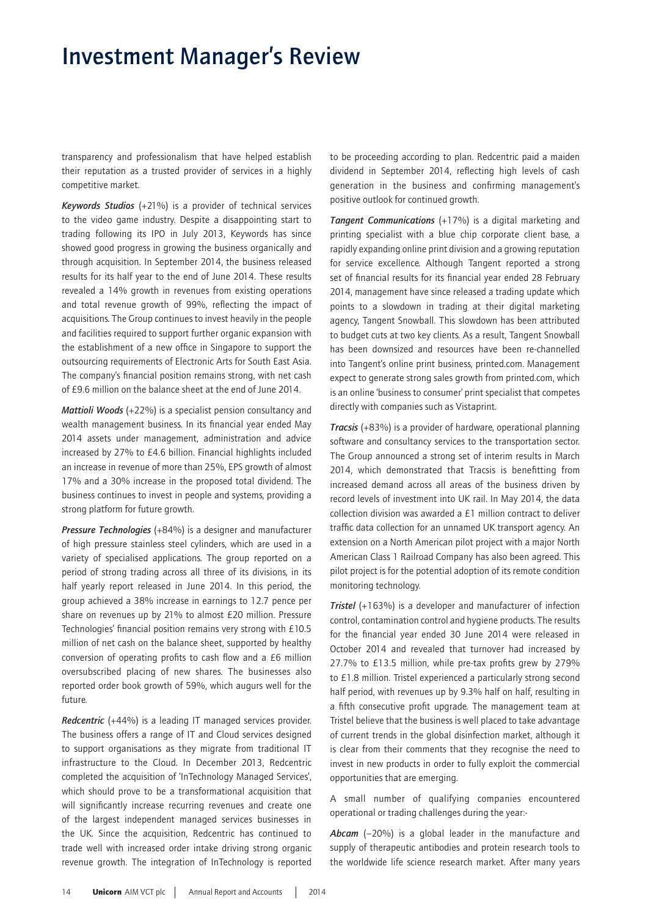# Investment Manager's Review

transparency and professionalism that have helped establish their reputation as a trusted provider of services in a highly competitive market.

***Keywords Studios*** (+21%) is a provider of technical services to the video game industry. Despite a disappointing start to trading following its IPO in July 2013, Keywords has since showed good progress in growing the business organically and through acquisition. In September 2014, the business released results for its half year to the end of June 2014. These results revealed a 14% growth in revenues from existing operations and total revenue growth of 99%, reflecting the impact of acquisitions. The Group continues to invest heavily in the people and facilities required to support further organic expansion with the establishment of a new office in Singapore to support the outsourcing requirements of Electronic Arts for South East Asia. The company's financial position remains strong, with net cash of £9.6 million on the balance sheet at the end of June 2014.

***Mattioli Woods*** (+22%) is a specialist pension consultancy and wealth management business. In its financial year ended May 2014 assets under management, administration and advice increased by 27% to £4.6 billion. Financial highlights included an increase in revenue of more than 25%, EPS growth of almost 17% and a 30% increase in the proposed total dividend. The business continues to invest in people and systems, providing a strong platform for future growth.

***Pressure Technologies*** (+84%) is a designer and manufacturer of high pressure stainless steel cylinders, which are used in a variety of specialised applications. The group reported on a period of strong trading across all three of its divisions, in its half yearly report released in June 2014. In this period, the group achieved a 38% increase in earnings to 12.7 pence per share on revenues up by 21% to almost £20 million. Pressure Technologies' financial position remains very strong with £10.5 million of net cash on the balance sheet, supported by healthy conversion of operating profits to cash flow and a £6 million oversubscribed placing of new shares. The businesses also reported order book growth of 59%, which augurs well for the future.

***Redcentric*** (+44%) is a leading IT managed services provider. The business offers a range of IT and Cloud services designed to support organisations as they migrate from traditional IT infrastructure to the Cloud. In December 2013, Redcentric completed the acquisition of 'InTechnology Managed Services', which should prove to be a transformational acquisition that will significantly increase recurring revenues and create one of the largest independent managed services businesses in the UK. Since the acquisition, Redcentric has continued to trade well with increased order intake driving strong organic revenue growth. The integration of InTechnology is reported to be proceeding according to plan. Redcentric paid a maiden dividend in September 2014, reflecting high levels of cash generation in the business and confirming management's positive outlook for continued growth.

***Tangent Communications*** (+17%) is a digital marketing and printing specialist with a blue chip corporate client base, a rapidly expanding online print division and a growing reputation for service excellence. Although Tangent reported a strong set of financial results for its financial year ended 28 February 2014, management have since released a trading update which points to a slowdown in trading at their digital marketing agency, Tangent Snowball. This slowdown has been attributed to budget cuts at two key clients. As a result, Tangent Snowball has been downsized and resources have been re-channelled into Tangent's online print business, printed.com. Management expect to generate strong sales growth from printed.com, which is an online 'business to consumer' print specialist that competes directly with companies such as Vistaprint.

***Tracsis*** (+83%) is a provider of hardware, operational planning software and consultancy services to the transportation sector. The Group announced a strong set of interim results in March 2014, which demonstrated that Tracsis is benefitting from increased demand across all areas of the business driven by record levels of investment into UK rail. In May 2014, the data collection division was awarded a £1 million contract to deliver traffic data collection for an unnamed UK transport agency. An extension on a North American pilot project with a major North American Class 1 Railroad Company has also been agreed. This pilot project is for the potential adoption of its remote condition monitoring technology.

***Tristel*** (+163%) is a developer and manufacturer of infection control, contamination control and hygiene products. The results for the financial year ended 30 June 2014 were released in October 2014 and revealed that turnover had increased by 27.7% to £13.5 million, while pre-tax profits grew by 279% to £1.8 million. Tristel experienced a particularly strong second half period, with revenues up by 9.3% half on half, resulting in a fifth consecutive profit upgrade. The management team at Tristel believe that the business is well placed to take advantage of current trends in the global disinfection market, although it is clear from their comments that they recognise the need to invest in new products in order to fully exploit the commercial opportunities that are emerging.

A small number of qualifying companies encountered operational or trading challenges during the year:-

***Abcam*** (−20%) is a global leader in the manufacture and supply of therapeutic antibodies and protein research tools to the worldwide life science research market. After many years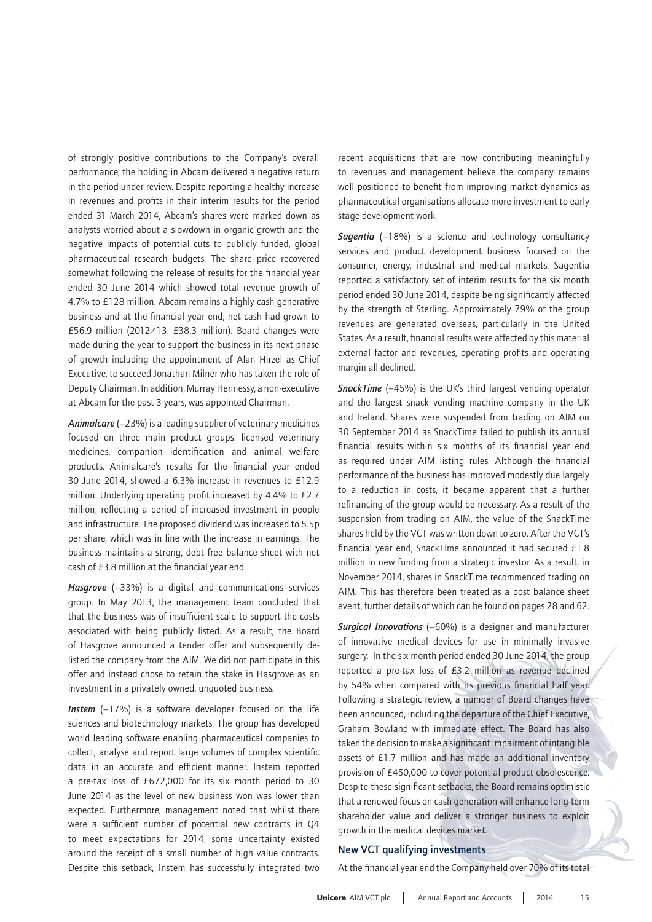of strongly positive contributions to the Company's overall performance, the holding in Abcam delivered a negative return in the period under review. Despite reporting a healthy increase in revenues and profits in their interim results for the period ended 31 March 2014, Abcam's shares were marked down as analysts worried about a slowdown in organic growth and the negative impacts of potential cuts to publicly funded, global pharmaceutical research budgets. The share price recovered somewhat following the release of results for the financial year ended 30 June 2014 which showed total revenue growth of 4.7% to £128 million. Abcam remains a highly cash generative business and at the financial year end, net cash had grown to £56.9 million (2012/13: £38.3 million). Board changes were made during the year to support the business in its next phase of growth including the appointment of Alan Hirzel as Chief Executive, to succeed Jonathan Milner who has taken the role of Deputy Chairman. In addition, Murray Hennessy, a non-executive at Abcam for the past 3 years, was appointed Chairman.

***Animalcare*** (–23%) is a leading supplier of veterinary medicines focused on three main product groups: licensed veterinary medicines, companion identification and animal welfare products. Animalcare's results for the financial year ended 30 June 2014, showed a 6.3% increase in revenues to £12.9 million. Underlying operating profit increased by 4.4% to £2.7 million, reflecting a period of increased investment in people and infrastructure. The proposed dividend was increased to 5.5p per share, which was in line with the increase in earnings. The business maintains a strong, debt free balance sheet with net cash of £3.8 million at the financial year end.

***Hasgrove*** (–33%) is a digital and communications services group. In May 2013, the management team concluded that that the business was of insufficient scale to support the costs associated with being publicly listed. As a result, the Board of Hasgrove announced a tender offer and subsequently de-listed the company from the AIM. We did not participate in this offer and instead chose to retain the stake in Hasgrove as an investment in a privately owned, unquoted business.

***Instem*** (–17%) is a software developer focused on the life sciences and biotechnology markets. The group has developed world leading software enabling pharmaceutical companies to collect, analyse and report large volumes of complex scientific data in an accurate and efficient manner. Instem reported a pre-tax loss of £672,000 for its six month period to 30 June 2014 as the level of new business won was lower than expected. Furthermore, management noted that whilst there were a sufficient number of potential new contracts in Q4 to meet expectations for 2014, some uncertainty existed around the receipt of a small number of high value contracts. Despite this setback, Instem has successfully integrated two recent acquisitions that are now contributing meaningfully to revenues and management believe the company remains well positioned to benefit from improving market dynamics as pharmaceutical organisations allocate more investment to early stage development work.

***Sagentia*** (–18%) is a science and technology consultancy services and product development business focused on the consumer, energy, industrial and medical markets. Sagentia reported a satisfactory set of interim results for the six month period ended 30 June 2014, despite being significantly affected by the strength of Sterling. Approximately 79% of the group revenues are generated overseas, particularly in the United States. As a result, financial results were affected by this material external factor and revenues, operating profits and operating margin all declined.

***SnackTime*** (–45%) is the UK's third largest vending operator and the largest snack vending machine company in the UK and Ireland. Shares were suspended from trading on AIM on 30 September 2014 as SnackTime failed to publish its annual financial results within six months of its financial year end as required under AIM listing rules. Although the financial performance of the business has improved modestly due largely to a reduction in costs, it became apparent that a further refinancing of the group would be necessary. As a result of the suspension from trading on AIM, the value of the SnackTime shares held by the VCT was written down to zero. After the VCT's financial year end, SnackTime announced it had secured £1.8 million in new funding from a strategic investor. As a result, in November 2014, shares in SnackTime recommenced trading on AIM. This has therefore been treated as a post balance sheet event, further details of which can be found on pages 28 and 62.

***Surgical Innovations*** (–60%) is a designer and manufacturer of innovative medical devices for use in minimally invasive surgery. In the six month period ended 30 June 2014, the group reported a pre-tax loss of £3.2 million as revenue declined by 54% when compared with its previous financial half year. Following a strategic review, a number of Board changes have been announced, including the departure of the Chief Executive, Graham Bowland with immediate effect. The Board has also taken the decision to make a significant impairment of intangible assets of £1.7 million and has made an additional inventory provision of £450,000 to cover potential product obsolescence. Despite these significant setbacks, the Board remains optimistic that a renewed focus on cash generation will enhance long-term shareholder value and deliver a stronger business to exploit growth in the medical devices market.

## New VCT qualifying investments

At the financial year end the Company held over 70% of its total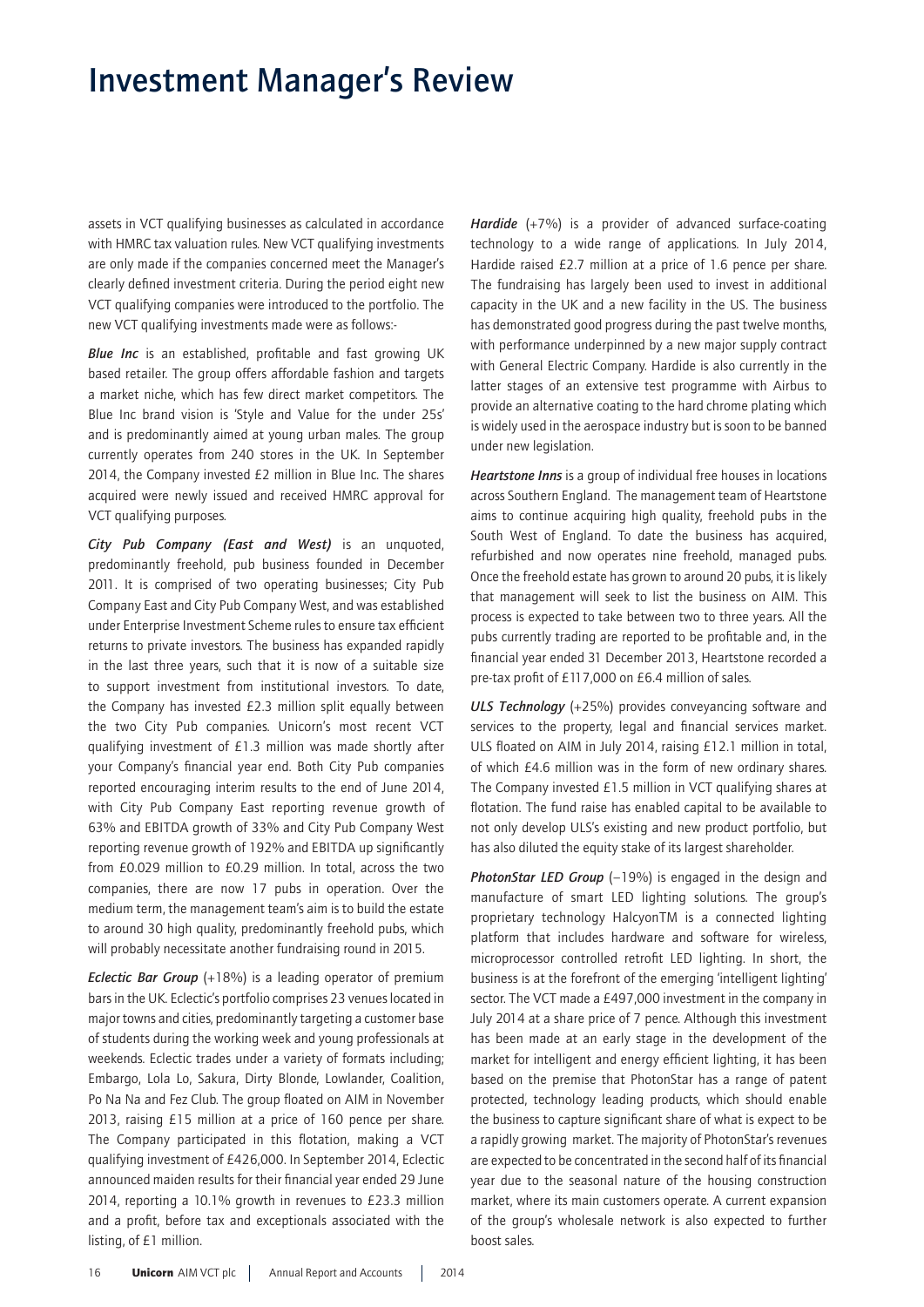# Investment Manager's Review

assets in VCT qualifying businesses as calculated in accordance with HMRC tax valuation rules. New VCT qualifying investments are only made if the companies concerned meet the Manager's clearly defined investment criteria. During the period eight new VCT qualifying companies were introduced to the portfolio. The new VCT qualifying investments made were as follows:-

***Blue Inc*** is an established, profitable and fast growing UK based retailer. The group offers affordable fashion and targets a market niche, which has few direct market competitors. The Blue Inc brand vision is 'Style and Value for the under 25s' and is predominantly aimed at young urban males. The group currently operates from 240 stores in the UK. In September 2014, the Company invested £2 million in Blue Inc. The shares acquired were newly issued and received HMRC approval for VCT qualifying purposes.

***City Pub Company (East and West)*** is an unquoted, predominantly freehold, pub business founded in December 2011. It is comprised of two operating businesses; City Pub Company East and City Pub Company West, and was established under Enterprise Investment Scheme rules to ensure tax efficient returns to private investors. The business has expanded rapidly in the last three years, such that it is now of a suitable size to support investment from institutional investors. To date, the Company has invested £2.3 million split equally between the two City Pub companies. Unicorn's most recent VCT qualifying investment of £1.3 million was made shortly after your Company's financial year end. Both City Pub companies reported encouraging interim results to the end of June 2014, with City Pub Company East reporting revenue growth of 63% and EBITDA growth of 33% and City Pub Company West reporting revenue growth of 192% and EBITDA up significantly from £0.029 million to £0.29 million. In total, across the two companies, there are now 17 pubs in operation. Over the medium term, the management team's aim is to build the estate to around 30 high quality, predominantly freehold pubs, which will probably necessitate another fundraising round in 2015.

***Eclectic Bar Group*** (+18%) is a leading operator of premium bars in the UK. Eclectic's portfolio comprises 23 venues located in major towns and cities, predominantly targeting a customer base of students during the working week and young professionals at weekends. Eclectic trades under a variety of formats including; Embargo, Lola Lo, Sakura, Dirty Blonde, Lowlander, Coalition, Po Na Na and Fez Club. The group floated on AIM in November 2013, raising £15 million at a price of 160 pence per share. The Company participated in this flotation, making a VCT qualifying investment of £426,000. In September 2014, Eclectic announced maiden results for their financial year ended 29 June 2014, reporting a 10.1% growth in revenues to £23.3 million and a profit, before tax and exceptionals associated with the listing, of £1 million.

***Hardide*** (+7%) is a provider of advanced surface-coating technology to a wide range of applications. In July 2014, Hardide raised £2.7 million at a price of 1.6 pence per share. The fundraising has largely been used to invest in additional capacity in the UK and a new facility in the US. The business has demonstrated good progress during the past twelve months, with performance underpinned by a new major supply contract with General Electric Company. Hardide is also currently in the latter stages of an extensive test programme with Airbus to provide an alternative coating to the hard chrome plating which is widely used in the aerospace industry but is soon to be banned under new legislation.

***Heartstone Inns*** is a group of individual free houses in locations across Southern England. The management team of Heartstone aims to continue acquiring high quality, freehold pubs in the South West of England. To date the business has acquired, refurbished and now operates nine freehold, managed pubs. Once the freehold estate has grown to around 20 pubs, it is likely that management will seek to list the business on AIM. This process is expected to take between two to three years. All the pubs currently trading are reported to be profitable and, in the financial year ended 31 December 2013, Heartstone recorded a pre-tax profit of £117,000 on £6.4 million of sales.

***ULS Technology*** (+25%) provides conveyancing software and services to the property, legal and financial services market. ULS floated on AIM in July 2014, raising £12.1 million in total, of which £4.6 million was in the form of new ordinary shares. The Company invested £1.5 million in VCT qualifying shares at flotation. The fund raise has enabled capital to be available to not only develop ULS's existing and new product portfolio, but has also diluted the equity stake of its largest shareholder.

***PhotonStar LED Group*** (–19%) is engaged in the design and manufacture of smart LED lighting solutions. The group's proprietary technology HalcyonTM is a connected lighting platform that includes hardware and software for wireless, microprocessor controlled retrofit LED lighting. In short, the business is at the forefront of the emerging 'intelligent lighting' sector. The VCT made a £497,000 investment in the company in July 2014 at a share price of 7 pence. Although this investment has been made at an early stage in the development of the market for intelligent and energy efficient lighting, it has been based on the premise that PhotonStar has a range of patent protected, technology leading products, which should enable the business to capture significant share of what is expect to be a rapidly growing market. The majority of PhotonStar's revenues are expected to be concentrated in the second half of its financial year due to the seasonal nature of the housing construction market, where its main customers operate. A current expansion of the group's wholesale network is also expected to further boost sales.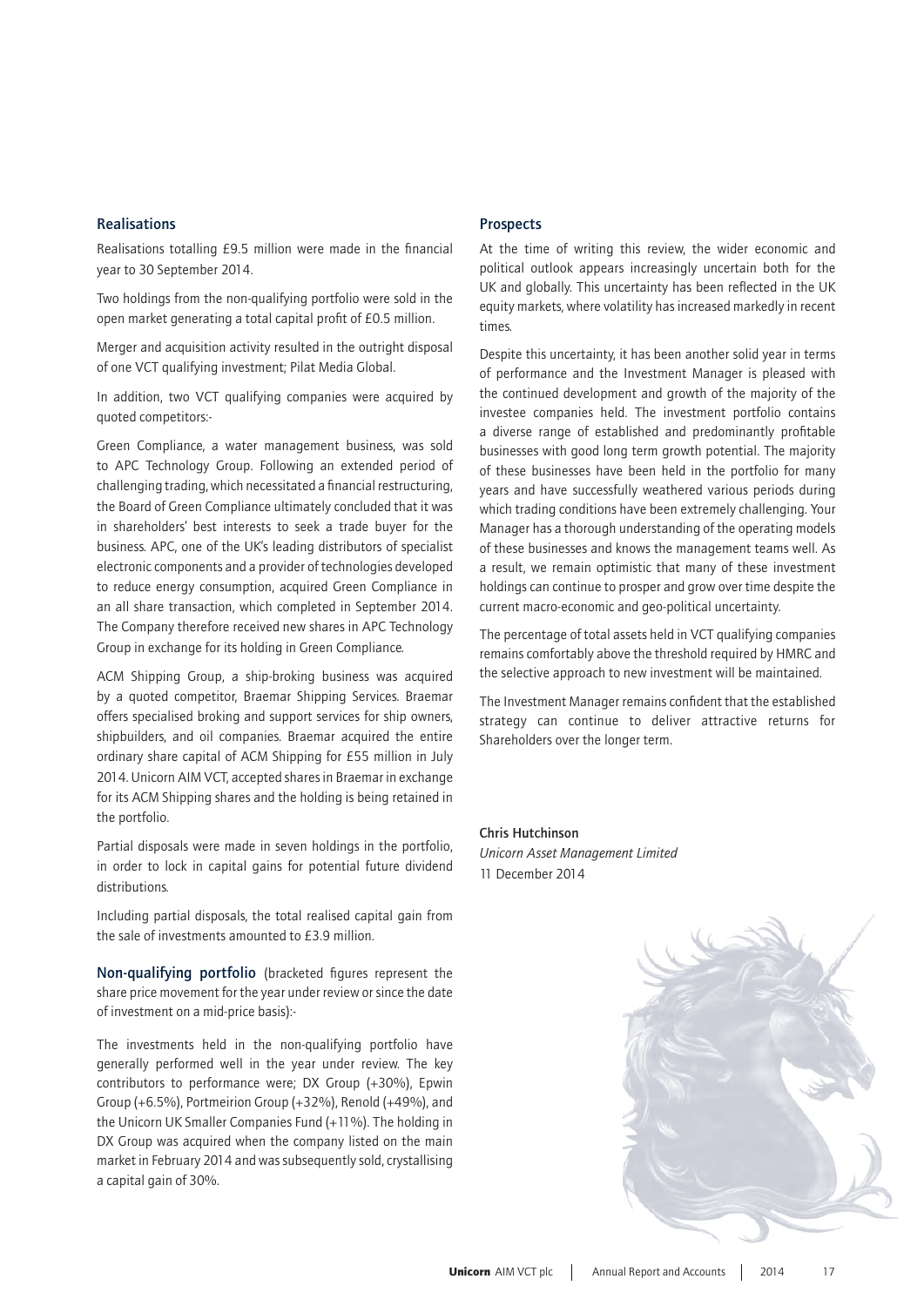## Realisations

Realisations totalling £9.5 million were made in the financial year to 30 September 2014.

Two holdings from the non-qualifying portfolio were sold in the open market generating a total capital profit of £0.5 million.

Merger and acquisition activity resulted in the outright disposal of one VCT qualifying investment; Pilat Media Global.

In addition, two VCT qualifying companies were acquired by quoted competitors:-

Green Compliance, a water management business, was sold to APC Technology Group. Following an extended period of challenging trading, which necessitated a financial restructuring, the Board of Green Compliance ultimately concluded that it was in shareholders' best interests to seek a trade buyer for the business. APC, one of the UK's leading distributors of specialist electronic components and a provider of technologies developed to reduce energy consumption, acquired Green Compliance in an all share transaction, which completed in September 2014. The Company therefore received new shares in APC Technology Group in exchange for its holding in Green Compliance.

ACM Shipping Group, a ship-broking business was acquired by a quoted competitor, Braemar Shipping Services. Braemar offers specialised broking and support services for ship owners, shipbuilders, and oil companies. Braemar acquired the entire ordinary share capital of ACM Shipping for £55 million in July 2014. Unicorn AIM VCT, accepted shares in Braemar in exchange for its ACM Shipping shares and the holding is being retained in the portfolio.

Partial disposals were made in seven holdings in the portfolio, in order to lock in capital gains for potential future dividend distributions.

Including partial disposals, the total realised capital gain from the sale of investments amounted to £3.9 million.

**Non-qualifying portfolio** (bracketed figures represent the share price movement for the year under review or since the date of investment on a mid-price basis):-

The investments held in the non-qualifying portfolio have generally performed well in the year under review. The key contributors to performance were; DX Group (+30%), Epwin Group (+6.5%), Portmeirion Group (+32%), Renold (+49%), and the Unicorn UK Smaller Companies Fund (+11%). The holding in DX Group was acquired when the company listed on the main market in February 2014 and was subsequently sold, crystallising a capital gain of 30%.

## Prospects

At the time of writing this review, the wider economic and political outlook appears increasingly uncertain both for the UK and globally. This uncertainty has been reflected in the UK equity markets, where volatility has increased markedly in recent times.

Despite this uncertainty, it has been another solid year in terms of performance and the Investment Manager is pleased with the continued development and growth of the majority of the investee companies held. The investment portfolio contains a diverse range of established and predominantly profitable businesses with good long term growth potential. The majority of these businesses have been held in the portfolio for many years and have successfully weathered various periods during which trading conditions have been extremely challenging. Your Manager has a thorough understanding of the operating models of these businesses and knows the management teams well. As a result, we remain optimistic that many of these investment holdings can continue to prosper and grow over time despite the current macro-economic and geo-political uncertainty.

The percentage of total assets held in VCT qualifying companies remains comfortably above the threshold required by HMRC and the selective approach to new investment will be maintained.

The Investment Manager remains confident that the established strategy can continue to deliver attractive returns for Shareholders over the longer term.

**Chris Hutchinson**
*Unicorn Asset Management Limited*
11 December 2014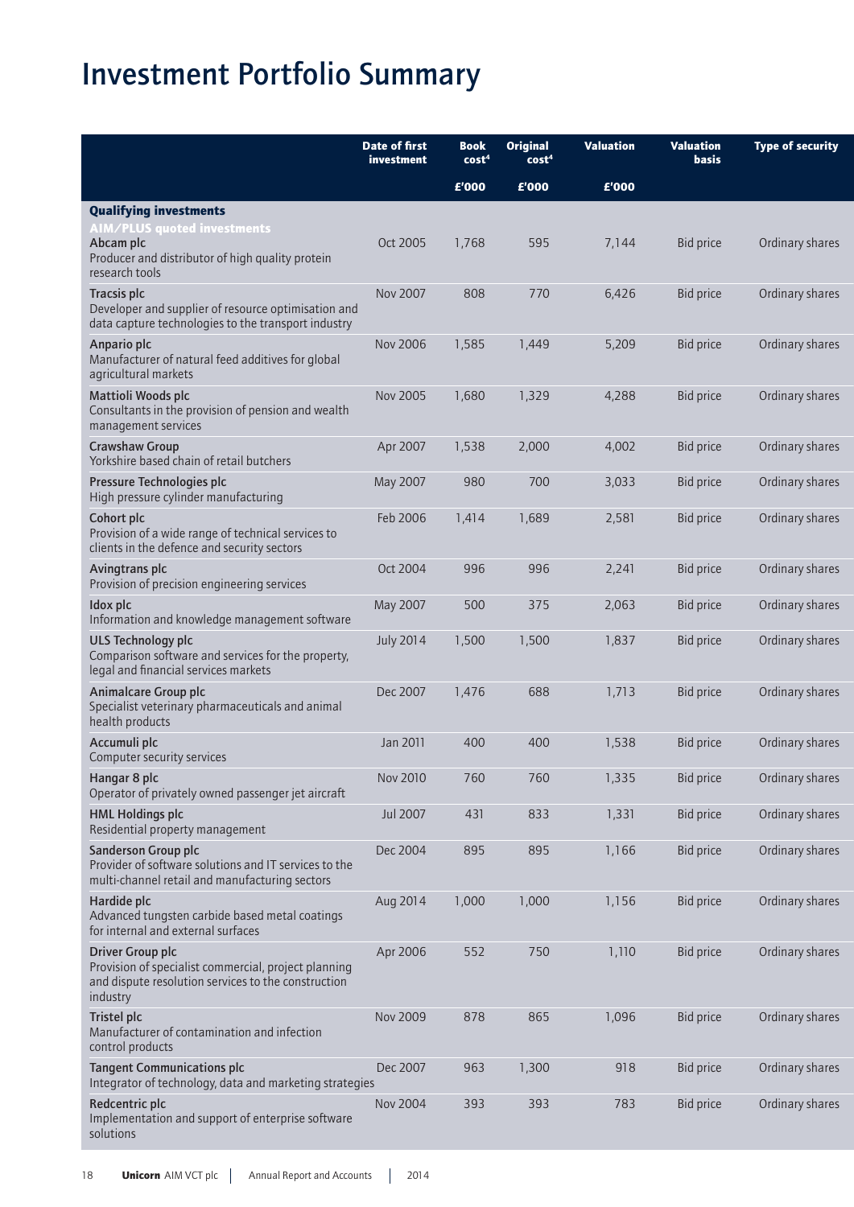# Investment Portfolio Summary

| | Date of first investment | Book cost[4] | Original cost[4] | Valuation | Valuation basis | Type of security |
|---|---|---|---|---|---|---|
| | | £'000 | £'000 | £'000 | | |
| **Qualifying investments** | | | | | | |
| **AIM/PLUS quoted investments** | | | | | | |
| **Abcam plc**<br>Producer and distributor of high quality protein research tools | Oct 2005 | 1,768 | 595 | 7,144 | Bid price | Ordinary shares |
| **Tracsis plc**<br>Developer and supplier of resource optimisation and data capture technologies to the transport industry | Nov 2007 | 808 | 770 | 6,426 | Bid price | Ordinary shares |
| **Anpario plc**<br>Manufacturer of natural feed additives for global agricultural markets | Nov 2006 | 1,585 | 1,449 | 5,209 | Bid price | Ordinary shares |
| **Mattioli Woods plc**<br>Consultants in the provision of pension and wealth management services | Nov 2005 | 1,680 | 1,329 | 4,288 | Bid price | Ordinary shares |
| **Crawshaw Group**<br>Yorkshire based chain of retail butchers | Apr 2007 | 1,538 | 2,000 | 4,002 | Bid price | Ordinary shares |
| **Pressure Technologies plc**<br>High pressure cylinder manufacturing | May 2007 | 980 | 700 | 3,033 | Bid price | Ordinary shares |
| **Cohort plc**<br>Provision of a wide range of technical services to clients in the defence and security sectors | Feb 2006 | 1,414 | 1,689 | 2,581 | Bid price | Ordinary shares |
| **Avingtrans plc**<br>Provision of precision engineering services | Oct 2004 | 996 | 996 | 2,241 | Bid price | Ordinary shares |
| **Idox plc**<br>Information and knowledge management software | May 2007 | 500 | 375 | 2,063 | Bid price | Ordinary shares |
| **ULS Technology plc**<br>Comparison software and services for the property, legal and financial services markets | July 2014 | 1,500 | 1,500 | 1,837 | Bid price | Ordinary shares |
| **Animalcare Group plc**<br>Specialist veterinary pharmaceuticals and animal health products | Dec 2007 | 1,476 | 688 | 1,713 | Bid price | Ordinary shares |
| **Accumuli plc**<br>Computer security services | Jan 2011 | 400 | 400 | 1,538 | Bid price | Ordinary shares |
| **Hangar 8 plc**<br>Operator of privately owned passenger jet aircraft | Nov 2010 | 760 | 760 | 1,335 | Bid price | Ordinary shares |
| **HML Holdings plc**<br>Residential property management | Jul 2007 | 431 | 833 | 1,331 | Bid price | Ordinary shares |
| **Sanderson Group plc**<br>Provider of software solutions and IT services to the multi-channel retail and manufacturing sectors | Dec 2004 | 895 | 895 | 1,166 | Bid price | Ordinary shares |
| **Hardide plc**<br>Advanced tungsten carbide based metal coatings for internal and external surfaces | Aug 2014 | 1,000 | 1,000 | 1,156 | Bid price | Ordinary shares |
| **Driver Group plc**<br>Provision of specialist commercial, project planning and dispute resolution services to the construction industry | Apr 2006 | 552 | 750 | 1,110 | Bid price | Ordinary shares |
| **Tristel plc**<br>Manufacturer of contamination and infection control products | Nov 2009 | 878 | 865 | 1,096 | Bid price | Ordinary shares |
| **Tangent Communications plc**<br>Integrator of technology, data and marketing strategies | Dec 2007 | 963 | 1,300 | 918 | Bid price | Ordinary shares |
| **Redcentric plc**<br>Implementation and support of enterprise software solutions | Nov 2004 | 393 | 393 | 783 | Bid price | Ordinary shares |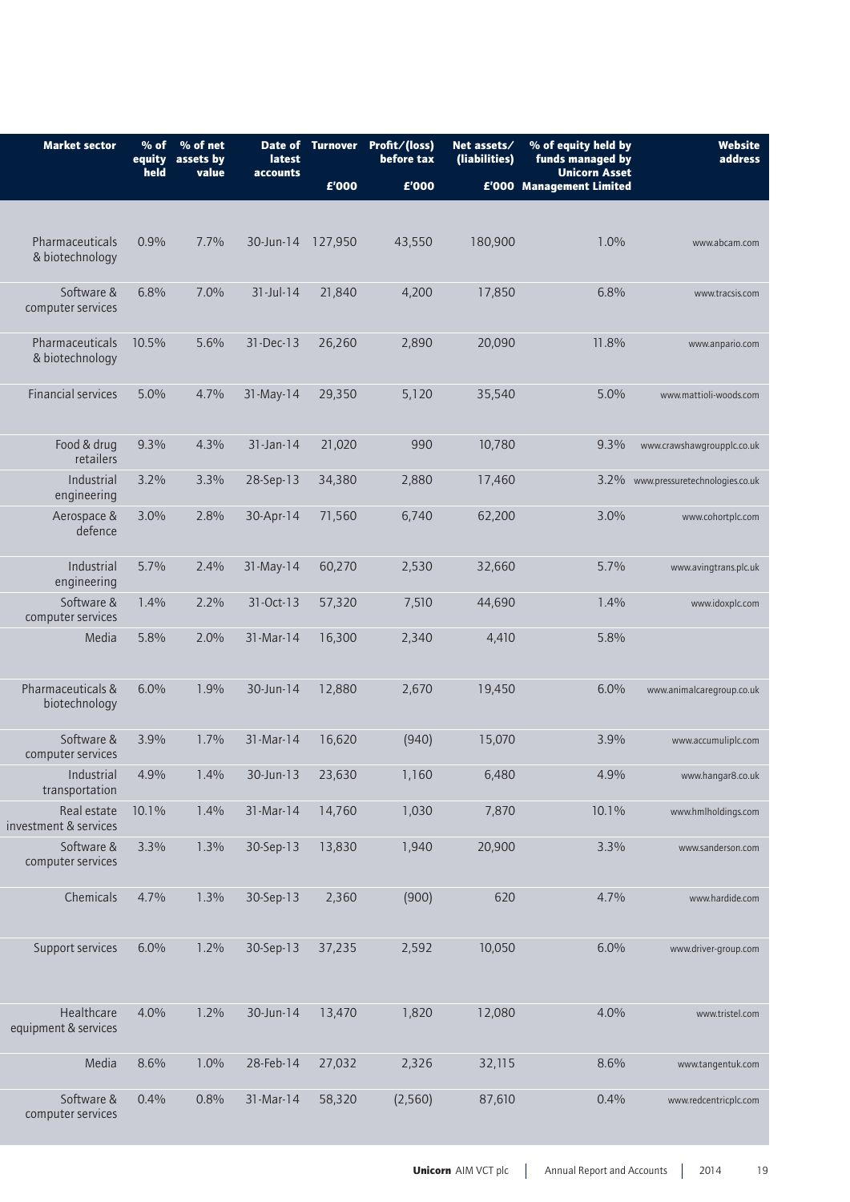| Market sector | % of equity held | % of net assets by value | Date of latest accounts | Turnover £'000 | Profit/(loss) before tax £'000 | Net assets/ (liabilities) £'000 | % of equity held by funds managed by Unicorn Asset Management Limited | Website address |
|---|---|---|---|---|---|---|---|---|
| Pharmaceuticals & biotechnology | 0.9% | 7.7% | 30-Jun-14 | 127,950 | 43,550 | 180,900 | 1.0% | www.abcam.com |
| Software & computer services | 6.8% | 7.0% | 31-Jul-14 | 21,840 | 4,200 | 17,850 | 6.8% | www.tracsis.com |
| Pharmaceuticals & biotechnology | 10.5% | 5.6% | 31-Dec-13 | 26,260 | 2,890 | 20,090 | 11.8% | www.anpario.com |
| Financial services | 5.0% | 4.7% | 31-May-14 | 29,350 | 5,120 | 35,540 | 5.0% | www.mattioli-woods.com |
| Food & drug retailers | 9.3% | 4.3% | 31-Jan-14 | 21,020 | 990 | 10,780 | 9.3% | www.crawshawgroupplc.co.uk |
| Industrial engineering | 3.2% | 3.3% | 28-Sep-13 | 34,380 | 2,880 | 17,460 | 3.2% | www.pressuretechnologies.co.uk |
| Aerospace & defence | 3.0% | 2.8% | 30-Apr-14 | 71,560 | 6,740 | 62,200 | 3.0% | www.cohortplc.com |
| Industrial engineering | 5.7% | 2.4% | 31-May-14 | 60,270 | 2,530 | 32,660 | 5.7% | www.avingtrans.plc.uk |
| Software & computer services | 1.4% | 2.2% | 31-Oct-13 | 57,320 | 7,510 | 44,690 | 1.4% | www.idoxplc.com |
| Media | 5.8% | 2.0% | 31-Mar-14 | 16,300 | 2,340 | 4,410 | 5.8% | |
| Pharmaceuticals & biotechnology | 6.0% | 1.9% | 30-Jun-14 | 12,880 | 2,670 | 19,450 | 6.0% | www.animalcaregroup.co.uk |
| Software & computer services | 3.9% | 1.7% | 31-Mar-14 | 16,620 | (940) | 15,070 | 3.9% | www.accumuliplc.com |
| Industrial transportation | 4.9% | 1.4% | 30-Jun-13 | 23,630 | 1,160 | 6,480 | 4.9% | www.hangar8.co.uk |
| Real estate investment & services | 10.1% | 1.4% | 31-Mar-14 | 14,760 | 1,030 | 7,870 | 10.1% | www.hmlholdings.com |
| Software & computer services | 3.3% | 1.3% | 30-Sep-13 | 13,830 | 1,940 | 20,900 | 3.3% | www.sanderson.com |
| Chemicals | 4.7% | 1.3% | 30-Sep-13 | 2,360 | (900) | 620 | 4.7% | www.hardide.com |
| Support services | 6.0% | 1.2% | 30-Sep-13 | 37,235 | 2,592 | 10,050 | 6.0% | www.driver-group.com |
| Healthcare equipment & services | 4.0% | 1.2% | 30-Jun-14 | 13,470 | 1,820 | 12,080 | 4.0% | www.tristel.com |
| Media | 8.6% | 1.0% | 28-Feb-14 | 27,032 | 2,326 | 32,115 | 8.6% | www.tangentuk.com |
| Software & computer services | 0.4% | 0.8% | 31-Mar-14 | 58,320 | (2,560) | 87,610 | 0.4% | www.redcentricplc.com |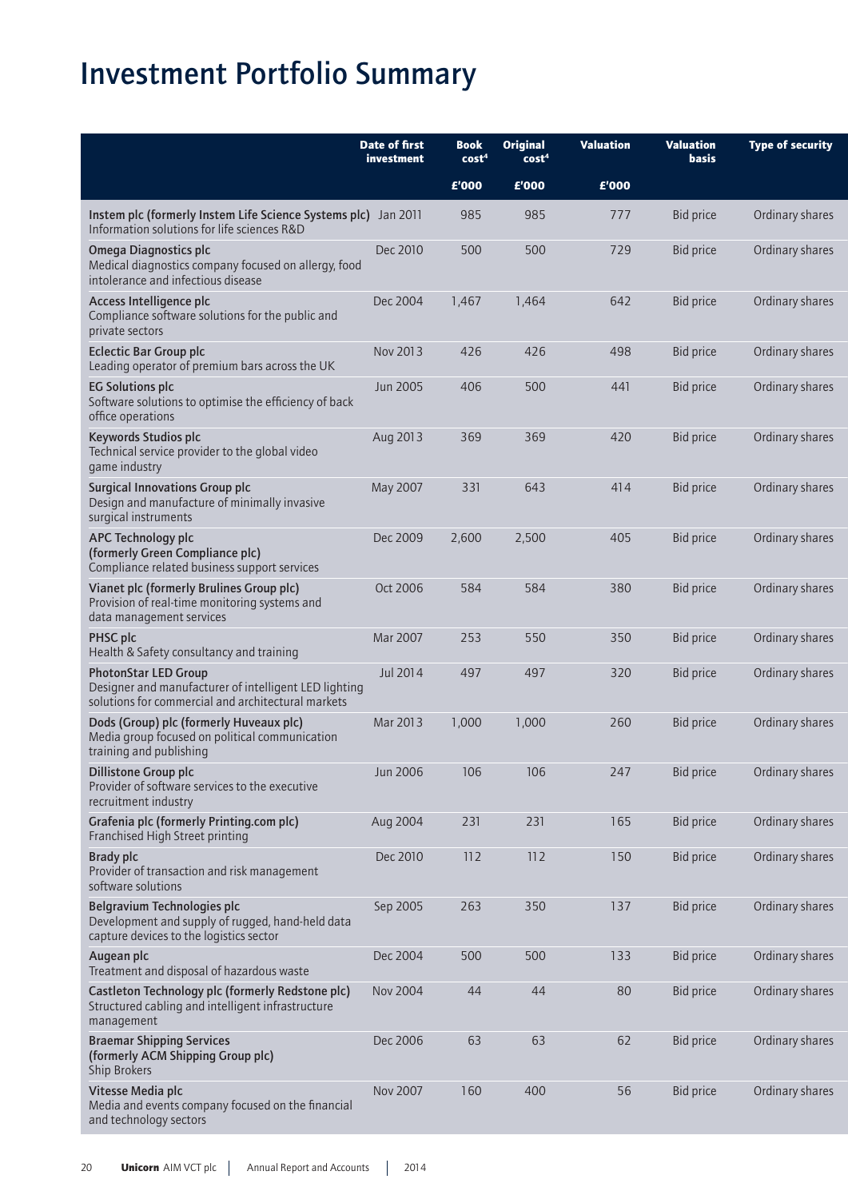# Investment Portfolio Summary

| | Date of first investment | Book cost[4] | Original cost[4] | Valuation | Valuation basis | Type of security |
|---|---|---|---|---|---|---|
| | | £'000 | £'000 | £'000 | | |
| **Instem plc (formerly Instem Life Science Systems plc)** Information solutions for life sciences R&D | Jan 2011 | 985 | 985 | 777 | Bid price | Ordinary shares |
| **Omega Diagnostics plc** Medical diagnostics company focused on allergy, food intolerance and infectious disease | Dec 2010 | 500 | 500 | 729 | Bid price | Ordinary shares |
| **Access Intelligence plc** Compliance software solutions for the public and private sectors | Dec 2004 | 1,467 | 1,464 | 642 | Bid price | Ordinary shares |
| **Eclectic Bar Group plc** Leading operator of premium bars across the UK | Nov 2013 | 426 | 426 | 498 | Bid price | Ordinary shares |
| **EG Solutions plc** Software solutions to optimise the efficiency of back office operations | Jun 2005 | 406 | 500 | 441 | Bid price | Ordinary shares |
| **Keywords Studios plc** Technical service provider to the global video game industry | Aug 2013 | 369 | 369 | 420 | Bid price | Ordinary shares |
| **Surgical Innovations Group plc** Design and manufacture of minimally invasive surgical instruments | May 2007 | 331 | 643 | 414 | Bid price | Ordinary shares |
| **APC Technology plc (formerly Green Compliance plc)** Compliance related business support services | Dec 2009 | 2,600 | 2,500 | 405 | Bid price | Ordinary shares |
| **Vianet plc (formerly Brulines Group plc)** Provision of real-time monitoring systems and data management services | Oct 2006 | 584 | 584 | 380 | Bid price | Ordinary shares |
| **PHSC plc** Health & Safety consultancy and training | Mar 2007 | 253 | 550 | 350 | Bid price | Ordinary shares |
| **PhotonStar LED Group** Designer and manufacturer of intelligent LED lighting solutions for commercial and architectural markets | Jul 2014 | 497 | 497 | 320 | Bid price | Ordinary shares |
| **Dods (Group) plc (formerly Huveaux plc)** Media group focused on political communication training and publishing | Mar 2013 | 1,000 | 1,000 | 260 | Bid price | Ordinary shares |
| **Dillistone Group plc** Provider of software services to the executive recruitment industry | Jun 2006 | 106 | 106 | 247 | Bid price | Ordinary shares |
| **Grafenia plc (formerly Printing.com plc)** Franchised High Street printing | Aug 2004 | 231 | 231 | 165 | Bid price | Ordinary shares |
| **Brady plc** Provider of transaction and risk management software solutions | Dec 2010 | 112 | 112 | 150 | Bid price | Ordinary shares |
| **Belgravium Technologies plc** Development and supply of rugged, hand-held data capture devices to the logistics sector | Sep 2005 | 263 | 350 | 137 | Bid price | Ordinary shares |
| **Augean plc** Treatment and disposal of hazardous waste | Dec 2004 | 500 | 500 | 133 | Bid price | Ordinary shares |
| **Castleton Technology plc (formerly Redstone plc)** Structured cabling and intelligent infrastructure management | Nov 2004 | 44 | 44 | 80 | Bid price | Ordinary shares |
| **Braemar Shipping Services (formerly ACM Shipping Group plc)** Ship Brokers | Dec 2006 | 63 | 63 | 62 | Bid price | Ordinary shares |
| **Vitesse Media plc** Media and events company focused on the financial and technology sectors | Nov 2007 | 160 | 400 | 56 | Bid price | Ordinary shares |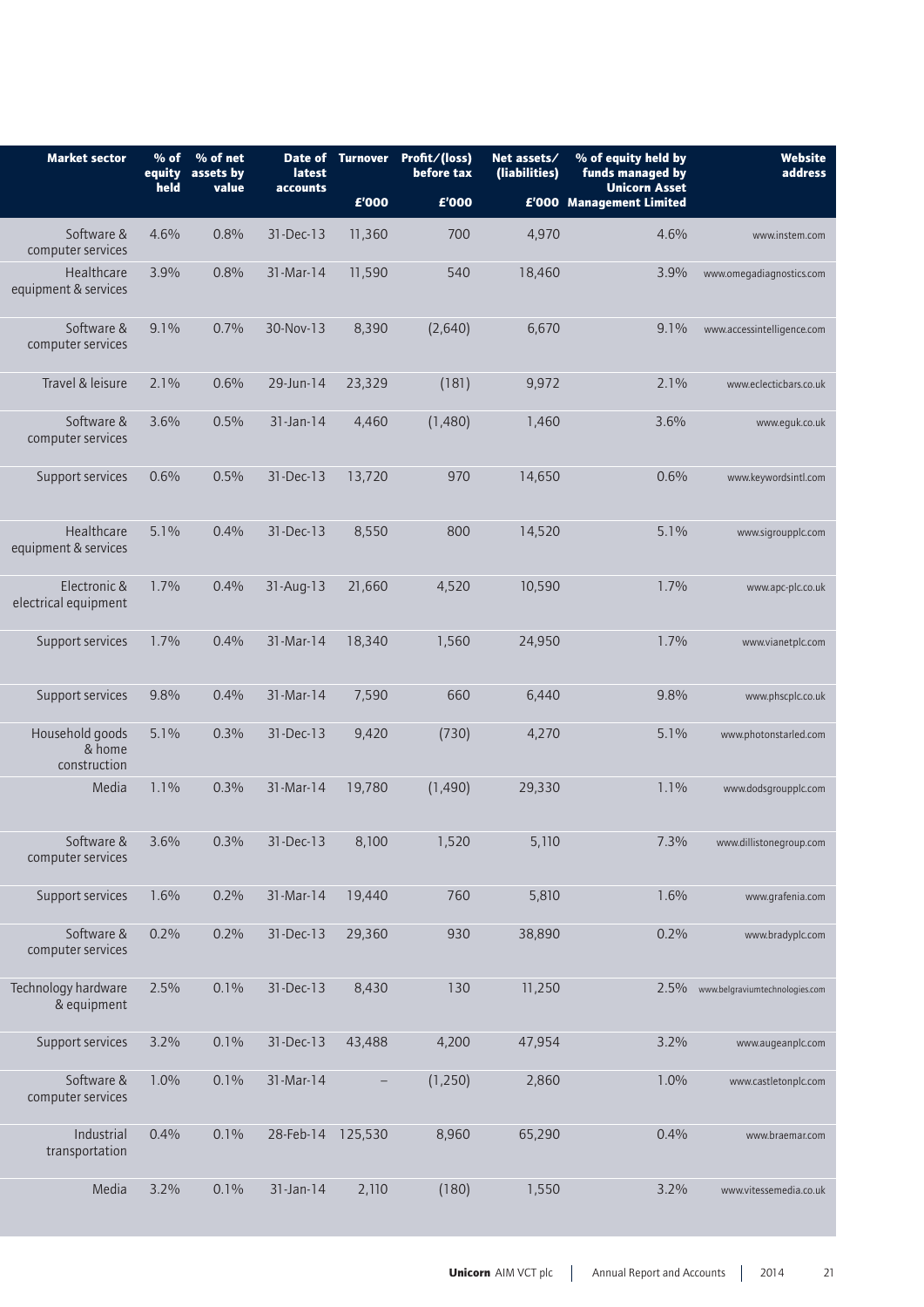| Market sector | % of equity held | % of net assets by value | Date of latest accounts | Turnover £'000 | Profit/(loss) before tax £'000 | Net assets/ (liabilities) £'000 | % of equity held by funds managed by Unicorn Asset Management Limited | Website address |
|---|---|---|---|---|---|---|---|---|
| Software & computer services | 4.6% | 0.8% | 31-Dec-13 | 11,360 | 700 | 4,970 | 4.6% | www.instem.com |
| Healthcare equipment & services | 3.9% | 0.8% | 31-Mar-14 | 11,590 | 540 | 18,460 | 3.9% | www.omegadiagnostics.com |
| Software & computer services | 9.1% | 0.7% | 30-Nov-13 | 8,390 | (2,640) | 6,670 | 9.1% | www.accessintelligence.com |
| Travel & leisure | 2.1% | 0.6% | 29-Jun-14 | 23,329 | (181) | 9,972 | 2.1% | www.eclecticbars.co.uk |
| Software & computer services | 3.6% | 0.5% | 31-Jan-14 | 4,460 | (1,480) | 1,460 | 3.6% | www.eguk.co.uk |
| Support services | 0.6% | 0.5% | 31-Dec-13 | 13,720 | 970 | 14,650 | 0.6% | www.keywordsintl.com |
| Healthcare equipment & services | 5.1% | 0.4% | 31-Dec-13 | 8,550 | 800 | 14,520 | 5.1% | www.sigroupplc.com |
| Electronic & electrical equipment | 1.7% | 0.4% | 31-Aug-13 | 21,660 | 4,520 | 10,590 | 1.7% | www.apc-plc.co.uk |
| Support services | 1.7% | 0.4% | 31-Mar-14 | 18,340 | 1,560 | 24,950 | 1.7% | www.vianetplc.com |
| Support services | 9.8% | 0.4% | 31-Mar-14 | 7,590 | 660 | 6,440 | 9.8% | www.phscplc.co.uk |
| Household goods & home construction | 5.1% | 0.3% | 31-Dec-13 | 9,420 | (730) | 4,270 | 5.1% | www.photonstarled.com |
| Media | 1.1% | 0.3% | 31-Mar-14 | 19,780 | (1,490) | 29,330 | 1.1% | www.dodsgroupplc.com |
| Software & computer services | 3.6% | 0.3% | 31-Dec-13 | 8,100 | 1,520 | 5,110 | 7.3% | www.dillistonegroup.com |
| Support services | 1.6% | 0.2% | 31-Mar-14 | 19,440 | 760 | 5,810 | 1.6% | www.grafenia.com |
| Software & computer services | 0.2% | 0.2% | 31-Dec-13 | 29,360 | 930 | 38,890 | 0.2% | www.bradyplc.com |
| Technology hardware & equipment | 2.5% | 0.1% | 31-Dec-13 | 8,430 | 130 | 11,250 | 2.5% | www.belgraviumtechnologies.com |
| Support services | 3.2% | 0.1% | 31-Dec-13 | 43,488 | 4,200 | 47,954 | 3.2% | www.augeanplc.com |
| Software & computer services | 1.0% | 0.1% | 31-Mar-14 | – | (1,250) | 2,860 | 1.0% | www.castletonplc.com |
| Industrial transportation | 0.4% | 0.1% | 28-Feb-14 | 125,530 | 8,960 | 65,290 | 0.4% | www.braemar.com |
| Media | 3.2% | 0.1% | 31-Jan-14 | 2,110 | (180) | 1,550 | 3.2% | www.vitessemedia.co.uk |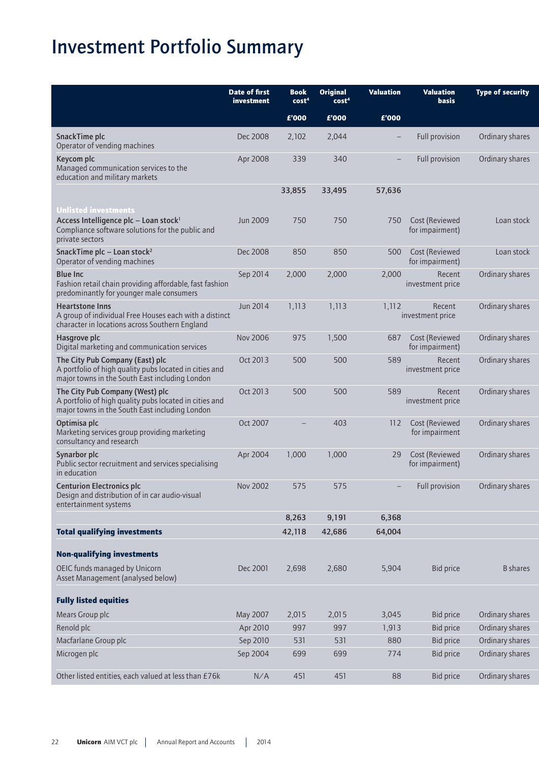# Investment Portfolio Summary

| | Date of first investment | Book cost[4] | Original cost[4] | Valuation | Valuation basis | Type of security |
|---|---|---|---|---|---|---|
| | | £'000 | £'000 | £'000 | | |
| **SnackTime plc** Operator of vending machines | Dec 2008 | 2,102 | 2,044 | – | Full provision | Ordinary shares |
| **Keycom plc** Managed communication services to the education and military markets | Apr 2008 | 339 | 340 | – | Full provision | Ordinary shares |
| | | **33,855** | **33,495** | **57,636** | | |
| **Unlisted investments** | | | | | | |
| **Access Intelligence plc – Loan stock[1]** Compliance software solutions for the public and private sectors | Jun 2009 | 750 | 750 | 750 | Cost (Reviewed for impairment) | Loan stock |
| **SnackTime plc – Loan stock[2]** Operator of vending machines | Dec 2008 | 850 | 850 | 500 | Cost (Reviewed for impairment) | Loan stock |
| **Blue Inc** Fashion retail chain providing affordable, fast fashion predominantly for younger male consumers | Sep 2014 | 2,000 | 2,000 | 2,000 | Recent investment price | Ordinary shares |
| **Heartstone Inns** A group of individual Free Houses each with a distinct character in locations across Southern England | Jun 2014 | 1,113 | 1,113 | 1,112 | Recent investment price | Ordinary shares |
| **Hasgrove plc** Digital marketing and communication services | Nov 2006 | 975 | 1,500 | 687 | Cost (Reviewed for impairment) | Ordinary shares |
| **The City Pub Company (East) plc** A portfolio of high quality pubs located in cities and major towns in the South East including London | Oct 2013 | 500 | 500 | 589 | Recent investment price | Ordinary shares |
| **The City Pub Company (West) plc** A portfolio of high quality pubs located in cities and major towns in the South East including London | Oct 2013 | 500 | 500 | 589 | Recent investment price | Ordinary shares |
| **Optimisa plc** Marketing services group providing marketing consultancy and research | Oct 2007 | – | 403 | 112 | Cost (Reviewed for impairment | Ordinary shares |
| **Synarbor plc** Public sector recruitment and services specialising in education | Apr 2004 | 1,000 | 1,000 | 29 | Cost (Reviewed for impairment) | Ordinary shares |
| **Centurion Electronics plc** Design and distribution of in car audio-visual entertainment systems | Nov 2002 | 575 | 575 | – | Full provision | Ordinary shares |
| | | **8,263** | **9,191** | **6,368** | | |
| **Total qualifying investments** | | **42,118** | **42,686** | **64,004** | | |
| **Non-qualifying investments** | | | | | | |
| OEIC funds managed by Unicorn Asset Management (analysed below) | Dec 2001 | 2,698 | 2,680 | 5,904 | Bid price | B shares |
| **Fully listed equities** | | | | | | |
| Mears Group plc | May 2007 | 2,015 | 2,015 | 3,045 | Bid price | Ordinary shares |
| Renold plc | Apr 2010 | 997 | 997 | 1,913 | Bid price | Ordinary shares |
| Macfarlane Group plc | Sep 2010 | 531 | 531 | 880 | Bid price | Ordinary shares |
| Microgen plc | Sep 2004 | 699 | 699 | 774 | Bid price | Ordinary shares |
| Other listed entities, each valued at less than £76k | N/A | 451 | 451 | 88 | Bid price | Ordinary shares |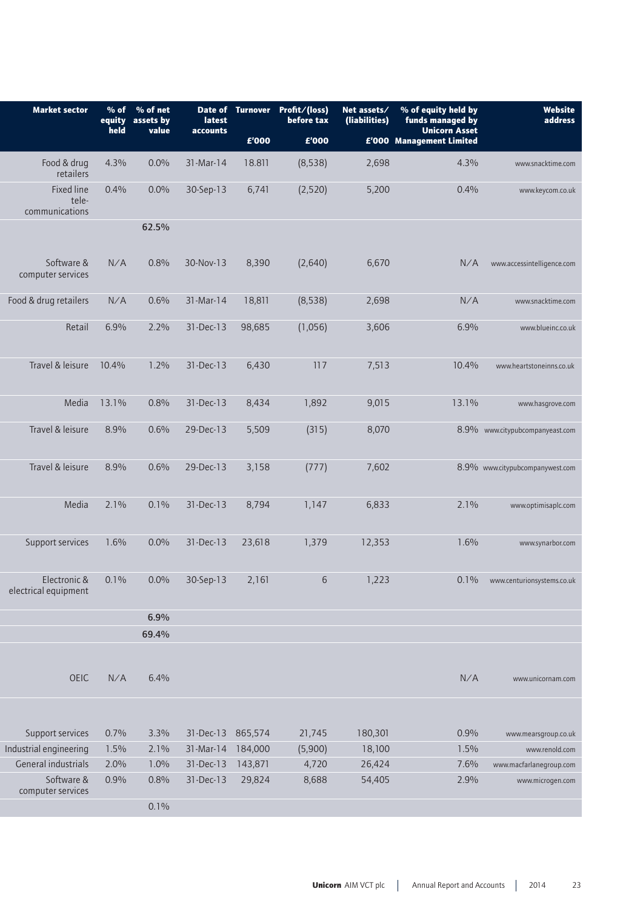| Market sector | % of equity held | % of net assets by value | Date of latest accounts | Turnover £'000 | Profit/(loss) before tax £'000 | Net assets/ (liabilities) £'000 | % of equity held by funds managed by Unicorn Asset Management Limited | Website address |
|---|---|---|---|---|---|---|---|---|
| Food & drug retailers | 4.3% | 0.0% | 31-Mar-14 | 18.811 | (8,538) | 2,698 | 4.3% | www.snacktime.com |
| Fixed line tele-communications | 0.4% | 0.0% | 30-Sep-13 | 6,741 | (2,520) | 5,200 | 0.4% | www.keycom.co.uk |
| | | 62.5% | | | | | | |
| Software & computer services | N/A | 0.8% | 30-Nov-13 | 8,390 | (2,640) | 6,670 | N/A | www.accessintelligence.com |
| Food & drug retailers | N/A | 0.6% | 31-Mar-14 | 18,811 | (8,538) | 2,698 | N/A | www.snacktime.com |
| Retail | 6.9% | 2.2% | 31-Dec-13 | 98,685 | (1,056) | 3,606 | 6.9% | www.blueinc.co.uk |
| Travel & leisure | 10.4% | 1.2% | 31-Dec-13 | 6,430 | 117 | 7,513 | 10.4% | www.heartstoneinns.co.uk |
| Media | 13.1% | 0.8% | 31-Dec-13 | 8,434 | 1,892 | 9,015 | 13.1% | www.hasgrove.com |
| Travel & leisure | 8.9% | 0.6% | 29-Dec-13 | 5,509 | (315) | 8,070 | 8.9% | www.citypubcompanyeast.com |
| Travel & leisure | 8.9% | 0.6% | 29-Dec-13 | 3,158 | (777) | 7,602 | 8.9% | www.citypubcompanywest.com |
| Media | 2.1% | 0.1% | 31-Dec-13 | 8,794 | 1,147 | 6,833 | 2.1% | www.optimisaplc.com |
| Support services | 1.6% | 0.0% | 31-Dec-13 | 23,618 | 1,379 | 12,353 | 1.6% | www.synarbor.com |
| Electronic & electrical equipment | 0.1% | 0.0% | 30-Sep-13 | 2,161 | 6 | 1,223 | 0.1% | www.centurionsystems.co.uk |
| | | 6.9% | | | | | | |
| | | 69.4% | | | | | | |
| OEIC | N/A | 6.4% | | | | | N/A | www.unicornam.com |
| Support services | 0.7% | 3.3% | 31-Dec-13 | 865,574 | 21,745 | 180,301 | 0.9% | www.mearsgroup.co.uk |
| Industrial engineering | 1.5% | 2.1% | 31-Mar-14 | 184,000 | (5,900) | 18,100 | 1.5% | www.renold.com |
| General industrials | 2.0% | 1.0% | 31-Dec-13 | 143,871 | 4,720 | 26,424 | 7.6% | www.macfarlanegroup.com |
| Software & computer services | 0.9% | 0.8% | 31-Dec-13 | 29,824 | 8,688 | 54,405 | 2.9% | www.microgen.com |
| | | 0.1% | | | | | | |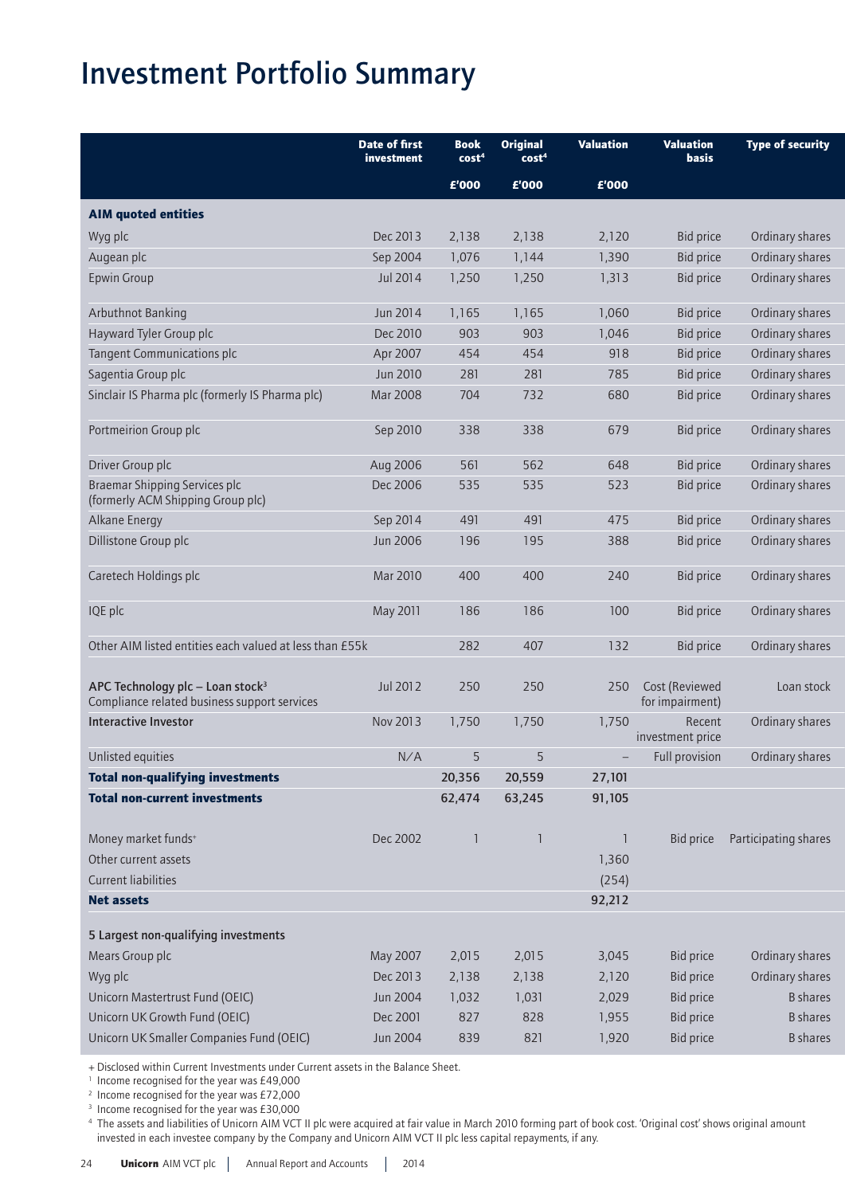# Investment Portfolio Summary

| | Date of first investment | Book cost[4] £'000 | Original cost[4] £'000 | Valuation £'000 | Valuation basis | Type of security |
|---|---|---|---|---|---|---|
| **AIM quoted entities** | | | | | | |
| Wyg plc | Dec 2013 | 2,138 | 2,138 | 2,120 | Bid price | Ordinary shares |
| Augean plc | Sep 2004 | 1,076 | 1,144 | 1,390 | Bid price | Ordinary shares |
| Epwin Group | Jul 2014 | 1,250 | 1,250 | 1,313 | Bid price | Ordinary shares |
| Arbuthnot Banking | Jun 2014 | 1,165 | 1,165 | 1,060 | Bid price | Ordinary shares |
| Hayward Tyler Group plc | Dec 2010 | 903 | 903 | 1,046 | Bid price | Ordinary shares |
| Tangent Communications plc | Apr 2007 | 454 | 454 | 918 | Bid price | Ordinary shares |
| Sagentia Group plc | Jun 2010 | 281 | 281 | 785 | Bid price | Ordinary shares |
| Sinclair IS Pharma plc (formerly IS Pharma plc) | Mar 2008 | 704 | 732 | 680 | Bid price | Ordinary shares |
| Portmeirion Group plc | Sep 2010 | 338 | 338 | 679 | Bid price | Ordinary shares |
| Driver Group plc | Aug 2006 | 561 | 562 | 648 | Bid price | Ordinary shares |
| Braemar Shipping Services plc (formerly ACM Shipping Group plc) | Dec 2006 | 535 | 535 | 523 | Bid price | Ordinary shares |
| Alkane Energy | Sep 2014 | 491 | 491 | 475 | Bid price | Ordinary shares |
| Dillistone Group plc | Jun 2006 | 196 | 195 | 388 | Bid price | Ordinary shares |
| Caretech Holdings plc | Mar 2010 | 400 | 400 | 240 | Bid price | Ordinary shares |
| IQE plc | May 2011 | 186 | 186 | 100 | Bid price | Ordinary shares |
| Other AIM listed entities each valued at less than £55k | | 282 | 407 | 132 | Bid price | Ordinary shares |
| APC Technology plc – Loan stock[3] Compliance related business support services | Jul 2012 | 250 | 250 | 250 | Cost (Reviewed for impairment) | Loan stock |
| **Interactive Investor** | Nov 2013 | 1,750 | 1,750 | 1,750 | Recent investment price | Ordinary shares |
| Unlisted equities | N/A | 5 | 5 | – | Full provision | Ordinary shares |
| **Total non-qualifying investments** | | **20,356** | **20,559** | **27,101** | | |
| **Total non-current investments** | | **62,474** | **63,245** | **91,105** | | |
| Money market funds+ | Dec 2002 | 1 | 1 | 1 | Bid price | Participating shares |
| Other current assets | | | | 1,360 | | |
| Current liabilities | | | | (254) | | |
| **Net assets** | | | | **92,212** | | |
| 5 Largest non-qualifying investments | | | | | | |
| Mears Group plc | May 2007 | 2,015 | 2,015 | 3,045 | Bid price | Ordinary shares |
| Wyg plc | Dec 2013 | 2,138 | 2,138 | 2,120 | Bid price | Ordinary shares |
| Unicorn Mastertrust Fund (OEIC) | Jun 2004 | 1,032 | 1,031 | 2,029 | Bid price | B shares |
| Unicorn UK Growth Fund (OEIC) | Dec 2001 | 827 | 828 | 1,955 | Bid price | B shares |
| Unicorn UK Smaller Companies Fund (OEIC) | Jun 2004 | 839 | 821 | 1,920 | Bid price | B shares |

+ Disclosed within Current Investments under Current assets in the Balance Sheet.

[1] Income recognised for the year was £49,000

[2] Income recognised for the year was £72,000

[3] Income recognised for the year was £30,000

[4] The assets and liabilities of Unicorn AIM VCT II plc were acquired at fair value in March 2010 forming part of book cost. 'Original cost' shows original amount invested in each investee company by the Company and Unicorn AIM VCT II plc less capital repayments, if any.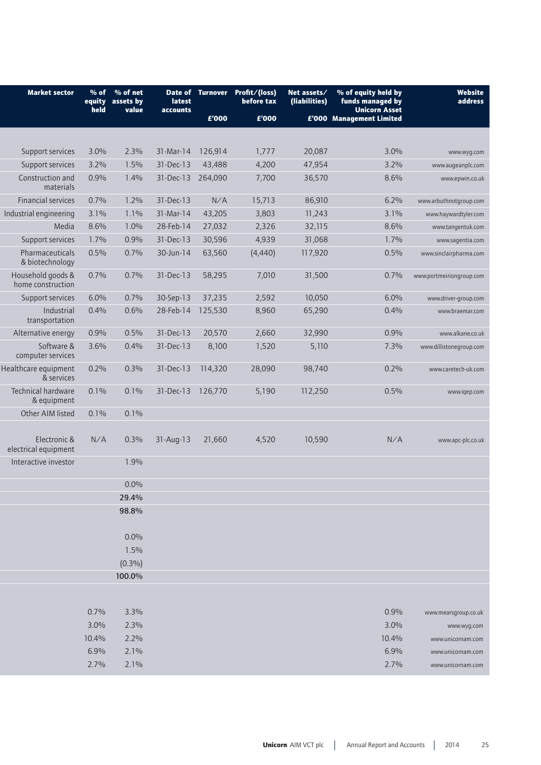| Market sector | % of equity held | % of net assets by value | Date of latest accounts | Turnover £'000 | Profit/(loss) before tax £'000 | Net assets/ (liabilities) £'000 | % of equity held by funds managed by Unicorn Asset Management Limited | Website address |
|---|---|---|---|---|---|---|---|---|
| | | | | | | | | |
| Support services | 3.0% | 2.3% | 31-Mar-14 | 126,914 | 1,777 | 20,087 | 3.0% | www.wyg.com |
| Support services | 3.2% | 1.5% | 31-Dec-13 | 43,488 | 4,200 | 47,954 | 3.2% | www.augeanplc.com |
| Construction and materials | 0.9% | 1.4% | 31-Dec-13 | 264,090 | 7,700 | 36,570 | 8.6% | www.epwin.co.uk |
| Financial services | 0.7% | 1.2% | 31-Dec-13 | N/A | 15,713 | 86,910 | 6.2% | www.arbuthnotgroup.com |
| Industrial engineering | 3.1% | 1.1% | 31-Mar-14 | 43,205 | 3,803 | 11,243 | 3.1% | www.haywardtyler.com |
| Media | 8.6% | 1.0% | 28-Feb-14 | 27,032 | 2,326 | 32,115 | 8.6% | www.tangentuk.com |
| Support services | 1.7% | 0.9% | 31-Dec-13 | 30,596 | 4,939 | 31,068 | 1.7% | www.sagentia.com |
| Pharmaceuticals & biotechnology | 0.5% | 0.7% | 30-Jun-14 | 63,560 | (4,440) | 117,920 | 0.5% | www.sinclairpharma.com |
| Household goods & home construction | 0.7% | 0.7% | 31-Dec-13 | 58,295 | 7,010 | 31,500 | 0.7% | www.portmeiriongroup.com |
| Support services | 6.0% | 0.7% | 30-Sep-13 | 37,235 | 2,592 | 10,050 | 6.0% | www.driver-group.com |
| Industrial transportation | 0.4% | 0.6% | 28-Feb-14 | 125,530 | 8,960 | 65,290 | 0.4% | www.braemar.com |
| Alternative energy | 0.9% | 0.5% | 31-Dec-13 | 20,570 | 2,660 | 32,990 | 0.9% | www.alkane.co.uk |
| Software & computer services | 3.6% | 0.4% | 31-Dec-13 | 8,100 | 1,520 | 5,110 | 7.3% | www.dillistonegroup.com |
| Healthcare equipment & services | 0.2% | 0.3% | 31-Dec-13 | 114,320 | 28,090 | 98,740 | 0.2% | www.caretech-uk.com |
| Technical hardware & equipment | 0.1% | 0.1% | 31-Dec-13 | 126,770 | 5,190 | 112,250 | 0.5% | www.iqep.com |
| Other AIM listed | 0.1% | 0.1% | | | | | | |
| | | | | | | | | |
| Electronic & electrical equipment | N/A | 0.3% | 31-Aug-13 | 21,660 | 4,520 | 10,590 | N/A | www.apc-plc.co.uk |
| Interactive investor | | 1.9% | | | | | | |
| | | | | | | | | |
| | | 0.0% | | | | | | |
| | | **29.4%** | | | | | | |
| | | **98.8%** | | | | | | |
| | | | | | | | | |
| | | 0.0% | | | | | | |
| | | 1.5% | | | | | | |
| | | (0.3%) | | | | | | |
| | | **100.0%** | | | | | | |
| | | | | | | | | |
| | 0.7% | 3.3% | | | | | 0.9% | www.mearsgroup.co.uk |
| | 3.0% | 2.3% | | | | | 3.0% | www.wyg.com |
| | 10.4% | 2.2% | | | | | 10.4% | www.unicornam.com |
| | 6.9% | 2.1% | | | | | 6.9% | www.unicornam.com |
| | 2.7% | 2.1% | | | | | 2.7% | www.unicornam.com |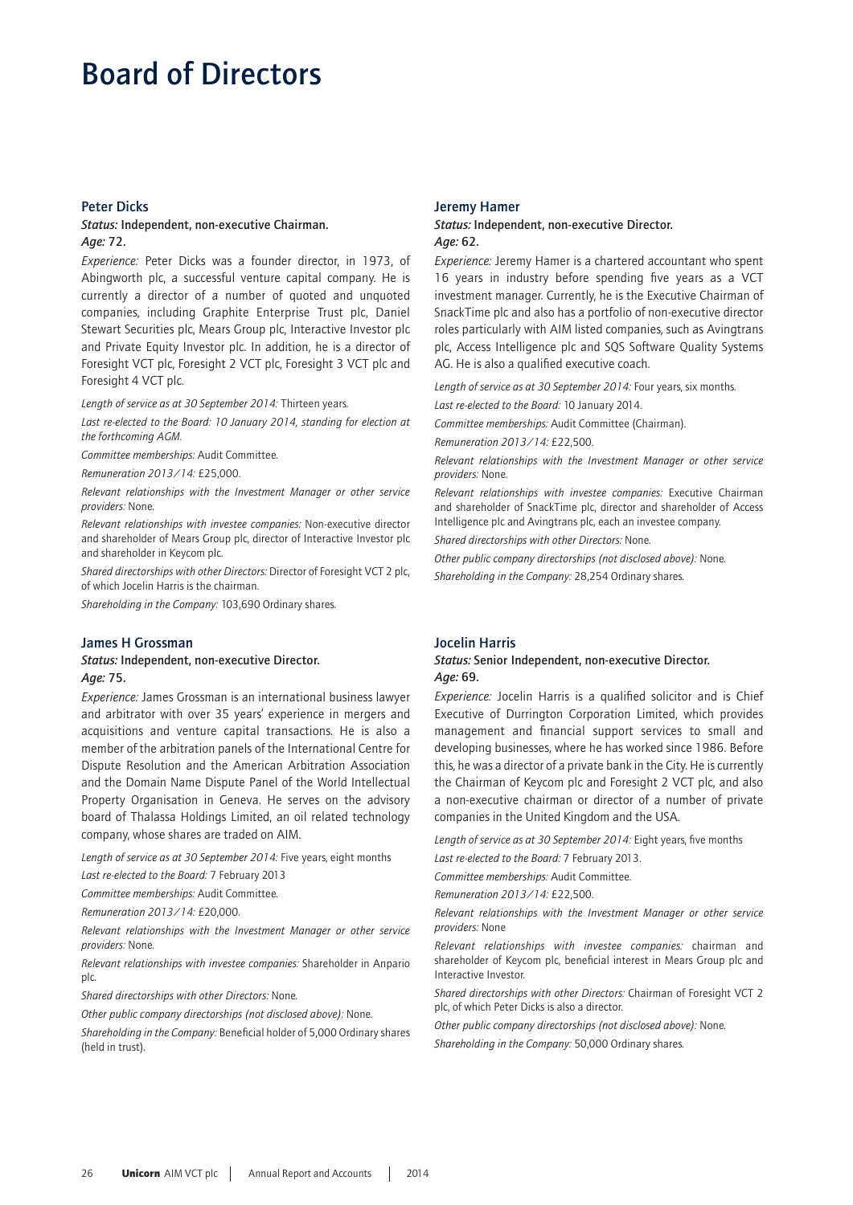# Board of Directors

## Peter Dicks

***Status:*** **Independent, non-executive Chairman.**
***Age:*** **72.**

*Experience:* Peter Dicks was a founder director, in 1973, of Abingworth plc, a successful venture capital company. He is currently a director of a number of quoted and unquoted companies, including Graphite Enterprise Trust plc, Daniel Stewart Securities plc, Mears Group plc, Interactive Investor plc and Private Equity Investor plc. In addition, he is a director of Foresight VCT plc, Foresight 2 VCT plc, Foresight 3 VCT plc and Foresight 4 VCT plc.

*Length of service as at 30 September 2014:* Thirteen years.

*Last re-elected to the Board: 10 January 2014, standing for election at the forthcoming AGM.*

*Committee memberships:* Audit Committee.

*Remuneration 2013/14:* £25,000.

*Relevant relationships with the Investment Manager or other service providers:* None.

*Relevant relationships with investee companies:* Non-executive director and shareholder of Mears Group plc, director of Interactive Investor plc and shareholder in Keycom plc.

*Shared directorships with other Directors:* Director of Foresight VCT 2 plc, of which Jocelin Harris is the chairman.

*Shareholding in the Company:* 103,690 Ordinary shares.

## James H Grossman

***Status:*** **Independent, non-executive Director.**
***Age:*** **75.**

*Experience:* James Grossman is an international business lawyer and arbitrator with over 35 years' experience in mergers and acquisitions and venture capital transactions. He is also a member of the arbitration panels of the International Centre for Dispute Resolution and the American Arbitration Association and the Domain Name Dispute Panel of the World Intellectual Property Organisation in Geneva. He serves on the advisory board of Thalassa Holdings Limited, an oil related technology company, whose shares are traded on AIM.

*Length of service as at 30 September 2014:* Five years, eight months

*Last re-elected to the Board:* 7 February 2013

*Committee memberships:* Audit Committee.

*Remuneration 2013/14:* £20,000.

*Relevant relationships with the Investment Manager or other service providers:* None.

*Relevant relationships with investee companies:* Shareholder in Anpario plc.

*Shared directorships with other Directors:* None.

*Other public company directorships (not disclosed above):* None.

*Shareholding in the Company:* Beneficial holder of 5,000 Ordinary shares (held in trust).

## Jeremy Hamer

***Status:*** **Independent, non-executive Director.**
***Age:*** **62.**

*Experience:* Jeremy Hamer is a chartered accountant who spent 16 years in industry before spending five years as a VCT investment manager. Currently, he is the Executive Chairman of SnackTime plc and also has a portfolio of non-executive director roles particularly with AIM listed companies, such as Avingtrans plc, Access Intelligence plc and SQS Software Quality Systems AG. He is also a qualified executive coach.

*Length of service as at 30 September 2014:* Four years, six months.

*Last re-elected to the Board:* 10 January 2014.

*Committee memberships:* Audit Committee (Chairman).

*Remuneration 2013/14:* £22,500.

*Relevant relationships with the Investment Manager or other service providers:* None.

*Relevant relationships with investee companies:* Executive Chairman and shareholder of SnackTime plc, director and shareholder of Access Intelligence plc and Avingtrans plc, each an investee company.

*Shared directorships with other Directors:* None.

*Other public company directorships (not disclosed above):* None.

*Shareholding in the Company:* 28,254 Ordinary shares.

## Jocelin Harris

***Status:*** **Senior Independent, non-executive Director.**
***Age:*** **69.**

*Experience:* Jocelin Harris is a qualified solicitor and is Chief Executive of Durrington Corporation Limited, which provides management and financial support services to small and developing businesses, where he has worked since 1986. Before this, he was a director of a private bank in the City. He is currently the Chairman of Keycom plc and Foresight 2 VCT plc, and also a non-executive chairman or director of a number of private companies in the United Kingdom and the USA.

*Length of service as at 30 September 2014:* Eight years, five months

*Last re-elected to the Board:* 7 February 2013.

*Committee memberships:* Audit Committee.

*Remuneration 2013/14:* £22,500.

*Relevant relationships with the Investment Manager or other service providers:* None

*Relevant relationships with investee companies:* chairman and shareholder of Keycom plc, beneficial interest in Mears Group plc and Interactive Investor.

*Shared directorships with other Directors:* Chairman of Foresight VCT 2 plc, of which Peter Dicks is also a director.

*Other public company directorships (not disclosed above):* None.

*Shareholding in the Company:* 50,000 Ordinary shares.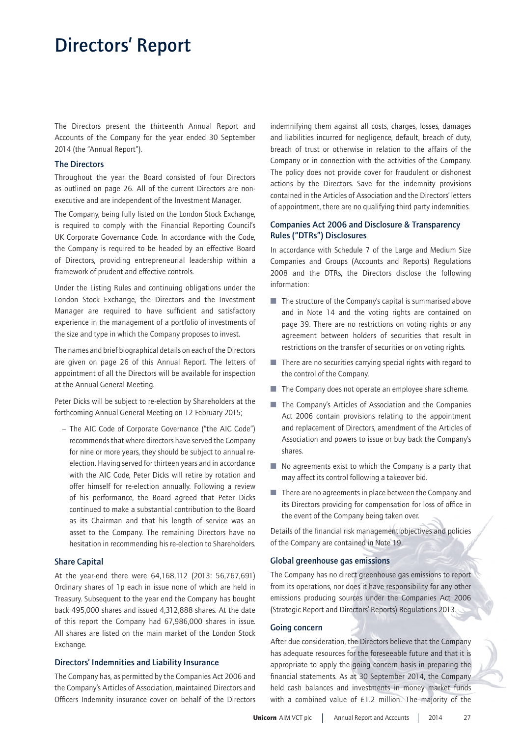# Directors' Report

The Directors present the thirteenth Annual Report and Accounts of the Company for the year ended 30 September 2014 (the "Annual Report").

## The Directors

Throughout the year the Board consisted of four Directors as outlined on page 26. All of the current Directors are non-executive and are independent of the Investment Manager.

The Company, being fully listed on the London Stock Exchange, is required to comply with the Financial Reporting Council's UK Corporate Governance Code. In accordance with the Code, the Company is required to be headed by an effective Board of Directors, providing entrepreneurial leadership within a framework of prudent and effective controls.

Under the Listing Rules and continuing obligations under the London Stock Exchange, the Directors and the Investment Manager are required to have sufficient and satisfactory experience in the management of a portfolio of investments of the size and type in which the Company proposes to invest.

The names and brief biographical details on each of the Directors are given on page 26 of this Annual Report. The letters of appointment of all the Directors will be available for inspection at the Annual General Meeting.

Peter Dicks will be subject to re-election by Shareholders at the forthcoming Annual General Meeting on 12 February 2015;

- The AIC Code of Corporate Governance ("the AIC Code") recommends that where directors have served the Company for nine or more years, they should be subject to annual re-election. Having served for thirteen years and in accordance with the AIC Code, Peter Dicks will retire by rotation and offer himself for re-election annually. Following a review of his performance, the Board agreed that Peter Dicks continued to make a substantial contribution to the Board as its Chairman and that his length of service was an asset to the Company. The remaining Directors have no hesitation in recommending his re-election to Shareholders.

## Share Capital

At the year-end there were 64,168,112 (2013: 56,767,691) Ordinary shares of 1p each in issue none of which are held in Treasury. Subsequent to the year end the Company has bought back 495,000 shares and issued 4,312,888 shares. At the date of this report the Company had 67,986,000 shares in issue. All shares are listed on the main market of the London Stock Exchange.

## Directors' Indemnities and Liability Insurance

The Company has, as permitted by the Companies Act 2006 and the Company's Articles of Association, maintained Directors and Officers Indemnity insurance cover on behalf of the Directors indemnifying them against all costs, charges, losses, damages and liabilities incurred for negligence, default, breach of duty, breach of trust or otherwise in relation to the affairs of the Company or in connection with the activities of the Company. The policy does not provide cover for fraudulent or dishonest actions by the Directors. Save for the indemnity provisions contained in the Articles of Association and the Directors' letters of appointment, there are no qualifying third party indemnities.

## Companies Act 2006 and Disclosure & Transparency Rules ("DTRs") Disclosures

In accordance with Schedule 7 of the Large and Medium Size Companies and Groups (Accounts and Reports) Regulations 2008 and the DTRs, the Directors disclose the following information:

- The structure of the Company's capital is summarised above and in Note 14 and the voting rights are contained on page 39. There are no restrictions on voting rights or any agreement between holders of securities that result in restrictions on the transfer of securities or on voting rights.
- There are no securities carrying special rights with regard to the control of the Company.
- The Company does not operate an employee share scheme.
- The Company's Articles of Association and the Companies Act 2006 contain provisions relating to the appointment and replacement of Directors, amendment of the Articles of Association and powers to issue or buy back the Company's shares.
- No agreements exist to which the Company is a party that may affect its control following a takeover bid.
- There are no agreements in place between the Company and its Directors providing for compensation for loss of office in the event of the Company being taken over.

Details of the financial risk management objectives and policies of the Company are contained in Note 19.

## Global greenhouse gas emissions

The Company has no direct greenhouse gas emissions to report from its operations, nor does it have responsibility for any other emissions producing sources under the Companies Act 2006 (Strategic Report and Directors' Reports) Regulations 2013.

## Going concern

After due consideration, the Directors believe that the Company has adequate resources for the foreseeable future and that it is appropriate to apply the going concern basis in preparing the financial statements. As at 30 September 2014, the Company held cash balances and investments in money market funds with a combined value of £1.2 million. The majority of the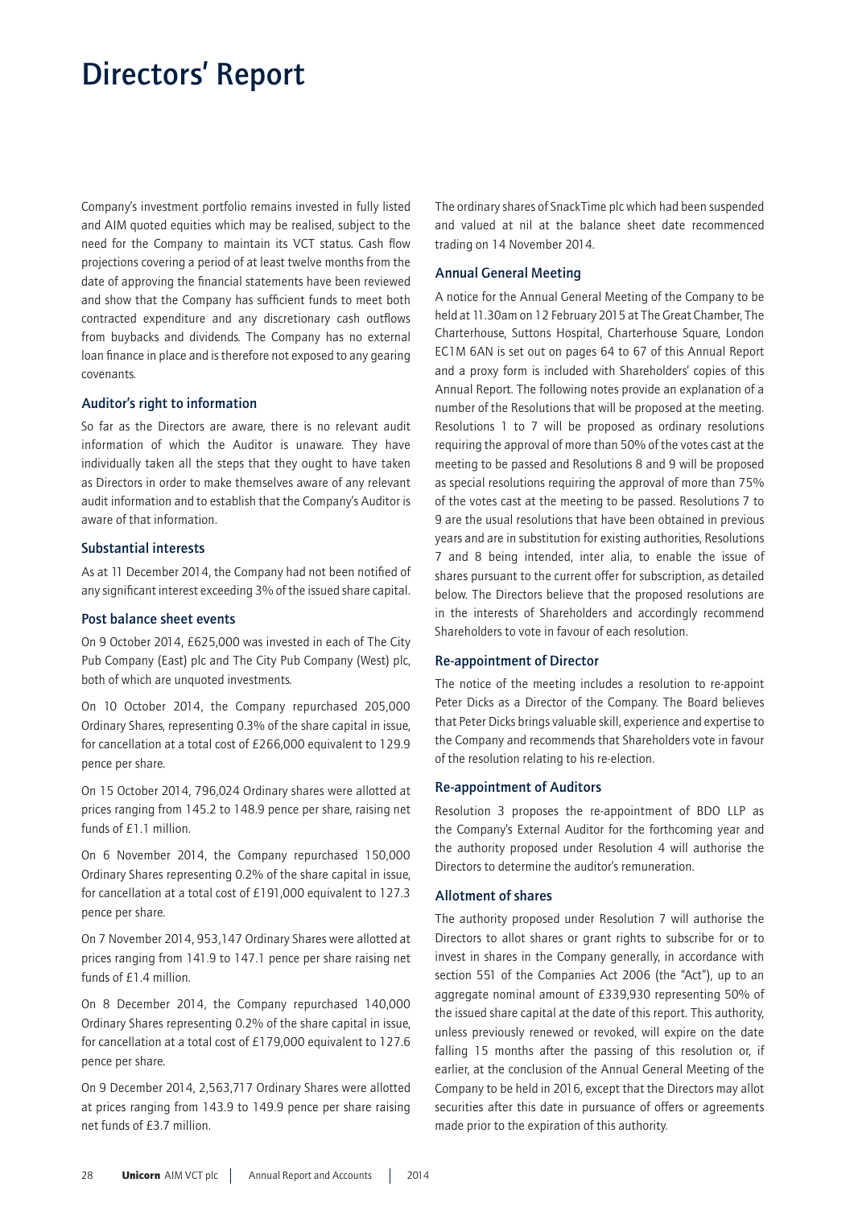# Directors' Report

Company's investment portfolio remains invested in fully listed and AIM quoted equities which may be realised, subject to the need for the Company to maintain its VCT status. Cash flow projections covering a period of at least twelve months from the date of approving the financial statements have been reviewed and show that the Company has sufficient funds to meet both contracted expenditure and any discretionary cash outflows from buybacks and dividends. The Company has no external loan finance in place and is therefore not exposed to any gearing covenants.

### Auditor's right to information

So far as the Directors are aware, there is no relevant audit information of which the Auditor is unaware. They have individually taken all the steps that they ought to have taken as Directors in order to make themselves aware of any relevant audit information and to establish that the Company's Auditor is aware of that information.

### Substantial interests

As at 11 December 2014, the Company had not been notified of any significant interest exceeding 3% of the issued share capital.

### Post balance sheet events

On 9 October 2014, £625,000 was invested in each of The City Pub Company (East) plc and The City Pub Company (West) plc, both of which are unquoted investments.

On 10 October 2014, the Company repurchased 205,000 Ordinary Shares, representing 0.3% of the share capital in issue, for cancellation at a total cost of £266,000 equivalent to 129.9 pence per share.

On 15 October 2014, 796,024 Ordinary shares were allotted at prices ranging from 145.2 to 148.9 pence per share, raising net funds of £1.1 million.

On 6 November 2014, the Company repurchased 150,000 Ordinary Shares representing 0.2% of the share capital in issue, for cancellation at a total cost of £191,000 equivalent to 127.3 pence per share.

On 7 November 2014, 953,147 Ordinary Shares were allotted at prices ranging from 141.9 to 147.1 pence per share raising net funds of £1.4 million.

On 8 December 2014, the Company repurchased 140,000 Ordinary Shares representing 0.2% of the share capital in issue, for cancellation at a total cost of £179,000 equivalent to 127.6 pence per share.

On 9 December 2014, 2,563,717 Ordinary Shares were allotted at prices ranging from 143.9 to 149.9 pence per share raising net funds of £3.7 million.

The ordinary shares of SnackTime plc which had been suspended and valued at nil at the balance sheet date recommenced trading on 14 November 2014.

### Annual General Meeting

A notice for the Annual General Meeting of the Company to be held at 11.30am on 12 February 2015 at The Great Chamber, The Charterhouse, Suttons Hospital, Charterhouse Square, London EC1M 6AN is set out on pages 64 to 67 of this Annual Report and a proxy form is included with Shareholders' copies of this Annual Report. The following notes provide an explanation of a number of the Resolutions that will be proposed at the meeting. Resolutions 1 to 7 will be proposed as ordinary resolutions requiring the approval of more than 50% of the votes cast at the meeting to be passed and Resolutions 8 and 9 will be proposed as special resolutions requiring the approval of more than 75% of the votes cast at the meeting to be passed. Resolutions 7 to 9 are the usual resolutions that have been obtained in previous years and are in substitution for existing authorities, Resolutions 7 and 8 being intended, inter alia, to enable the issue of shares pursuant to the current offer for subscription, as detailed below. The Directors believe that the proposed resolutions are in the interests of Shareholders and accordingly recommend Shareholders to vote in favour of each resolution.

### Re-appointment of Director

The notice of the meeting includes a resolution to re-appoint Peter Dicks as a Director of the Company. The Board believes that Peter Dicks brings valuable skill, experience and expertise to the Company and recommends that Shareholders vote in favour of the resolution relating to his re-election.

### Re-appointment of Auditors

Resolution 3 proposes the re-appointment of BDO LLP as the Company's External Auditor for the forthcoming year and the authority proposed under Resolution 4 will authorise the Directors to determine the auditor's remuneration.

### Allotment of shares

The authority proposed under Resolution 7 will authorise the Directors to allot shares or grant rights to subscribe for or to invest in shares in the Company generally, in accordance with section 551 of the Companies Act 2006 (the "Act"), up to an aggregate nominal amount of £339,930 representing 50% of the issued share capital at the date of this report. This authority, unless previously renewed or revoked, will expire on the date falling 15 months after the passing of this resolution or, if earlier, at the conclusion of the Annual General Meeting of the Company to be held in 2016, except that the Directors may allot securities after this date in pursuance of offers or agreements made prior to the expiration of this authority.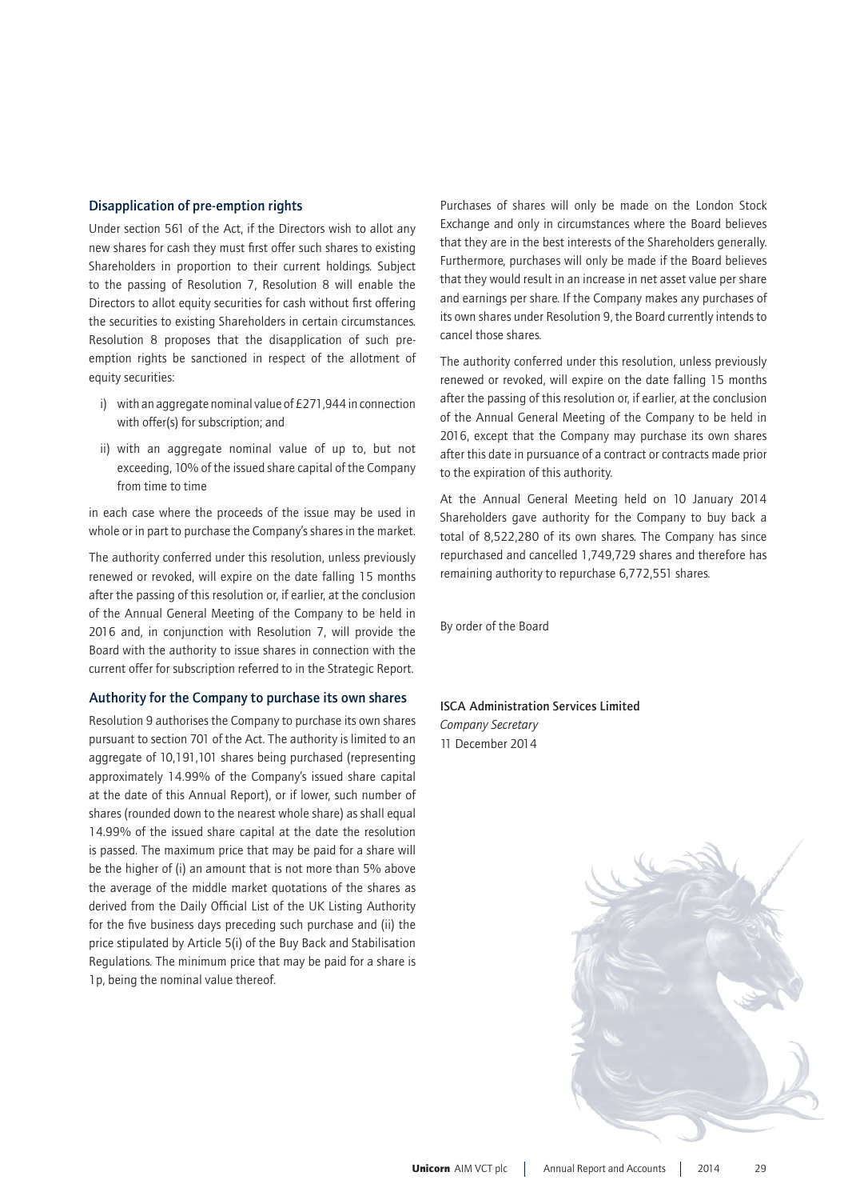### Disapplication of pre-emption rights

Under section 561 of the Act, if the Directors wish to allot any new shares for cash they must first offer such shares to existing Shareholders in proportion to their current holdings. Subject to the passing of Resolution 7, Resolution 8 will enable the Directors to allot equity securities for cash without first offering the securities to existing Shareholders in certain circumstances. Resolution 8 proposes that the disapplication of such pre-emption rights be sanctioned in respect of the allotment of equity securities:

i) with an aggregate nominal value of £271,944 in connection with offer(s) for subscription; and

ii) with an aggregate nominal value of up to, but not exceeding, 10% of the issued share capital of the Company from time to time

in each case where the proceeds of the issue may be used in whole or in part to purchase the Company's shares in the market.

The authority conferred under this resolution, unless previously renewed or revoked, will expire on the date falling 15 months after the passing of this resolution or, if earlier, at the conclusion of the Annual General Meeting of the Company to be held in 2016 and, in conjunction with Resolution 7, will provide the Board with the authority to issue shares in connection with the current offer for subscription referred to in the Strategic Report.

### Authority for the Company to purchase its own shares

Resolution 9 authorises the Company to purchase its own shares pursuant to section 701 of the Act. The authority is limited to an aggregate of 10,191,101 shares being purchased (representing approximately 14.99% of the Company's issued share capital at the date of this Annual Report), or if lower, such number of shares (rounded down to the nearest whole share) as shall equal 14.99% of the issued share capital at the date the resolution is passed. The maximum price that may be paid for a share will be the higher of (i) an amount that is not more than 5% above the average of the middle market quotations of the shares as derived from the Daily Official List of the UK Listing Authority for the five business days preceding such purchase and (ii) the price stipulated by Article 5(i) of the Buy Back and Stabilisation Regulations. The minimum price that may be paid for a share is 1p, being the nominal value thereof.

Purchases of shares will only be made on the London Stock Exchange and only in circumstances where the Board believes that they are in the best interests of the Shareholders generally. Furthermore, purchases will only be made if the Board believes that they would result in an increase in net asset value per share and earnings per share. If the Company makes any purchases of its own shares under Resolution 9, the Board currently intends to cancel those shares.

The authority conferred under this resolution, unless previously renewed or revoked, will expire on the date falling 15 months after the passing of this resolution or, if earlier, at the conclusion of the Annual General Meeting of the Company to be held in 2016, except that the Company may purchase its own shares after this date in pursuance of a contract or contracts made prior to the expiration of this authority.

At the Annual General Meeting held on 10 January 2014 Shareholders gave authority for the Company to buy back a total of 8,522,280 of its own shares. The Company has since repurchased and cancelled 1,749,729 shares and therefore has remaining authority to repurchase 6,772,551 shares.

By order of the Board

**ISCA Administration Services Limited**
*Company Secretary*
11 December 2014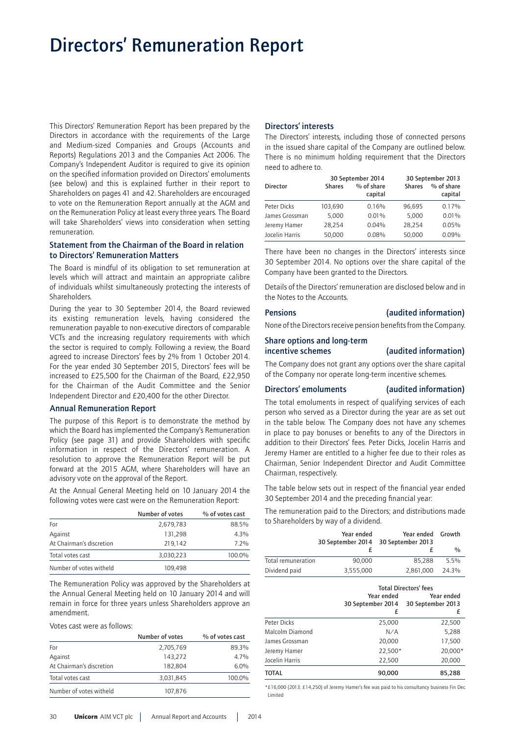# Directors' Remuneration Report

This Directors' Remuneration Report has been prepared by the Directors in accordance with the requirements of the Large and Medium-sized Companies and Groups (Accounts and Reports) Regulations 2013 and the Companies Act 2006. The Company's Independent Auditor is required to give its opinion on the specified information provided on Directors' emoluments (see below) and this is explained further in their report to Shareholders on pages 41 and 42. Shareholders are encouraged to vote on the Remuneration Report annually at the AGM and on the Remuneration Policy at least every three years. The Board will take Shareholders' views into consideration when setting remuneration.

### Statement from the Chairman of the Board in relation to Directors' Remuneration Matters

The Board is mindful of its obligation to set remuneration at levels which will attract and maintain an appropriate calibre of individuals whilst simultaneously protecting the interests of Shareholders.

During the year to 30 September 2014, the Board reviewed its existing remuneration levels, having considered the remuneration payable to non-executive directors of comparable VCTs and the increasing regulatory requirements with which the sector is required to comply. Following a review, the Board agreed to increase Directors' fees by 2% from 1 October 2014. For the year ended 30 September 2015, Directors' fees will be increased to £25,500 for the Chairman of the Board, £22,950 for the Chairman of the Audit Committee and the Senior Independent Director and £20,400 for the other Director.

### Annual Remuneration Report

The purpose of this Report is to demonstrate the method by which the Board has implemented the Company's Remuneration Policy (see page 31) and provide Shareholders with specific information in respect of the Directors' remuneration. A resolution to approve the Remuneration Report will be put forward at the 2015 AGM, where Shareholders will have an advisory vote on the approval of the Report.

At the Annual General Meeting held on 10 January 2014 the following votes were cast were on the Remuneration Report:

| | Number of votes | % of votes cast |
|---|---|---|
| For | 2,679,783 | 88.5% |
| Against | 131,298 | 4.3% |
| At Chairman's discretion | 219,142 | 7.2% |
| Total votes cast | 3,030,223 | 100.0% |
| Number of votes witheld | 109,498 | |

The Remuneration Policy was approved by the Shareholders at the Annual General Meeting held on 10 January 2014 and will remain in force for three years unless Shareholders approve an amendment.

Votes cast were as follows:

| | Number of votes | % of votes cast |
|---|---|---|
| For | 2,705,769 | 89.3% |
| Against | 143,272 | 4.7% |
| At Chairman's discretion | 182,804 | 6.0% |
| Total votes cast | 3,031,845 | 100.0% |
| Number of votes witheld | 107,876 | |

### Directors' interests

The Directors' interests, including those of connected persons in the issued share capital of the Company are outlined below. There is no minimum holding requirement that the Directors need to adhere to.

| Director | 30 September 2014 Shares | 30 September 2014 % of share capital | 30 September 2013 Shares | 30 September 2013 % of share capital |
|---|---|---|---|---|
| Peter Dicks | 103,690 | 0.16% | 96,695 | 0.17% |
| James Grossman | 5,000 | 0.01% | 5,000 | 0.01% |
| Jeremy Hamer | 28,254 | 0.04% | 28,254 | 0.05% |
| Jocelin Harris | 50,000 | 0.08% | 50,000 | 0.09% |

There have been no changes in the Directors' interests since 30 September 2014. No options over the share capital of the Company have been granted to the Directors.

Details of the Directors' remuneration are disclosed below and in the Notes to the Accounts.

### Pensions (audited information)

None of the Directors receive pension benefits from the Company.

### Share options and long-term incentive schemes (audited information)

The Company does not grant any options over the share capital of the Company nor operate long-term incentive schemes.

### Directors' emoluments (audited information)

The total emoluments in respect of qualifying services of each person who served as a Director during the year are as set out in the table below. The Company does not have any schemes in place to pay bonuses or benefits to any of the Directors in addition to their Directors' fees. Peter Dicks, Jocelin Harris and Jeremy Hamer are entitled to a higher fee due to their roles as Chairman, Senior Independent Director and Audit Committee Chairman, respectively.

The table below sets out in respect of the financial year ended 30 September 2014 and the preceding financial year:

The remuneration paid to the Directors; and distributions made to Shareholders by way of a dividend.

| | Year ended 30 September 2014 £ | Year ended 30 September 2013 £ | Growth % |
|---|---|---|---|
| Total remuneration | 90,000 | 85,288 | 5.5% |
| Dividend paid | 3,555,000 | 2,861,000 | 24.3% |

| | Total Directors' fees Year ended 30 September 2014 £ | Total Directors' fees Year ended 30 September 2013 £ |
|---|---|---|
| Peter Dicks | 25,000 | 22,500 |
| Malcolm Diamond | N/A | 5,288 |
| James Grossman | 20,000 | 17,500 |
| Jeremy Hamer | 22,500* | 20,000* |
| Jocelin Harris | 22,500 | 20,000 |
| **TOTAL** | **90,000** | **85,288** |

*£16,000 (2013: £14,250) of Jeremy Hamer's fee was paid to his consultancy business Fin Dec Limited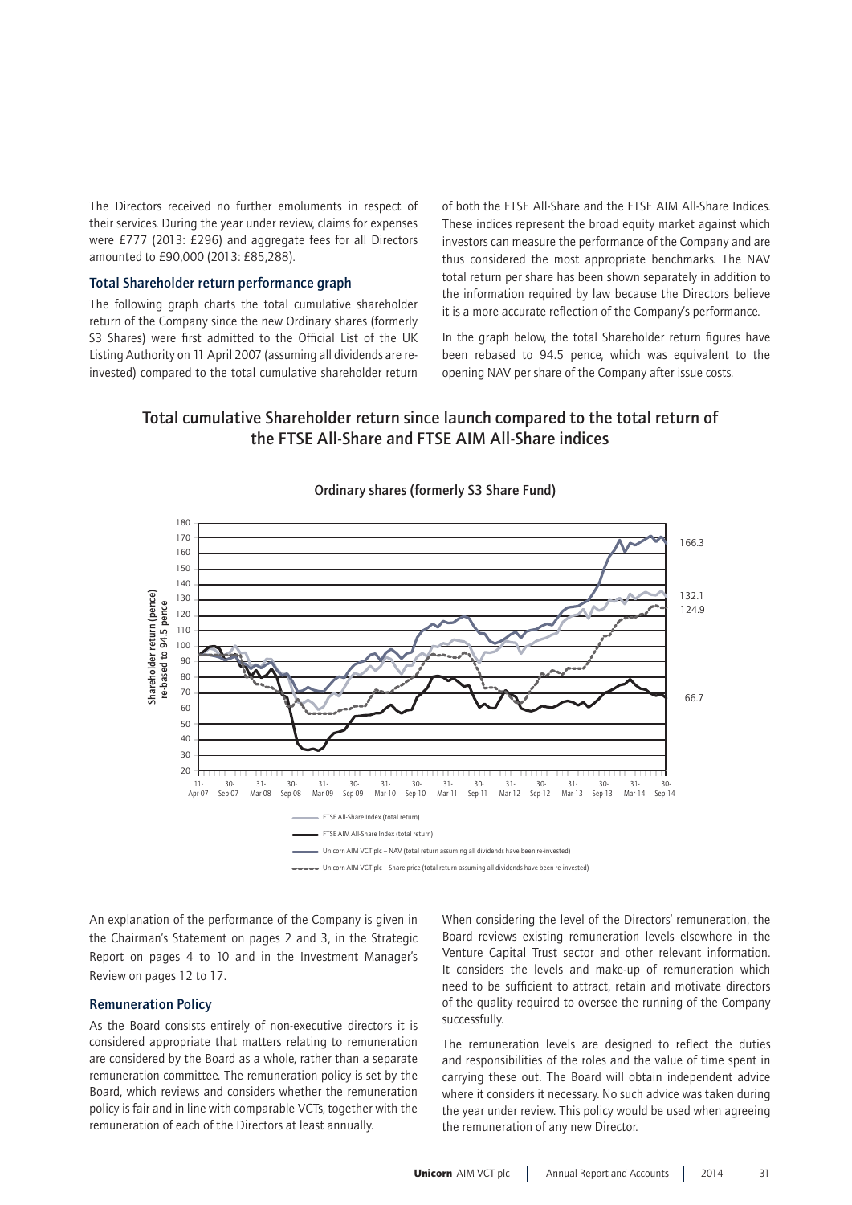The Directors received no further emoluments in respect of their services. During the year under review, claims for expenses were £777 (2013: £296) and aggregate fees for all Directors amounted to £90,000 (2013: £85,288).

### Total Shareholder return performance graph

The following graph charts the total cumulative shareholder return of the Company since the new Ordinary shares (formerly S3 Shares) were first admitted to the Official List of the UK Listing Authority on 11 April 2007 (assuming all dividends are re-invested) compared to the total cumulative shareholder return of both the FTSE All-Share and the FTSE AIM All-Share Indices. These indices represent the broad equity market against which investors can measure the performance of the Company and are thus considered the most appropriate benchmarks. The NAV total return per share has been shown separately in addition to the information required by law because the Directors believe it is a more accurate reflection of the Company's performance.

In the graph below, the total Shareholder return figures have been rebased to 94.5 pence, which was equivalent to the opening NAV per share of the Company after issue costs.

## Total cumulative Shareholder return since launch compared to the total return of the FTSE All-Share and FTSE AIM All-Share indices

### Ordinary shares (formerly S3 Share Fund)

Shareholder return (pence) re-based to 94.5 pence

166.3
132.1
124.9
66.7

11-Apr-07, 30-Sep-07, 31-Mar-08, 30-Sep-08, 31-Mar-09, 30-Sep-09, 31-Mar-10, 30-Sep-10, 31-Mar-11, 30-Sep-11, 31-Mar-12, 30-Sep-12, 31-Mar-13, 30-Sep-13, 31-Mar-14, 30-Sep-14

- FTSE All-Share Index (total return)
- FTSE AIM All-Share Index (total return)
- Unicorn AIM VCT plc – NAV (total return assuming all dividends have been re-invested)
- Unicorn AIM VCT plc – Share price (total return assuming all dividends have been re-invested)

An explanation of the performance of the Company is given in the Chairman's Statement on pages 2 and 3, in the Strategic Report on pages 4 to 10 and in the Investment Manager's Review on pages 12 to 17.

### Remuneration Policy

As the Board consists entirely of non-executive directors it is considered appropriate that matters relating to remuneration are considered by the Board as a whole, rather than a separate remuneration committee. The remuneration policy is set by the Board, which reviews and considers whether the remuneration policy is fair and in line with comparable VCTs, together with the remuneration of each of the Directors at least annually.

When considering the level of the Directors' remuneration, the Board reviews existing remuneration levels elsewhere in the Venture Capital Trust sector and other relevant information. It considers the levels and make-up of remuneration which need to be sufficient to attract, retain and motivate directors of the quality required to oversee the running of the Company successfully.

The remuneration levels are designed to reflect the duties and responsibilities of the roles and the value of time spent in carrying these out. The Board will obtain independent advice where it considers it necessary. No such advice was taken during the year under review. This policy would be used when agreeing the remuneration of any new Director.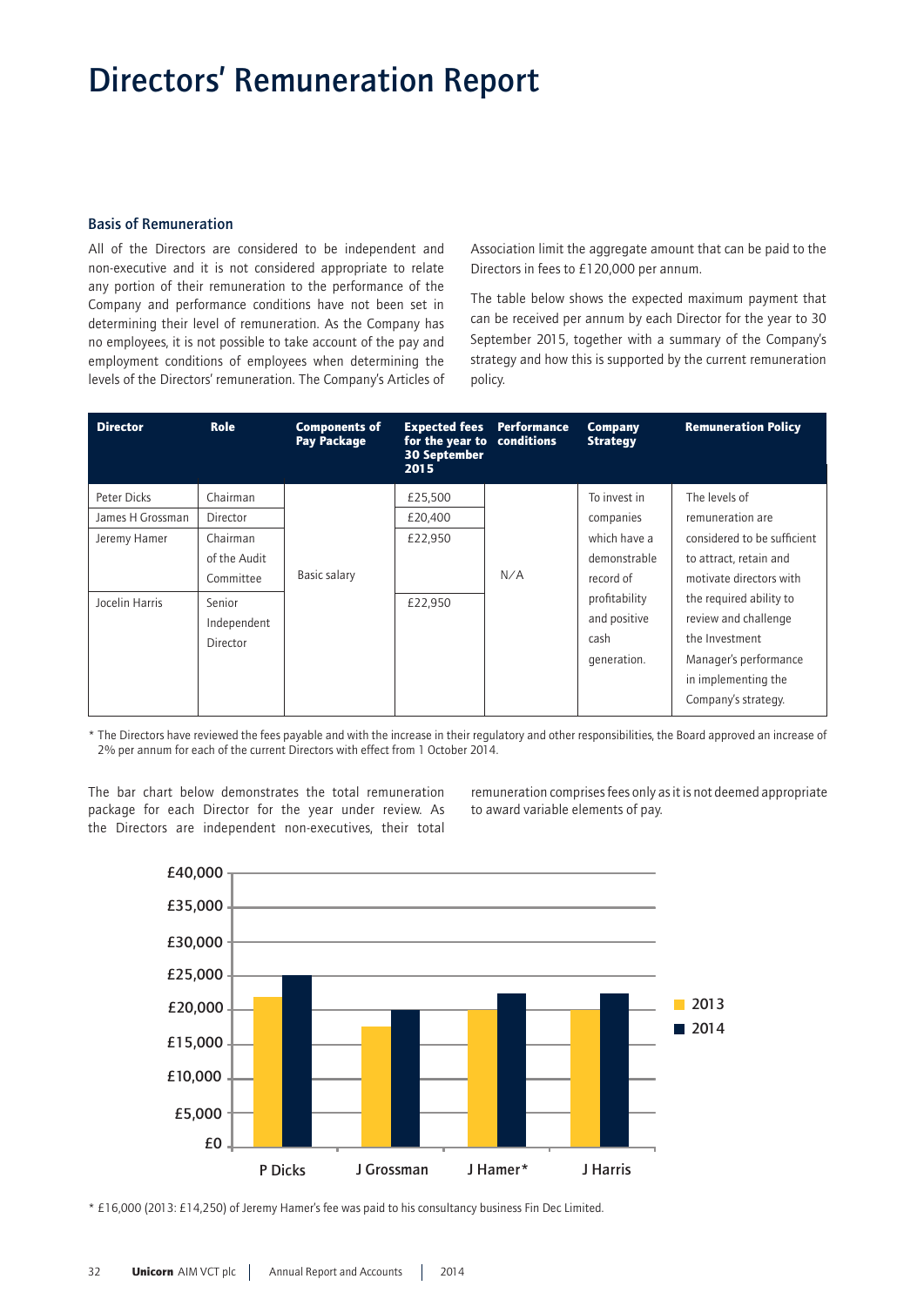# Directors' Remuneration Report

### Basis of Remuneration

All of the Directors are considered to be independent and non-executive and it is not considered appropriate to relate any portion of their remuneration to the performance of the Company and performance conditions have not been set in determining their level of remuneration. As the Company has no employees, it is not possible to take account of the pay and employment conditions of employees when determining the levels of the Directors' remuneration. The Company's Articles of Association limit the aggregate amount that can be paid to the Directors in fees to £120,000 per annum.

The table below shows the expected maximum payment that can be received per annum by each Director for the year to 30 September 2015, together with a summary of the Company's strategy and how this is supported by the current remuneration policy.

| Director | Role | Components of Pay Package | Expected fees for the year to 30 September 2015 | Performance conditions | Company Strategy | Remuneration Policy |
|---|---|---|---|---|---|---|
| Peter Dicks | Chairman | Basic salary | £25,500 | N/A | To invest in companies which have a demonstrable record of profitability and positive cash generation. | The levels of remuneration are considered to be sufficient to attract, retain and motivate directors with the required ability to review and challenge the Investment Manager's performance in implementing the Company's strategy. |
| James H Grossman | Director | | £20,400 | | | |
| Jeremy Hamer | Chairman of the Audit Committee | | £22,950 | | | |
| Jocelin Harris | Senior Independent Director | | £22,950 | | | |

* The Directors have reviewed the fees payable and with the increase in their regulatory and other responsibilities, the Board approved an increase of 2% per annum for each of the current Directors with effect from 1 October 2014.

The bar chart below demonstrates the total remuneration package for each Director for the year under review. As the Directors are independent non-executives, their total remuneration comprises fees only as it is not deemed appropriate to award variable elements of pay.

| Director | 2013 | 2014 |
|---|---|---|
| P Dicks | ~£22,000 | ~£25,000 |
| J Grossman | ~£17,500 | ~£20,000 |
| J Hamer* | ~£20,000 | ~£22,500 |
| J Harris | ~£20,000 | ~£22,500 |

* £16,000 (2013: £14,250) of Jeremy Hamer's fee was paid to his consultancy business Fin Dec Limited.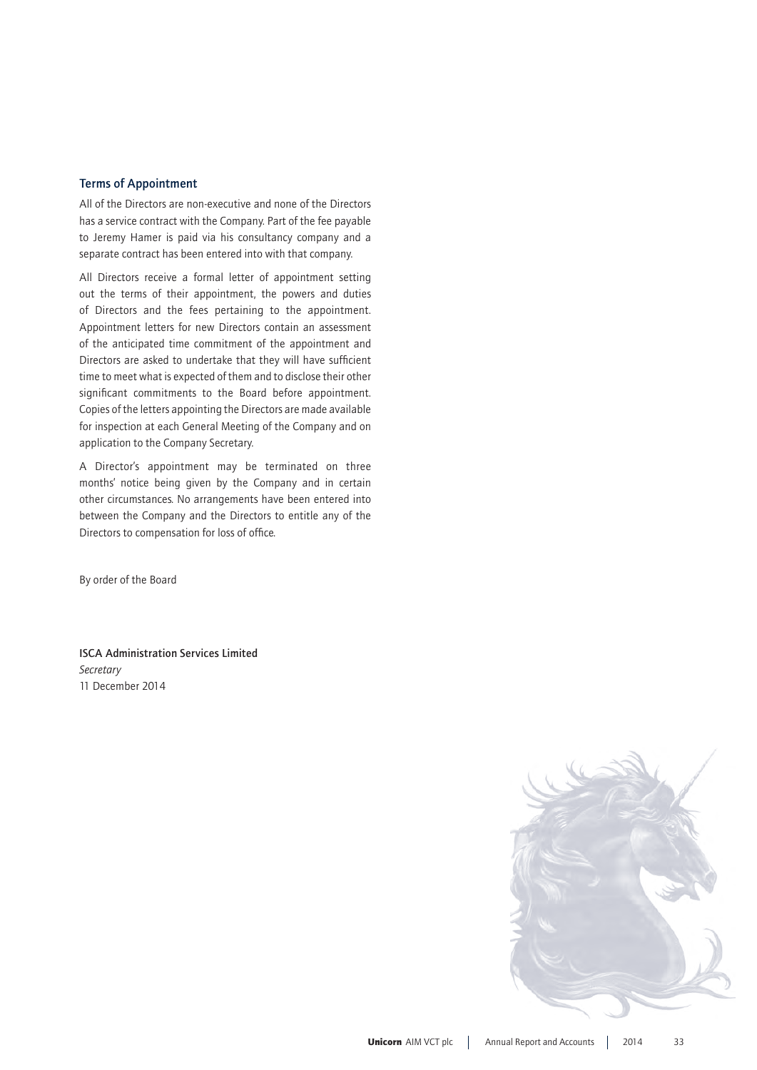### Terms of Appointment

All of the Directors are non-executive and none of the Directors has a service contract with the Company. Part of the fee payable to Jeremy Hamer is paid via his consultancy company and a separate contract has been entered into with that company.

All Directors receive a formal letter of appointment setting out the terms of their appointment, the powers and duties of Directors and the fees pertaining to the appointment. Appointment letters for new Directors contain an assessment of the anticipated time commitment of the appointment and Directors are asked to undertake that they will have sufficient time to meet what is expected of them and to disclose their other significant commitments to the Board before appointment. Copies of the letters appointing the Directors are made available for inspection at each General Meeting of the Company and on application to the Company Secretary.

A Director's appointment may be terminated on three months' notice being given by the Company and in certain other circumstances. No arrangements have been entered into between the Company and the Directors to entitle any of the Directors to compensation for loss of office.

By order of the Board

**ISCA Administration Services Limited**
*Secretary*
11 December 2014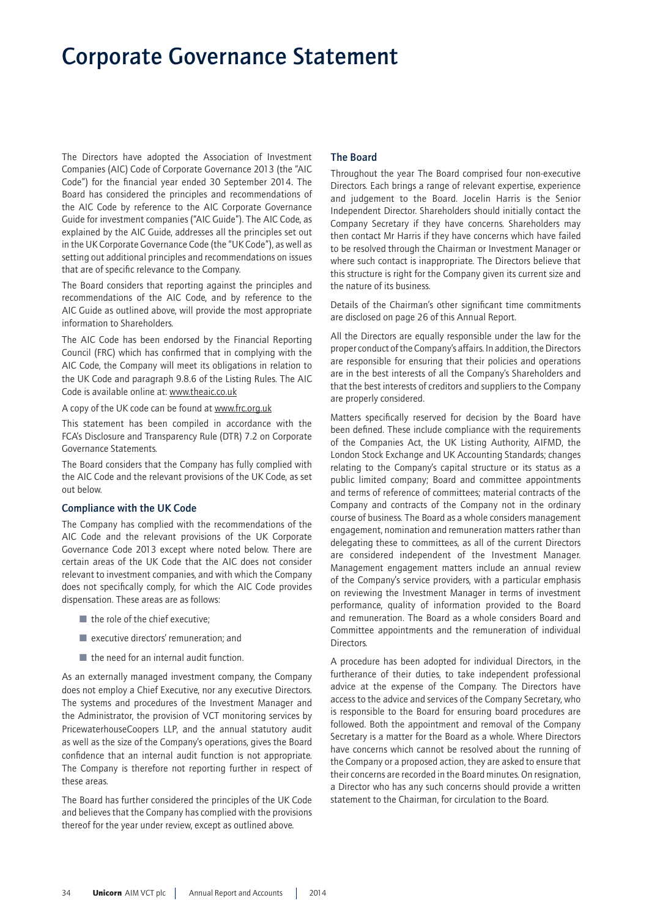# Corporate Governance Statement

The Directors have adopted the Association of Investment Companies (AIC) Code of Corporate Governance 2013 (the "AIC Code") for the financial year ended 30 September 2014. The Board has considered the principles and recommendations of the AIC Code by reference to the AIC Corporate Governance Guide for investment companies ("AIC Guide"). The AIC Code, as explained by the AIC Guide, addresses all the principles set out in the UK Corporate Governance Code (the "UK Code"), as well as setting out additional principles and recommendations on issues that are of specific relevance to the Company.

The Board considers that reporting against the principles and recommendations of the AIC Code, and by reference to the AIC Guide as outlined above, will provide the most appropriate information to Shareholders.

The AIC Code has been endorsed by the Financial Reporting Council (FRC) which has confirmed that in complying with the AIC Code, the Company will meet its obligations in relation to the UK Code and paragraph 9.8.6 of the Listing Rules. The AIC Code is available online at: www.theaic.co.uk

A copy of the UK code can be found at www.frc.org.uk

This statement has been compiled in accordance with the FCA's Disclosure and Transparency Rule (DTR) 7.2 on Corporate Governance Statements.

The Board considers that the Company has fully complied with the AIC Code and the relevant provisions of the UK Code, as set out below.

### Compliance with the UK Code

The Company has complied with the recommendations of the AIC Code and the relevant provisions of the UK Corporate Governance Code 2013 except where noted below. There are certain areas of the UK Code that the AIC does not consider relevant to investment companies, and with which the Company does not specifically comply, for which the AIC Code provides dispensation. These areas are as follows:

- the role of the chief executive;
- executive directors' remuneration; and
- the need for an internal audit function.

As an externally managed investment company, the Company does not employ a Chief Executive, nor any executive Directors. The systems and procedures of the Investment Manager and the Administrator, the provision of VCT monitoring services by PricewaterhouseCoopers LLP, and the annual statutory audit as well as the size of the Company's operations, gives the Board confidence that an internal audit function is not appropriate. The Company is therefore not reporting further in respect of these areas.

The Board has further considered the principles of the UK Code and believes that the Company has complied with the provisions thereof for the year under review, except as outlined above.

### The Board

Throughout the year The Board comprised four non-executive Directors. Each brings a range of relevant expertise, experience and judgement to the Board. Jocelin Harris is the Senior Independent Director. Shareholders should initially contact the Company Secretary if they have concerns. Shareholders may then contact Mr Harris if they have concerns which have failed to be resolved through the Chairman or Investment Manager or where such contact is inappropriate. The Directors believe that this structure is right for the Company given its current size and the nature of its business.

Details of the Chairman's other significant time commitments are disclosed on page 26 of this Annual Report.

All the Directors are equally responsible under the law for the proper conduct of the Company's affairs. In addition, the Directors are responsible for ensuring that their policies and operations are in the best interests of all the Company's Shareholders and that the best interests of creditors and suppliers to the Company are properly considered.

Matters specifically reserved for decision by the Board have been defined. These include compliance with the requirements of the Companies Act, the UK Listing Authority, AIFMD, the London Stock Exchange and UK Accounting Standards; changes relating to the Company's capital structure or its status as a public limited company; Board and committee appointments and terms of reference of committees; material contracts of the Company and contracts of the Company not in the ordinary course of business. The Board as a whole considers management engagement, nomination and remuneration matters rather than delegating these to committees, as all of the current Directors are considered independent of the Investment Manager. Management engagement matters include an annual review of the Company's service providers, with a particular emphasis on reviewing the Investment Manager in terms of investment performance, quality of information provided to the Board and remuneration. The Board as a whole considers Board and Committee appointments and the remuneration of individual Directors.

A procedure has been adopted for individual Directors, in the furtherance of their duties, to take independent professional advice at the expense of the Company. The Directors have access to the advice and services of the Company Secretary, who is responsible to the Board for ensuring board procedures are followed. Both the appointment and removal of the Company Secretary is a matter for the Board as a whole. Where Directors have concerns which cannot be resolved about the running of the Company or a proposed action, they are asked to ensure that their concerns are recorded in the Board minutes. On resignation, a Director who has any such concerns should provide a written statement to the Chairman, for circulation to the Board.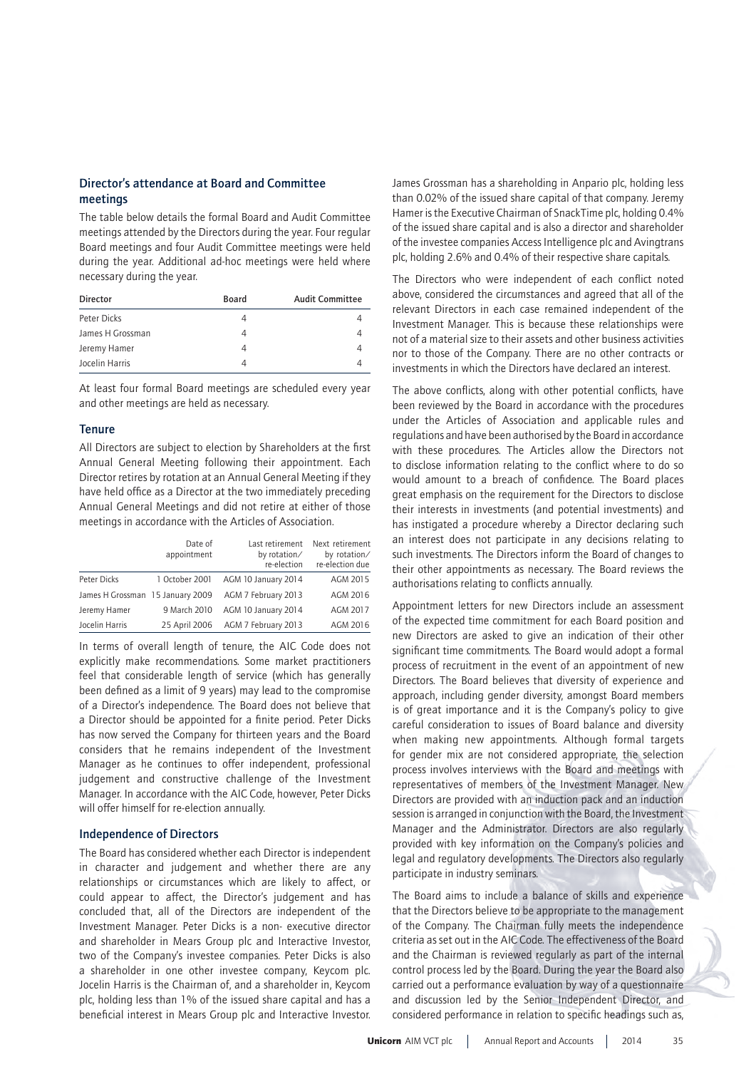## Director's attendance at Board and Committee meetings

The table below details the formal Board and Audit Committee meetings attended by the Directors during the year. Four regular Board meetings and four Audit Committee meetings were held during the year. Additional ad-hoc meetings were held where necessary during the year.

| Director | Board | Audit Committee |
|---|---|---|
| Peter Dicks | 4 | 4 |
| James H Grossman | 4 | 4 |
| Jeremy Hamer | 4 | 4 |
| Jocelin Harris | 4 | 4 |

At least four formal Board meetings are scheduled every year and other meetings are held as necessary.

## Tenure

All Directors are subject to election by Shareholders at the first Annual General Meeting following their appointment. Each Director retires by rotation at an Annual General Meeting if they have held office as a Director at the two immediately preceding Annual General Meetings and did not retire at either of those meetings in accordance with the Articles of Association.

| | Date of appointment | Last retirement by rotation/ re-election | Next retirement by rotation/ re-election due |
|---|---|---|---|
| Peter Dicks | 1 October 2001 | AGM 10 January 2014 | AGM 2015 |
| James H Grossman | 15 January 2009 | AGM 7 February 2013 | AGM 2016 |
| Jeremy Hamer | 9 March 2010 | AGM 10 January 2014 | AGM 2017 |
| Jocelin Harris | 25 April 2006 | AGM 7 February 2013 | AGM 2016 |

In terms of overall length of tenure, the AIC Code does not explicitly make recommendations. Some market practitioners feel that considerable length of service (which has generally been defined as a limit of 9 years) may lead to the compromise of a Director's independence. The Board does not believe that a Director should be appointed for a finite period. Peter Dicks has now served the Company for thirteen years and the Board considers that he remains independent of the Investment Manager as he continues to offer independent, professional judgement and constructive challenge of the Investment Manager. In accordance with the AIC Code, however, Peter Dicks will offer himself for re-election annually.

## Independence of Directors

The Board has considered whether each Director is independent in character and judgement and whether there are any relationships or circumstances which are likely to affect, or could appear to affect, the Director's judgement and has concluded that, all of the Directors are independent of the Investment Manager. Peter Dicks is a non- executive director and shareholder in Mears Group plc and Interactive Investor, two of the Company's investee companies. Peter Dicks is also a shareholder in one other investee company, Keycom plc. Jocelin Harris is the Chairman of, and a shareholder in, Keycom plc, holding less than 1% of the issued share capital and has a beneficial interest in Mears Group plc and Interactive Investor. James Grossman has a shareholding in Anpario plc, holding less than 0.02% of the issued share capital of that company. Jeremy Hamer is the Executive Chairman of SnackTime plc, holding 0.4% of the issued share capital and is also a director and shareholder of the investee companies Access Intelligence plc and Avingtrans plc, holding 2.6% and 0.4% of their respective share capitals.

The Directors who were independent of each conflict noted above, considered the circumstances and agreed that all of the relevant Directors in each case remained independent of the Investment Manager. This is because these relationships were not of a material size to their assets and other business activities nor to those of the Company. There are no other contracts or investments in which the Directors have declared an interest.

The above conflicts, along with other potential conflicts, have been reviewed by the Board in accordance with the procedures under the Articles of Association and applicable rules and regulations and have been authorised by the Board in accordance with these procedures. The Articles allow the Directors not to disclose information relating to the conflict where to do so would amount to a breach of confidence. The Board places great emphasis on the requirement for the Directors to disclose their interests in investments (and potential investments) and has instigated a procedure whereby a Director declaring such an interest does not participate in any decisions relating to such investments. The Directors inform the Board of changes to their other appointments as necessary. The Board reviews the authorisations relating to conflicts annually.

Appointment letters for new Directors include an assessment of the expected time commitment for each Board position and new Directors are asked to give an indication of their other significant time commitments. The Board would adopt a formal process of recruitment in the event of an appointment of new Directors. The Board believes that diversity of experience and approach, including gender diversity, amongst Board members is of great importance and it is the Company's policy to give careful consideration to issues of Board balance and diversity when making new appointments. Although formal targets for gender mix are not considered appropriate, the selection process involves interviews with the Board and meetings with representatives of members of the Investment Manager. New Directors are provided with an induction pack and an induction session is arranged in conjunction with the Board, the Investment Manager and the Administrator. Directors are also regularly provided with key information on the Company's policies and legal and regulatory developments. The Directors also regularly participate in industry seminars.

The Board aims to include a balance of skills and experience that the Directors believe to be appropriate to the management of the Company. The Chairman fully meets the independence criteria as set out in the AIC Code. The effectiveness of the Board and the Chairman is reviewed regularly as part of the internal control process led by the Board. During the year the Board also carried out a performance evaluation by way of a questionnaire and discussion led by the Senior Independent Director, and considered performance in relation to specific headings such as,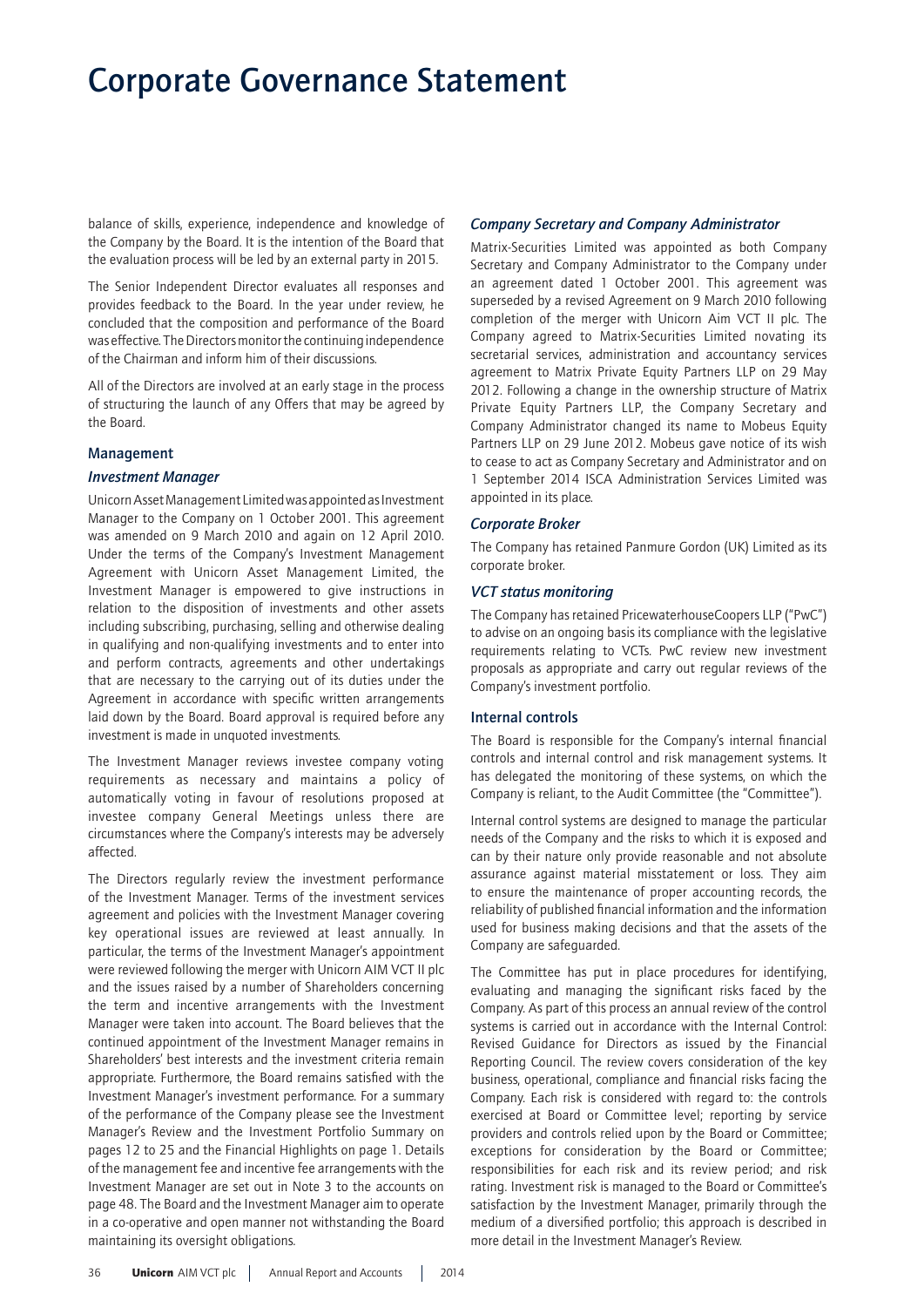# Corporate Governance Statement

balance of skills, experience, independence and knowledge of the Company by the Board. It is the intention of the Board that the evaluation process will be led by an external party in 2015.

The Senior Independent Director evaluates all responses and provides feedback to the Board. In the year under review, he concluded that the composition and performance of the Board was effective. The Directors monitor the continuing independence of the Chairman and inform him of their discussions.

All of the Directors are involved at an early stage in the process of structuring the launch of any Offers that may be agreed by the Board.

## Management

### *Investment Manager*

Unicorn Asset Management Limited was appointed as Investment Manager to the Company on 1 October 2001. This agreement was amended on 9 March 2010 and again on 12 April 2010. Under the terms of the Company's Investment Management Agreement with Unicorn Asset Management Limited, the Investment Manager is empowered to give instructions in relation to the disposition of investments and other assets including subscribing, purchasing, selling and otherwise dealing in qualifying and non-qualifying investments and to enter into and perform contracts, agreements and other undertakings that are necessary to the carrying out of its duties under the Agreement in accordance with specific written arrangements laid down by the Board. Board approval is required before any investment is made in unquoted investments.

The Investment Manager reviews investee company voting requirements as necessary and maintains a policy of automatically voting in favour of resolutions proposed at investee company General Meetings unless there are circumstances where the Company's interests may be adversely affected.

The Directors regularly review the investment performance of the Investment Manager. Terms of the investment services agreement and policies with the Investment Manager covering key operational issues are reviewed at least annually. In particular, the terms of the Investment Manager's appointment were reviewed following the merger with Unicorn AIM VCT II plc and the issues raised by a number of Shareholders concerning the term and incentive arrangements with the Investment Manager were taken into account. The Board believes that the continued appointment of the Investment Manager remains in Shareholders' best interests and the investment criteria remain appropriate. Furthermore, the Board remains satisfied with the Investment Manager's investment performance. For a summary of the performance of the Company please see the Investment Manager's Review and the Investment Portfolio Summary on pages 12 to 25 and the Financial Highlights on page 1. Details of the management fee and incentive fee arrangements with the Investment Manager are set out in Note 3 to the accounts on page 48. The Board and the Investment Manager aim to operate in a co-operative and open manner not withstanding the Board maintaining its oversight obligations.

### *Company Secretary and Company Administrator*

Matrix-Securities Limited was appointed as both Company Secretary and Company Administrator to the Company under an agreement dated 1 October 2001. This agreement was superseded by a revised Agreement on 9 March 2010 following completion of the merger with Unicorn Aim VCT II plc. The Company agreed to Matrix-Securities Limited novating its secretarial services, administration and accountancy services agreement to Matrix Private Equity Partners LLP on 29 May 2012. Following a change in the ownership structure of Matrix Private Equity Partners LLP, the Company Secretary and Company Administrator changed its name to Mobeus Equity Partners LLP on 29 June 2012. Mobeus gave notice of its wish to cease to act as Company Secretary and Administrator and on 1 September 2014 ISCA Administration Services Limited was appointed in its place.

### *Corporate Broker*

The Company has retained Panmure Gordon (UK) Limited as its corporate broker.

### *VCT status monitoring*

The Company has retained PricewaterhouseCoopers LLP ("PwC") to advise on an ongoing basis its compliance with the legislative requirements relating to VCTs. PwC review new investment proposals as appropriate and carry out regular reviews of the Company's investment portfolio.

## Internal controls

The Board is responsible for the Company's internal financial controls and internal control and risk management systems. It has delegated the monitoring of these systems, on which the Company is reliant, to the Audit Committee (the "Committee").

Internal control systems are designed to manage the particular needs of the Company and the risks to which it is exposed and can by their nature only provide reasonable and not absolute assurance against material misstatement or loss. They aim to ensure the maintenance of proper accounting records, the reliability of published financial information and the information used for business making decisions and that the assets of the Company are safeguarded.

The Committee has put in place procedures for identifying, evaluating and managing the significant risks faced by the Company. As part of this process an annual review of the control systems is carried out in accordance with the Internal Control: Revised Guidance for Directors as issued by the Financial Reporting Council. The review covers consideration of the key business, operational, compliance and financial risks facing the Company. Each risk is considered with regard to: the controls exercised at Board or Committee level; reporting by service providers and controls relied upon by the Board or Committee; exceptions for consideration by the Board or Committee; responsibilities for each risk and its review period; and risk rating. Investment risk is managed to the Board or Committee's satisfaction by the Investment Manager, primarily through the medium of a diversified portfolio; this approach is described in more detail in the Investment Manager's Review.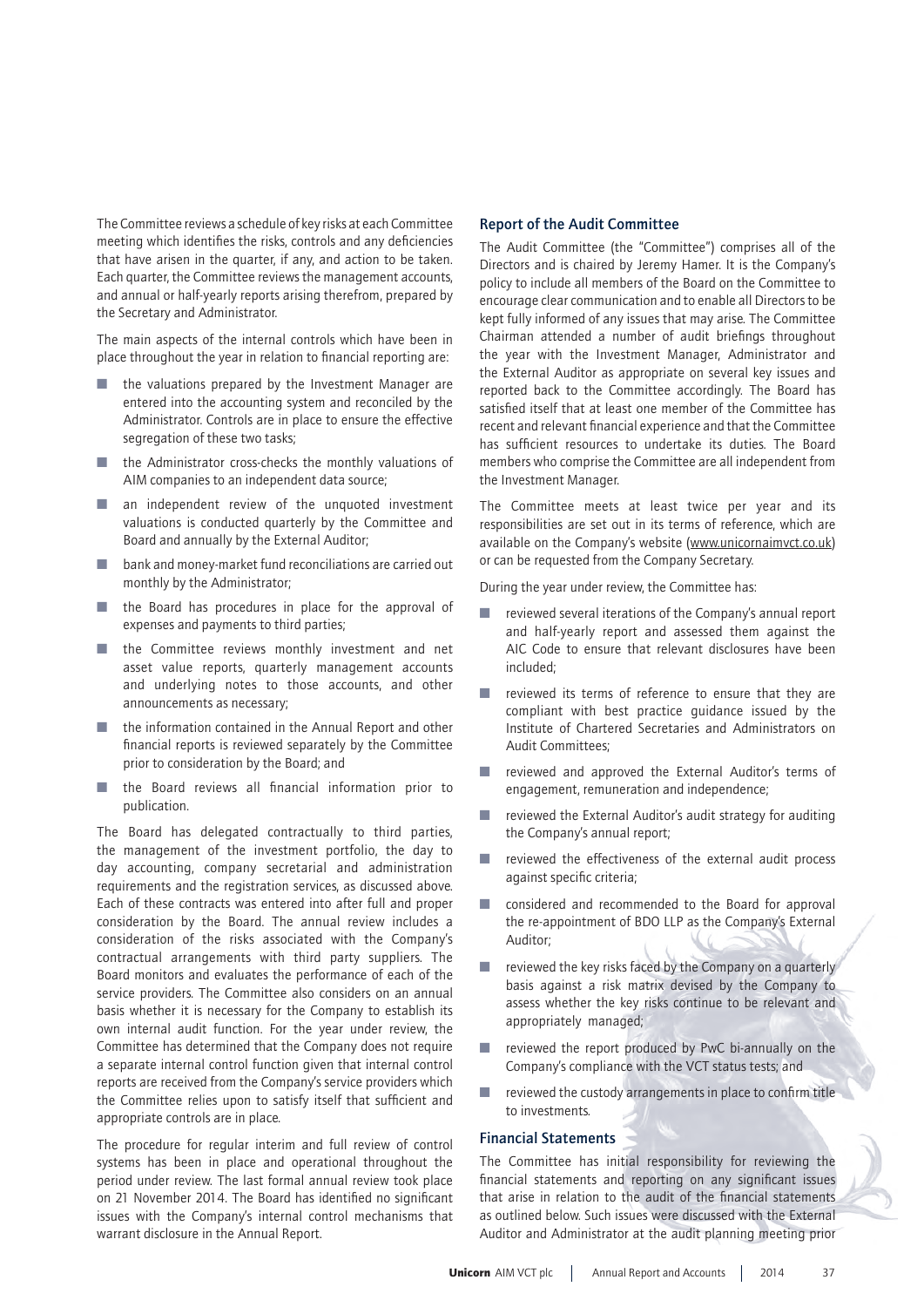The Committee reviews a schedule of key risks at each Committee meeting which identifies the risks, controls and any deficiencies that have arisen in the quarter, if any, and action to be taken. Each quarter, the Committee reviews the management accounts, and annual or half-yearly reports arising therefrom, prepared by the Secretary and Administrator.

The main aspects of the internal controls which have been in place throughout the year in relation to financial reporting are:

- the valuations prepared by the Investment Manager are entered into the accounting system and reconciled by the Administrator. Controls are in place to ensure the effective segregation of these two tasks;
- the Administrator cross-checks the monthly valuations of AIM companies to an independent data source;
- an independent review of the unquoted investment valuations is conducted quarterly by the Committee and Board and annually by the External Auditor;
- bank and money-market fund reconciliations are carried out monthly by the Administrator;
- the Board has procedures in place for the approval of expenses and payments to third parties;
- the Committee reviews monthly investment and net asset value reports, quarterly management accounts and underlying notes to those accounts, and other announcements as necessary;
- the information contained in the Annual Report and other financial reports is reviewed separately by the Committee prior to consideration by the Board; and
- the Board reviews all financial information prior to publication.

The Board has delegated contractually to third parties, the management of the investment portfolio, the day to day accounting, company secretarial and administration requirements and the registration services, as discussed above. Each of these contracts was entered into after full and proper consideration by the Board. The annual review includes a consideration of the risks associated with the Company's contractual arrangements with third party suppliers. The Board monitors and evaluates the performance of each of the service providers. The Committee also considers on an annual basis whether it is necessary for the Company to establish its own internal audit function. For the year under review, the Committee has determined that the Company does not require a separate internal control function given that internal control reports are received from the Company's service providers which the Committee relies upon to satisfy itself that sufficient and appropriate controls are in place.

The procedure for regular interim and full review of control systems has been in place and operational throughout the period under review. The last formal annual review took place on 21 November 2014. The Board has identified no significant issues with the Company's internal control mechanisms that warrant disclosure in the Annual Report.

### Report of the Audit Committee

The Audit Committee (the "Committee") comprises all of the Directors and is chaired by Jeremy Hamer. It is the Company's policy to include all members of the Board on the Committee to encourage clear communication and to enable all Directors to be kept fully informed of any issues that may arise. The Committee Chairman attended a number of audit briefings throughout the year with the Investment Manager, Administrator and the External Auditor as appropriate on several key issues and reported back to the Committee accordingly. The Board has satisfied itself that at least one member of the Committee has recent and relevant financial experience and that the Committee has sufficient resources to undertake its duties. The Board members who comprise the Committee are all independent from the Investment Manager.

The Committee meets at least twice per year and its responsibilities are set out in its terms of reference, which are available on the Company's website (www.unicornaimvct.co.uk) or can be requested from the Company Secretary.

During the year under review, the Committee has:

- reviewed several iterations of the Company's annual report and half-yearly report and assessed them against the AIC Code to ensure that relevant disclosures have been included;
- reviewed its terms of reference to ensure that they are compliant with best practice guidance issued by the Institute of Chartered Secretaries and Administrators on Audit Committees;
- reviewed and approved the External Auditor's terms of engagement, remuneration and independence;
- reviewed the External Auditor's audit strategy for auditing the Company's annual report;
- reviewed the effectiveness of the external audit process against specific criteria;
- considered and recommended to the Board for approval the re-appointment of BDO LLP as the Company's External Auditor;
- reviewed the key risks faced by the Company on a quarterly basis against a risk matrix devised by the Company to assess whether the key risks continue to be relevant and appropriately managed;
- reviewed the report produced by PwC bi-annually on the Company's compliance with the VCT status tests; and
- reviewed the custody arrangements in place to confirm title to investments.

### Financial Statements

The Committee has initial responsibility for reviewing the financial statements and reporting on any significant issues that arise in relation to the audit of the financial statements as outlined below. Such issues were discussed with the External Auditor and Administrator at the audit planning meeting prior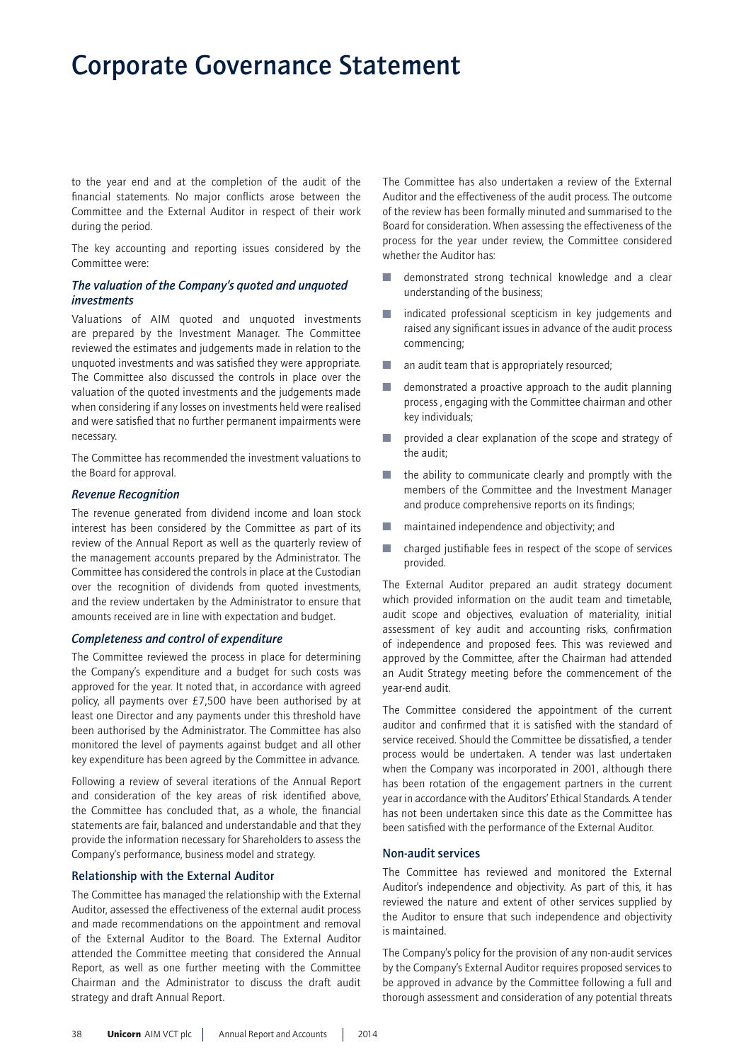# Corporate Governance Statement

to the year end and at the completion of the audit of the financial statements. No major conflicts arose between the Committee and the External Auditor in respect of their work during the period.

The key accounting and reporting issues considered by the Committee were:

### *The valuation of the Company's quoted and unquoted investments*

Valuations of AIM quoted and unquoted investments are prepared by the Investment Manager. The Committee reviewed the estimates and judgements made in relation to the unquoted investments and was satisfied they were appropriate. The Committee also discussed the controls in place over the valuation of the quoted investments and the judgements made when considering if any losses on investments held were realised and were satisfied that no further permanent impairments were necessary.

The Committee has recommended the investment valuations to the Board for approval.

### *Revenue Recognition*

The revenue generated from dividend income and loan stock interest has been considered by the Committee as part of its review of the Annual Report as well as the quarterly review of the management accounts prepared by the Administrator. The Committee has considered the controls in place at the Custodian over the recognition of dividends from quoted investments, and the review undertaken by the Administrator to ensure that amounts received are in line with expectation and budget.

### *Completeness and control of expenditure*

The Committee reviewed the process in place for determining the Company's expenditure and a budget for such costs was approved for the year. It noted that, in accordance with agreed policy, all payments over £7,500 have been authorised by at least one Director and any payments under this threshold have been authorised by the Administrator. The Committee has also monitored the level of payments against budget and all other key expenditure has been agreed by the Committee in advance.

Following a review of several iterations of the Annual Report and consideration of the key areas of risk identified above, the Committee has concluded that, as a whole, the financial statements are fair, balanced and understandable and that they provide the information necessary for Shareholders to assess the Company's performance, business model and strategy.

## Relationship with the External Auditor

The Committee has managed the relationship with the External Auditor, assessed the effectiveness of the external audit process and made recommendations on the appointment and removal of the External Auditor to the Board. The External Auditor attended the Committee meeting that considered the Annual Report, as well as one further meeting with the Committee Chairman and the Administrator to discuss the draft audit strategy and draft Annual Report.

The Committee has also undertaken a review of the External Auditor and the effectiveness of the audit process. The outcome of the review has been formally minuted and summarised to the Board for consideration. When assessing the effectiveness of the process for the year under review, the Committee considered whether the Auditor has:

- demonstrated strong technical knowledge and a clear understanding of the business;
- indicated professional scepticism in key judgements and raised any significant issues in advance of the audit process commencing;
- an audit team that is appropriately resourced;
- demonstrated a proactive approach to the audit planning process , engaging with the Committee chairman and other key individuals;
- provided a clear explanation of the scope and strategy of the audit;
- the ability to communicate clearly and promptly with the members of the Committee and the Investment Manager and produce comprehensive reports on its findings;
- maintained independence and objectivity; and
- charged justifiable fees in respect of the scope of services provided.

The External Auditor prepared an audit strategy document which provided information on the audit team and timetable, audit scope and objectives, evaluation of materiality, initial assessment of key audit and accounting risks, confirmation of independence and proposed fees. This was reviewed and approved by the Committee, after the Chairman had attended an Audit Strategy meeting before the commencement of the year-end audit.

The Committee considered the appointment of the current auditor and confirmed that it is satisfied with the standard of service received. Should the Committee be dissatisfied, a tender process would be undertaken. A tender was last undertaken when the Company was incorporated in 2001, although there has been rotation of the engagement partners in the current year in accordance with the Auditors' Ethical Standards. A tender has not been undertaken since this date as the Committee has been satisfied with the performance of the External Auditor.

## Non-audit services

The Committee has reviewed and monitored the External Auditor's independence and objectivity. As part of this, it has reviewed the nature and extent of other services supplied by the Auditor to ensure that such independence and objectivity is maintained.

The Company's policy for the provision of any non-audit services by the Company's External Auditor requires proposed services to be approved in advance by the Committee following a full and thorough assessment and consideration of any potential threats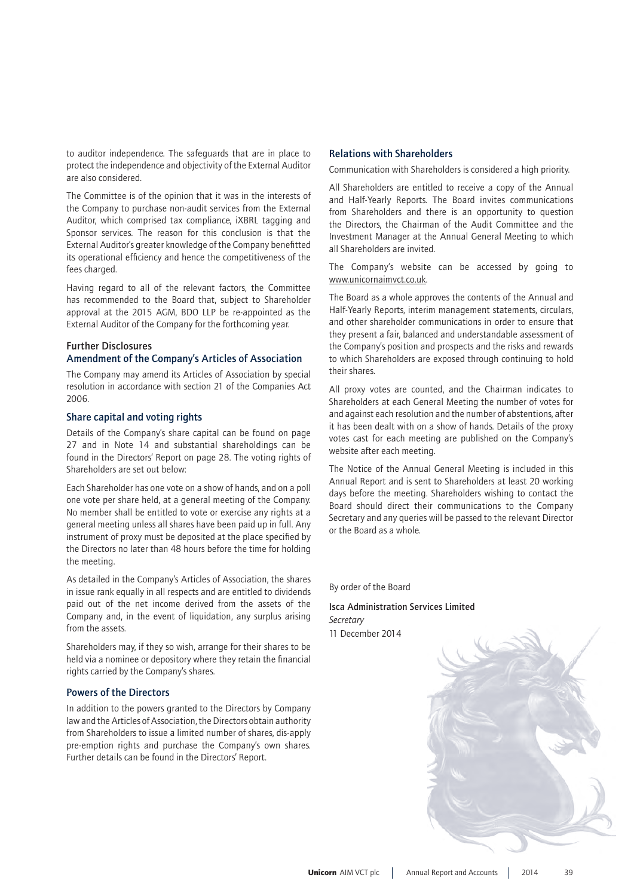to auditor independence. The safeguards that are in place to protect the independence and objectivity of the External Auditor are also considered.

The Committee is of the opinion that it was in the interests of the Company to purchase non-audit services from the External Auditor, which comprised tax compliance, iXBRL tagging and Sponsor services. The reason for this conclusion is that the External Auditor's greater knowledge of the Company benefitted its operational efficiency and hence the competitiveness of the fees charged.

Having regard to all of the relevant factors, the Committee has recommended to the Board that, subject to Shareholder approval at the 2015 AGM, BDO LLP be re-appointed as the External Auditor of the Company for the forthcoming year.

## Further Disclosures

### Amendment of the Company's Articles of Association

The Company may amend its Articles of Association by special resolution in accordance with section 21 of the Companies Act 2006.

### Share capital and voting rights

Details of the Company's share capital can be found on page 27 and in Note 14 and substantial shareholdings can be found in the Directors' Report on page 28. The voting rights of Shareholders are set out below:

Each Shareholder has one vote on a show of hands, and on a poll one vote per share held, at a general meeting of the Company. No member shall be entitled to vote or exercise any rights at a general meeting unless all shares have been paid up in full. Any instrument of proxy must be deposited at the place specified by the Directors no later than 48 hours before the time for holding the meeting.

As detailed in the Company's Articles of Association, the shares in issue rank equally in all respects and are entitled to dividends paid out of the net income derived from the assets of the Company and, in the event of liquidation, any surplus arising from the assets.

Shareholders may, if they so wish, arrange for their shares to be held via a nominee or depository where they retain the financial rights carried by the Company's shares.

### Powers of the Directors

In addition to the powers granted to the Directors by Company law and the Articles of Association, the Directors obtain authority from Shareholders to issue a limited number of shares, dis-apply pre-emption rights and purchase the Company's own shares. Further details can be found in the Directors' Report.

### Relations with Shareholders

Communication with Shareholders is considered a high priority.

All Shareholders are entitled to receive a copy of the Annual and Half-Yearly Reports. The Board invites communications from Shareholders and there is an opportunity to question the Directors, the Chairman of the Audit Committee and the Investment Manager at the Annual General Meeting to which all Shareholders are invited.

The Company's website can be accessed by going to www.unicornaimvct.co.uk.

The Board as a whole approves the contents of the Annual and Half-Yearly Reports, interim management statements, circulars, and other shareholder communications in order to ensure that they present a fair, balanced and understandable assessment of the Company's position and prospects and the risks and rewards to which Shareholders are exposed through continuing to hold their shares.

All proxy votes are counted, and the Chairman indicates to Shareholders at each General Meeting the number of votes for and against each resolution and the number of abstentions, after it has been dealt with on a show of hands. Details of the proxy votes cast for each meeting are published on the Company's website after each meeting.

The Notice of the Annual General Meeting is included in this Annual Report and is sent to Shareholders at least 20 working days before the meeting. Shareholders wishing to contact the Board should direct their communications to the Company Secretary and any queries will be passed to the relevant Director or the Board as a whole.

By order of the Board

**Isca Administration Services Limited**
*Secretary*
11 December 2014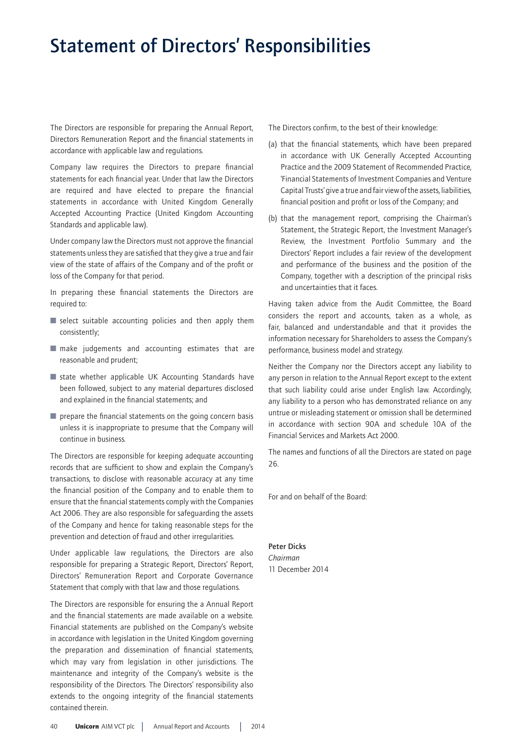# Statement of Directors' Responsibilities

The Directors are responsible for preparing the Annual Report, Directors Remuneration Report and the financial statements in accordance with applicable law and regulations.

Company law requires the Directors to prepare financial statements for each financial year. Under that law the Directors are required and have elected to prepare the financial statements in accordance with United Kingdom Generally Accepted Accounting Practice (United Kingdom Accounting Standards and applicable law).

Under company law the Directors must not approve the financial statements unless they are satisfied that they give a true and fair view of the state of affairs of the Company and of the profit or loss of the Company for that period.

In preparing these financial statements the Directors are required to:

- select suitable accounting policies and then apply them consistently;
- make judgements and accounting estimates that are reasonable and prudent;
- state whether applicable UK Accounting Standards have been followed, subject to any material departures disclosed and explained in the financial statements; and
- prepare the financial statements on the going concern basis unless it is inappropriate to presume that the Company will continue in business.

The Directors are responsible for keeping adequate accounting records that are sufficient to show and explain the Company's transactions, to disclose with reasonable accuracy at any time the financial position of the Company and to enable them to ensure that the financial statements comply with the Companies Act 2006. They are also responsible for safeguarding the assets of the Company and hence for taking reasonable steps for the prevention and detection of fraud and other irregularities.

Under applicable law regulations, the Directors are also responsible for preparing a Strategic Report, Directors' Report, Directors' Remuneration Report and Corporate Governance Statement that comply with that law and those regulations.

The Directors are responsible for ensuring the a Annual Report and the financial statements are made available on a website. Financial statements are published on the Company's website in accordance with legislation in the United Kingdom governing the preparation and dissemination of financial statements, which may vary from legislation in other jurisdictions. The maintenance and integrity of the Company's website is the responsibility of the Directors. The Directors' responsibility also extends to the ongoing integrity of the financial statements contained therein.

The Directors confirm, to the best of their knowledge:

(a) that the financial statements, which have been prepared in accordance with UK Generally Accepted Accounting Practice and the 2009 Statement of Recommended Practice, 'Financial Statements of Investment Companies and Venture Capital Trusts' give a true and fair view of the assets, liabilities, financial position and profit or loss of the Company; and

(b) that the management report, comprising the Chairman's Statement, the Strategic Report, the Investment Manager's Review, the Investment Portfolio Summary and the Directors' Report includes a fair review of the development and performance of the business and the position of the Company, together with a description of the principal risks and uncertainties that it faces.

Having taken advice from the Audit Committee, the Board considers the report and accounts, taken as a whole, as fair, balanced and understandable and that it provides the information necessary for Shareholders to assess the Company's performance, business model and strategy.

Neither the Company nor the Directors accept any liability to any person in relation to the Annual Report except to the extent that such liability could arise under English law. Accordingly, any liability to a person who has demonstrated reliance on any untrue or misleading statement or omission shall be determined in accordance with section 90A and schedule 10A of the Financial Services and Markets Act 2000.

The names and functions of all the Directors are stated on page 26.

For and on behalf of the Board:

**Peter Dicks**
*Chairman*
11 December 2014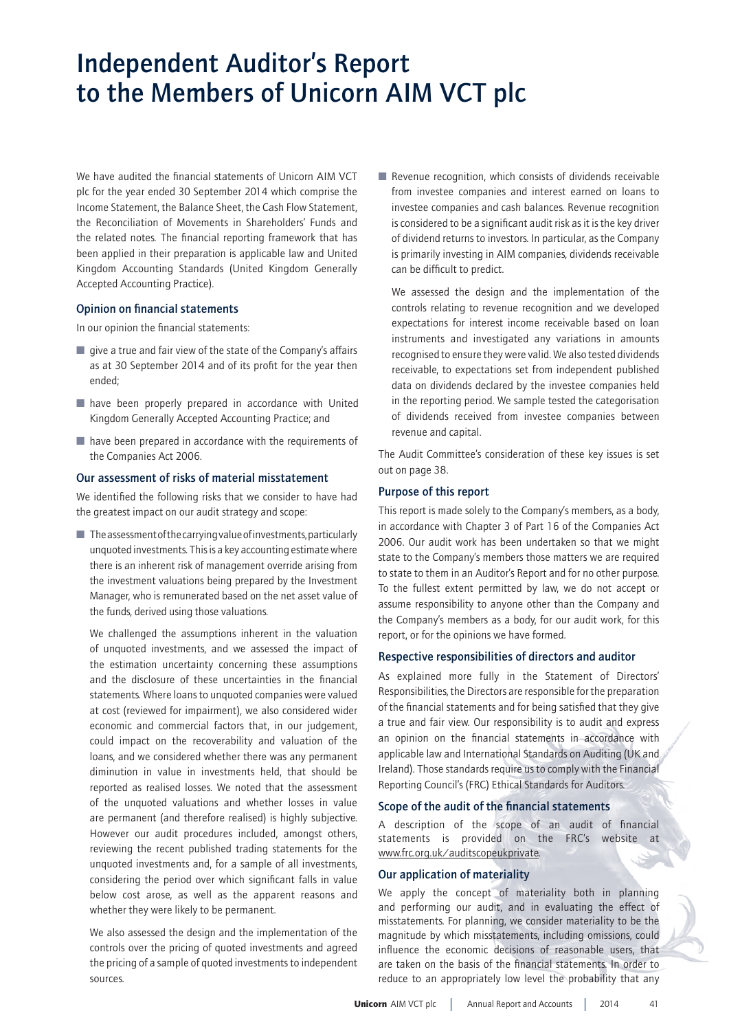# Independent Auditor's Report to the Members of Unicorn AIM VCT plc

We have audited the financial statements of Unicorn AIM VCT plc for the year ended 30 September 2014 which comprise the Income Statement, the Balance Sheet, the Cash Flow Statement, the Reconciliation of Movements in Shareholders' Funds and the related notes. The financial reporting framework that has been applied in their preparation is applicable law and United Kingdom Accounting Standards (United Kingdom Generally Accepted Accounting Practice).

### Opinion on financial statements

In our opinion the financial statements:

- give a true and fair view of the state of the Company's affairs as at 30 September 2014 and of its profit for the year then ended;
- have been properly prepared in accordance with United Kingdom Generally Accepted Accounting Practice; and
- have been prepared in accordance with the requirements of the Companies Act 2006.

### Our assessment of risks of material misstatement

We identified the following risks that we consider to have had the greatest impact on our audit strategy and scope:

- The assessment of the carrying value of investments, particularly unquoted investments. This is a key accounting estimate where there is an inherent risk of management override arising from the investment valuations being prepared by the Investment Manager, who is remunerated based on the net asset value of the funds, derived using those valuations.

  We challenged the assumptions inherent in the valuation of unquoted investments, and we assessed the impact of the estimation uncertainty concerning these assumptions and the disclosure of these uncertainties in the financial statements. Where loans to unquoted companies were valued at cost (reviewed for impairment), we also considered wider economic and commercial factors that, in our judgement, could impact on the recoverability and valuation of the loans, and we considered whether there was any permanent diminution in value in investments held, that should be reported as realised losses. We noted that the assessment of the unquoted valuations and whether losses in value are permanent (and therefore realised) is highly subjective. However our audit procedures included, amongst others, reviewing the recent published trading statements for the unquoted investments and, for a sample of all investments, considering the period over which significant falls in value below cost arose, as well as the apparent reasons and whether they were likely to be permanent.

  We also assessed the design and the implementation of the controls over the pricing of quoted investments and agreed the pricing of a sample of quoted investments to independent sources.

- Revenue recognition, which consists of dividends receivable from investee companies and interest earned on loans to investee companies and cash balances. Revenue recognition is considered to be a significant audit risk as it is the key driver of dividend returns to investors. In particular, as the Company is primarily investing in AIM companies, dividends receivable can be difficult to predict.

  We assessed the design and the implementation of the controls relating to revenue recognition and we developed expectations for interest income receivable based on loan instruments and investigated any variations in amounts recognised to ensure they were valid. We also tested dividends receivable, to expectations set from independent published data on dividends declared by the investee companies held in the reporting period. We sample tested the categorisation of dividends received from investee companies between revenue and capital.

The Audit Committee's consideration of these key issues is set out on page 38.

### Purpose of this report

This report is made solely to the Company's members, as a body, in accordance with Chapter 3 of Part 16 of the Companies Act 2006. Our audit work has been undertaken so that we might state to the Company's members those matters we are required to state to them in an Auditor's Report and for no other purpose. To the fullest extent permitted by law, we do not accept or assume responsibility to anyone other than the Company and the Company's members as a body, for our audit work, for this report, or for the opinions we have formed.

### Respective responsibilities of directors and auditor

As explained more fully in the Statement of Directors' Responsibilities, the Directors are responsible for the preparation of the financial statements and for being satisfied that they give a true and fair view. Our responsibility is to audit and express an opinion on the financial statements in accordance with applicable law and International Standards on Auditing (UK and Ireland). Those standards require us to comply with the Financial Reporting Council's (FRC) Ethical Standards for Auditors.

### Scope of the audit of the financial statements

A description of the scope of an audit of financial statements is provided on the FRC's website at www.frc.org.uk/auditscopeukprivate.

### Our application of materiality

We apply the concept of materiality both in planning and performing our audit, and in evaluating the effect of misstatements. For planning, we consider materiality to be the magnitude by which misstatements, including omissions, could influence the economic decisions of reasonable users, that are taken on the basis of the financial statements. In order to reduce to an appropriately low level the probability that any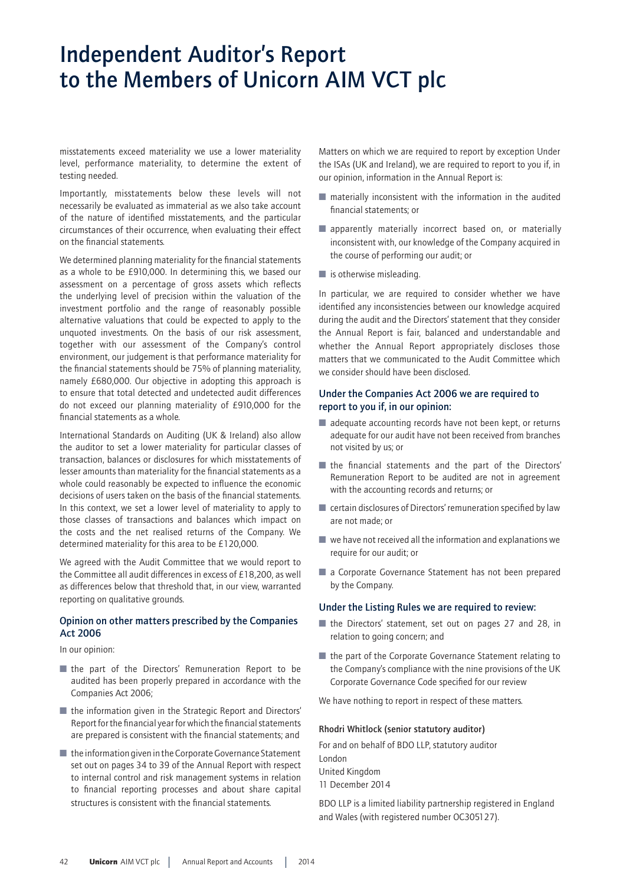# Independent Auditor's Report to the Members of Unicorn AIM VCT plc

misstatements exceed materiality we use a lower materiality level, performance materiality, to determine the extent of testing needed.

Importantly, misstatements below these levels will not necessarily be evaluated as immaterial as we also take account of the nature of identified misstatements, and the particular circumstances of their occurrence, when evaluating their effect on the financial statements.

We determined planning materiality for the financial statements as a whole to be £910,000. In determining this, we based our assessment on a percentage of gross assets which reflects the underlying level of precision within the valuation of the investment portfolio and the range of reasonably possible alternative valuations that could be expected to apply to the unquoted investments. On the basis of our risk assessment, together with our assessment of the Company's control environment, our judgement is that performance materiality for the financial statements should be 75% of planning materiality, namely £680,000. Our objective in adopting this approach is to ensure that total detected and undetected audit differences do not exceed our planning materiality of £910,000 for the financial statements as a whole.

International Standards on Auditing (UK & Ireland) also allow the auditor to set a lower materiality for particular classes of transaction, balances or disclosures for which misstatements of lesser amounts than materiality for the financial statements as a whole could reasonably be expected to influence the economic decisions of users taken on the basis of the financial statements. In this context, we set a lower level of materiality to apply to those classes of transactions and balances which impact on the costs and the net realised returns of the Company. We determined materiality for this area to be £120,000.

We agreed with the Audit Committee that we would report to the Committee all audit differences in excess of £18,200, as well as differences below that threshold that, in our view, warranted reporting on qualitative grounds.

### Opinion on other matters prescribed by the Companies Act 2006

In our opinion:

- the part of the Directors' Remuneration Report to be audited has been properly prepared in accordance with the Companies Act 2006;
- the information given in the Strategic Report and Directors' Report for the financial year for which the financial statements are prepared is consistent with the financial statements; and
- the information given in the Corporate Governance Statement set out on pages 34 to 39 of the Annual Report with respect to internal control and risk management systems in relation to financial reporting processes and about share capital structures is consistent with the financial statements.

Matters on which we are required to report by exception Under the ISAs (UK and Ireland), we are required to report to you if, in our opinion, information in the Annual Report is:

- materially inconsistent with the information in the audited financial statements; or
- apparently materially incorrect based on, or materially inconsistent with, our knowledge of the Company acquired in the course of performing our audit; or
- is otherwise misleading.

In particular, we are required to consider whether we have identified any inconsistencies between our knowledge acquired during the audit and the Directors' statement that they consider the Annual Report is fair, balanced and understandable and whether the Annual Report appropriately discloses those matters that we communicated to the Audit Committee which we consider should have been disclosed.

### Under the Companies Act 2006 we are required to report to you if, in our opinion:

- adequate accounting records have not been kept, or returns adequate for our audit have not been received from branches not visited by us; or
- the financial statements and the part of the Directors' Remuneration Report to be audited are not in agreement with the accounting records and returns; or
- certain disclosures of Directors' remuneration specified by law are not made; or
- we have not received all the information and explanations we require for our audit; or
- a Corporate Governance Statement has not been prepared by the Company.

### Under the Listing Rules we are required to review:

- the Directors' statement, set out on pages 27 and 28, in relation to going concern; and
- the part of the Corporate Governance Statement relating to the Company's compliance with the nine provisions of the UK Corporate Governance Code specified for our review

We have nothing to report in respect of these matters.

**Rhodri Whitlock (senior statutory auditor)**

For and on behalf of BDO LLP, statutory auditor
London
United Kingdom
11 December 2014

BDO LLP is a limited liability partnership registered in England and Wales (with registered number OC305127).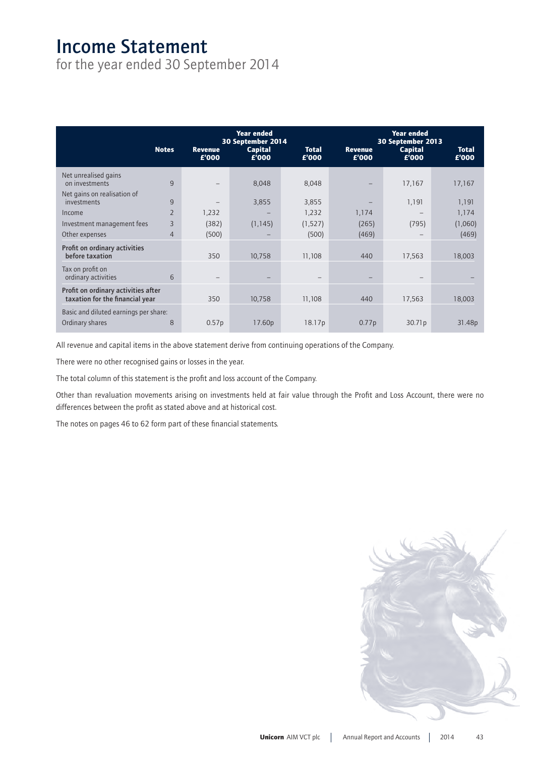# Income Statement

for the year ended 30 September 2014

| | Notes | Year ended 30 September 2014 Revenue £'000 | Year ended 30 September 2014 Capital £'000 | Total £'000 | Year ended 30 September 2013 Revenue £'000 | Year ended 30 September 2013 Capital £'000 | Total £'000 |
|---|---|---|---|---|---|---|---|
| Net unrealised gains on investments | 9 | – | 8,048 | 8,048 | – | 17,167 | 17,167 |
| Net gains on realisation of investments | 9 | – | 3,855 | 3,855 | – | 1,191 | 1,191 |
| Income | 2 | 1,232 | – | 1,232 | 1,174 | – | 1,174 |
| Investment management fees | 3 | (382) | (1,145) | (1,527) | (265) | (795) | (1,060) |
| Other expenses | 4 | (500) | – | (500) | (469) | – | (469) |
| **Profit on ordinary activities before taxation** | | 350 | 10,758 | 11,108 | 440 | 17,563 | 18,003 |
| Tax on profit on ordinary activities | 6 | – | – | – | – | – | – |
| **Profit on ordinary activities after taxation for the financial year** | | 350 | 10,758 | 11,108 | 440 | 17,563 | 18,003 |
| Basic and diluted earnings per share: | | | | | | | |
| Ordinary shares | 8 | 0.57p | 17.60p | 18.17p | 0.77p | 30.71p | 31.48p |

All revenue and capital items in the above statement derive from continuing operations of the Company.

There were no other recognised gains or losses in the year.

The total column of this statement is the profit and loss account of the Company.

Other than revaluation movements arising on investments held at fair value through the Profit and Loss Account, there were no differences between the profit as stated above and at historical cost.

The notes on pages 46 to 62 form part of these financial statements.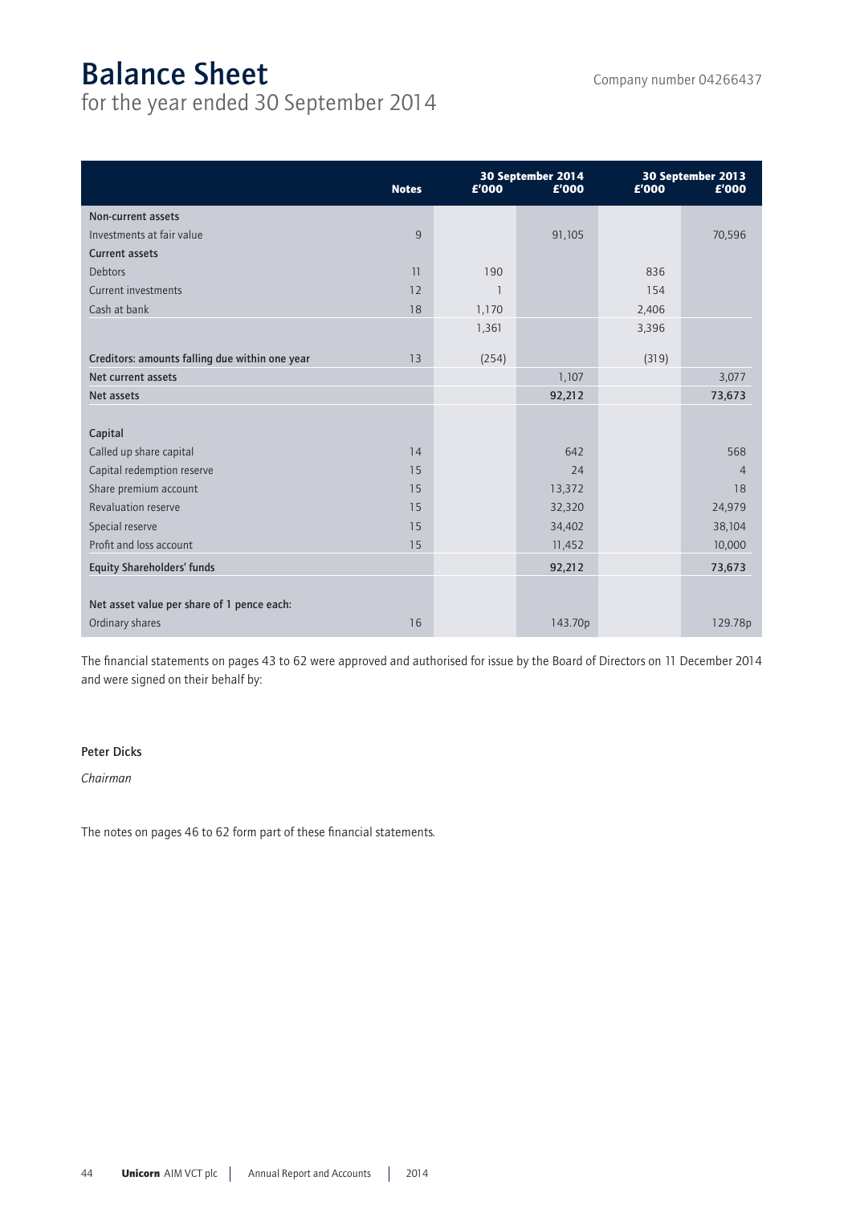# Balance Sheet

for the year ended 30 September 2014

Company number 04266437

| | Notes | 30 September 2014 £'000 | 30 September 2014 £'000 | 30 September 2013 £'000 | 30 September 2013 £'000 |
|---|---|---|---|---|---|
| **Non-current assets** | | | | | |
| Investments at fair value | 9 | | 91,105 | | 70,596 |
| **Current assets** | | | | | |
| Debtors | 11 | 190 | | 836 | |
| Current investments | 12 | 1 | | 154 | |
| Cash at bank | 18 | 1,170 | | 2,406 | |
| | | 1,361 | | 3,396 | |
| **Creditors: amounts falling due within one year** | 13 | (254) | | (319) | |
| **Net current assets** | | | 1,107 | | 3,077 |
| **Net assets** | | | **92,212** | | **73,673** |
| **Capital** | | | | | |
| Called up share capital | 14 | | 642 | | 568 |
| Capital redemption reserve | 15 | | 24 | | 4 |
| Share premium account | 15 | | 13,372 | | 18 |
| Revaluation reserve | 15 | | 32,320 | | 24,979 |
| Special reserve | 15 | | 34,402 | | 38,104 |
| Profit and loss account | 15 | | 11,452 | | 10,000 |
| **Equity Shareholders' funds** | | | **92,212** | | **73,673** |
| **Net asset value per share of 1 pence each:** | | | | | |
| Ordinary shares | 16 | | 143.70p | | 129.78p |

The financial statements on pages 43 to 62 were approved and authorised for issue by the Board of Directors on 11 December 2014 and were signed on their behalf by:

**Peter Dicks**

*Chairman*

The notes on pages 46 to 62 form part of these financial statements.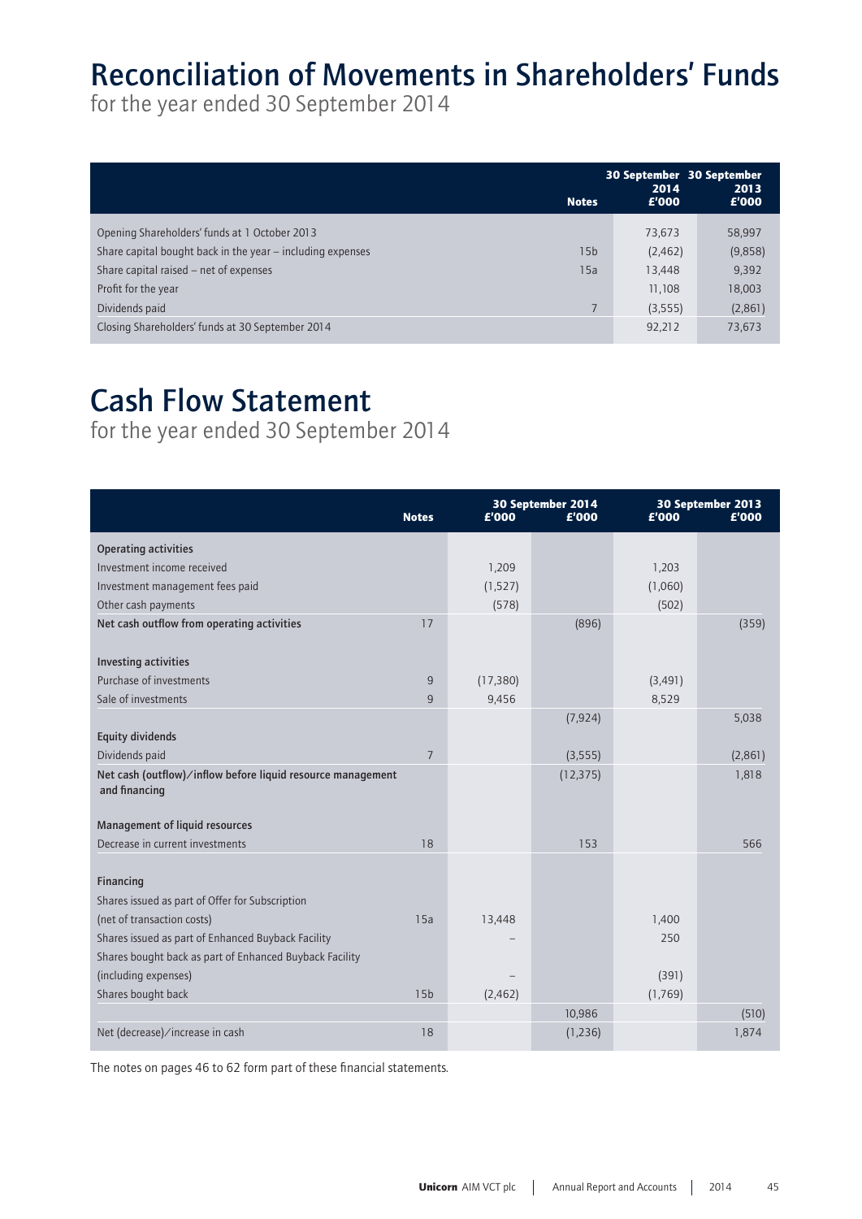# Reconciliation of Movements in Shareholders' Funds

for the year ended 30 September 2014

| | Notes | 30 September 2014 £'000 | 30 September 2013 £'000 |
|---|---|---|---|
| Opening Shareholders' funds at 1 October 2013 | | 73,673 | 58,997 |
| Share capital bought back in the year – including expenses | 15b | (2,462) | (9,858) |
| Share capital raised – net of expenses | 15a | 13,448 | 9,392 |
| Profit for the year | | 11,108 | 18,003 |
| Dividends paid | 7 | (3,555) | (2,861) |
| Closing Shareholders' funds at 30 September 2014 | | 92,212 | 73,673 |

# Cash Flow Statement

for the year ended 30 September 2014

| | Notes | 30 September 2014 £'000 | 30 September 2014 £'000 | 30 September 2013 £'000 | 30 September 2013 £'000 |
|---|---|---|---|---|---|
| **Operating activities** | | | | | |
| Investment income received | | 1,209 | | 1,203 | |
| Investment management fees paid | | (1,527) | | (1,060) | |
| Other cash payments | | (578) | | (502) | |
| **Net cash outflow from operating activities** | 17 | | (896) | | (359) |
| **Investing activities** | | | | | |
| Purchase of investments | 9 | (17,380) | | (3,491) | |
| Sale of investments | 9 | 9,456 | | 8,529 | |
| | | | (7,924) | | 5,038 |
| **Equity dividends** | | | | | |
| Dividends paid | 7 | | (3,555) | | (2,861) |
| **Net cash (outflow)/inflow before liquid resource management and financing** | | | (12,375) | | 1,818 |
| **Management of liquid resources** | | | | | |
| Decrease in current investments | 18 | | 153 | | 566 |
| **Financing** | | | | | |
| Shares issued as part of Offer for Subscription (net of transaction costs) | 15a | 13,448 | | 1,400 | |
| Shares issued as part of Enhanced Buyback Facility | | – | | 250 | |
| Shares bought back as part of Enhanced Buyback Facility (including expenses) | | – | | (391) | |
| Shares bought back | 15b | (2,462) | | (1,769) | |
| | | | 10,986 | | (510) |
| Net (decrease)/increase in cash | 18 | | (1,236) | | 1,874 |

The notes on pages 46 to 62 form part of these financial statements.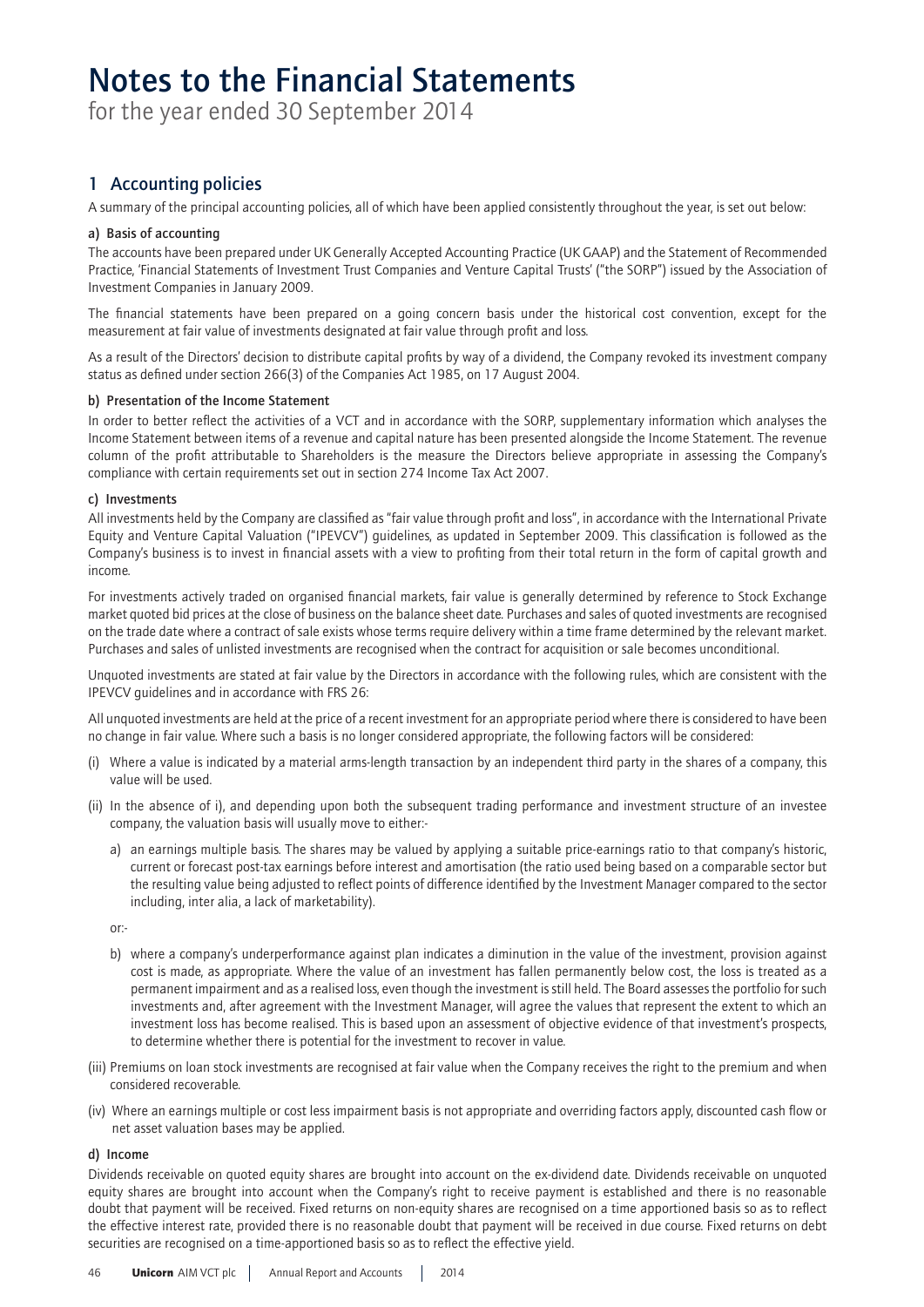# Notes to the Financial Statements

for the year ended 30 September 2014

## 1 Accounting policies

A summary of the principal accounting policies, all of which have been applied consistently throughout the year, is set out below:

### a) Basis of accounting

The accounts have been prepared under UK Generally Accepted Accounting Practice (UK GAAP) and the Statement of Recommended Practice, 'Financial Statements of Investment Trust Companies and Venture Capital Trusts' ("the SORP") issued by the Association of Investment Companies in January 2009.

The financial statements have been prepared on a going concern basis under the historical cost convention, except for the measurement at fair value of investments designated at fair value through profit and loss.

As a result of the Directors' decision to distribute capital profits by way of a dividend, the Company revoked its investment company status as defined under section 266(3) of the Companies Act 1985, on 17 August 2004.

### b) Presentation of the Income Statement

In order to better reflect the activities of a VCT and in accordance with the SORP, supplementary information which analyses the Income Statement between items of a revenue and capital nature has been presented alongside the Income Statement. The revenue column of the profit attributable to Shareholders is the measure the Directors believe appropriate in assessing the Company's compliance with certain requirements set out in section 274 Income Tax Act 2007.

### c) Investments

All investments held by the Company are classified as "fair value through profit and loss", in accordance with the International Private Equity and Venture Capital Valuation ("IPEVCV") guidelines, as updated in September 2009. This classification is followed as the Company's business is to invest in financial assets with a view to profiting from their total return in the form of capital growth and income.

For investments actively traded on organised financial markets, fair value is generally determined by reference to Stock Exchange market quoted bid prices at the close of business on the balance sheet date. Purchases and sales of quoted investments are recognised on the trade date where a contract of sale exists whose terms require delivery within a time frame determined by the relevant market. Purchases and sales of unlisted investments are recognised when the contract for acquisition or sale becomes unconditional.

Unquoted investments are stated at fair value by the Directors in accordance with the following rules, which are consistent with the IPEVCV guidelines and in accordance with FRS 26:

All unquoted investments are held at the price of a recent investment for an appropriate period where there is considered to have been no change in fair value. Where such a basis is no longer considered appropriate, the following factors will be considered:

(i) Where a value is indicated by a material arms-length transaction by an independent third party in the shares of a company, this value will be used.

(ii) In the absence of i), and depending upon both the subsequent trading performance and investment structure of an investee company, the valuation basis will usually move to either:-

   a) an earnings multiple basis. The shares may be valued by applying a suitable price-earnings ratio to that company's historic, current or forecast post-tax earnings before interest and amortisation (the ratio used being based on a comparable sector but the resulting value being adjusted to reflect points of difference identified by the Investment Manager compared to the sector including, inter alia, a lack of marketability).

   or:-

   b) where a company's underperformance against plan indicates a diminution in the value of the investment, provision against cost is made, as appropriate. Where the value of an investment has fallen permanently below cost, the loss is treated as a permanent impairment and as a realised loss, even though the investment is still held. The Board assesses the portfolio for such investments and, after agreement with the Investment Manager, will agree the values that represent the extent to which an investment loss has become realised. This is based upon an assessment of objective evidence of that investment's prospects, to determine whether there is potential for the investment to recover in value.

(iii) Premiums on loan stock investments are recognised at fair value when the Company receives the right to the premium and when considered recoverable.

(iv) Where an earnings multiple or cost less impairment basis is not appropriate and overriding factors apply, discounted cash flow or net asset valuation bases may be applied.

### d) Income

Dividends receivable on quoted equity shares are brought into account on the ex-dividend date. Dividends receivable on unquoted equity shares are brought into account when the Company's right to receive payment is established and there is no reasonable doubt that payment will be received. Fixed returns on non-equity shares are recognised on a time apportioned basis so as to reflect the effective interest rate, provided there is no reasonable doubt that payment will be received in due course. Fixed returns on debt securities are recognised on a time-apportioned basis so as to reflect the effective yield.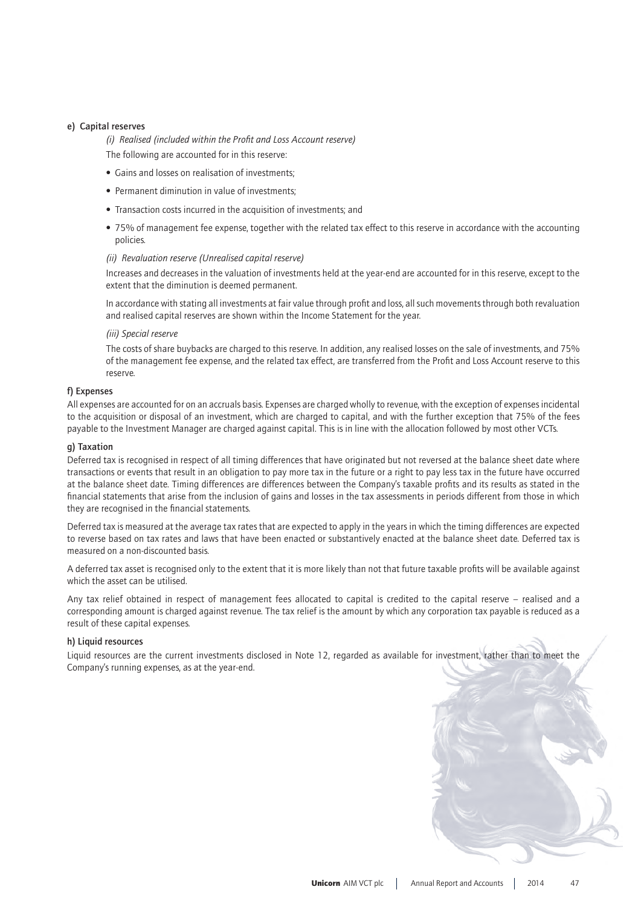**e) Capital reserves**

*(i) Realised (included within the Profit and Loss Account reserve)*

The following are accounted for in this reserve:

- Gains and losses on realisation of investments;
- Permanent diminution in value of investments;
- Transaction costs incurred in the acquisition of investments; and
- 75% of management fee expense, together with the related tax effect to this reserve in accordance with the accounting policies.

*(ii) Revaluation reserve (Unrealised capital reserve)*

Increases and decreases in the valuation of investments held at the year-end are accounted for in this reserve, except to the extent that the diminution is deemed permanent.

In accordance with stating all investments at fair value through profit and loss, all such movements through both revaluation and realised capital reserves are shown within the Income Statement for the year.

*(iii) Special reserve*

The costs of share buybacks are charged to this reserve. In addition, any realised losses on the sale of investments, and 75% of the management fee expense, and the related tax effect, are transferred from the Profit and Loss Account reserve to this reserve.

**f) Expenses**

All expenses are accounted for on an accruals basis. Expenses are charged wholly to revenue, with the exception of expenses incidental to the acquisition or disposal of an investment, which are charged to capital, and with the further exception that 75% of the fees payable to the Investment Manager are charged against capital. This is in line with the allocation followed by most other VCTs.

**g) Taxation**

Deferred tax is recognised in respect of all timing differences that have originated but not reversed at the balance sheet date where transactions or events that result in an obligation to pay more tax in the future or a right to pay less tax in the future have occurred at the balance sheet date. Timing differences are differences between the Company's taxable profits and its results as stated in the financial statements that arise from the inclusion of gains and losses in the tax assessments in periods different from those in which they are recognised in the financial statements.

Deferred tax is measured at the average tax rates that are expected to apply in the years in which the timing differences are expected to reverse based on tax rates and laws that have been enacted or substantively enacted at the balance sheet date. Deferred tax is measured on a non-discounted basis.

A deferred tax asset is recognised only to the extent that it is more likely than not that future taxable profits will be available against which the asset can be utilised.

Any tax relief obtained in respect of management fees allocated to capital is credited to the capital reserve – realised and a corresponding amount is charged against revenue. The tax relief is the amount by which any corporation tax payable is reduced as a result of these capital expenses.

**h) Liquid resources**

Liquid resources are the current investments disclosed in Note 12, regarded as available for investment, rather than to meet the Company's running expenses, as at the year-end.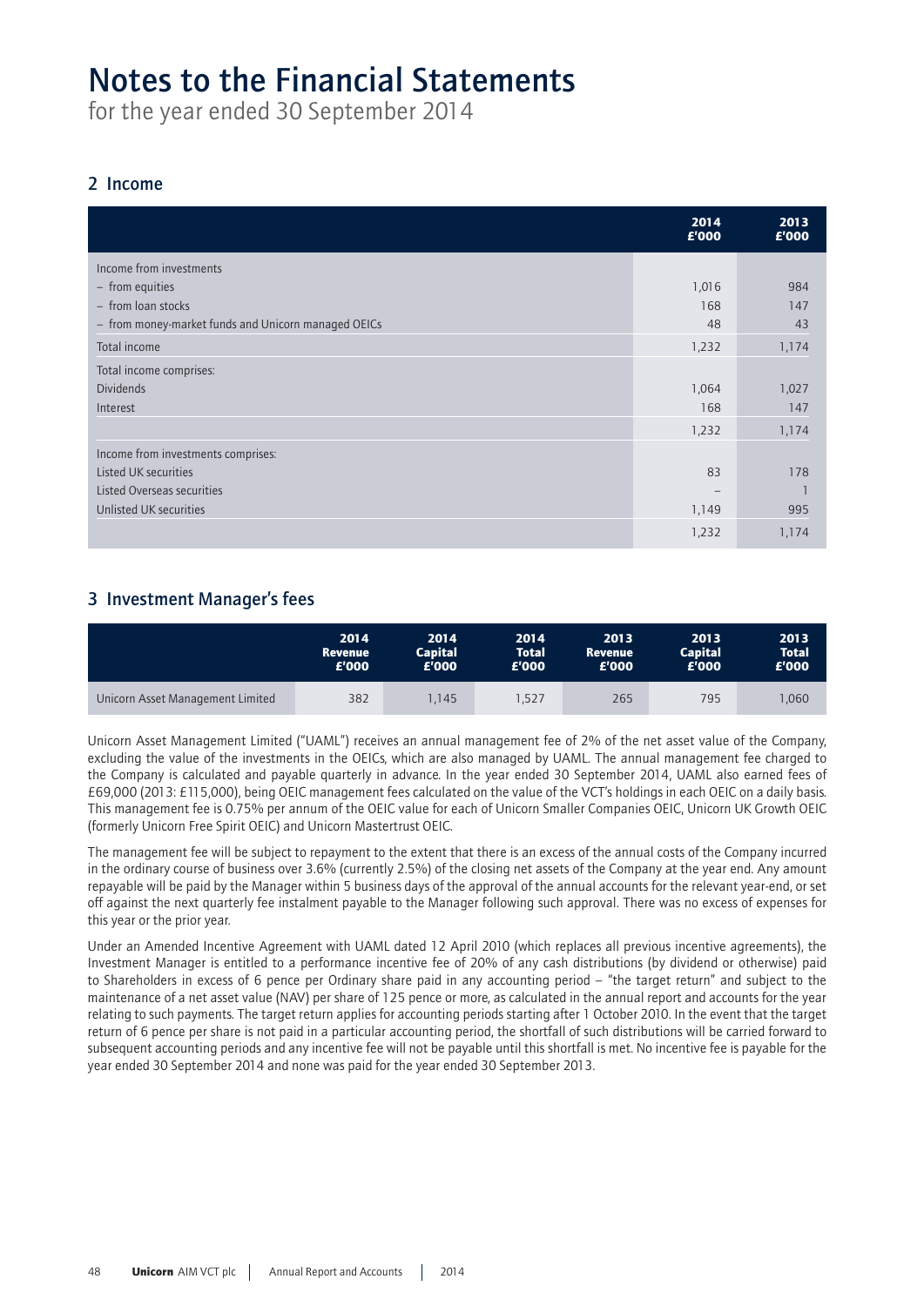# Notes to the Financial Statements

for the year ended 30 September 2014

## 2 Income

| | 2014 £'000 | 2013 £'000 |
|---|---|---|
| Income from investments | | |
| – from equities | 1,016 | 984 |
| – from loan stocks | 168 | 147 |
| – from money-market funds and Unicorn managed OEICs | 48 | 43 |
| Total income | 1,232 | 1,174 |
| Total income comprises: | | |
| Dividends | 1,064 | 1,027 |
| Interest | 168 | 147 |
| | 1,232 | 1,174 |
| Income from investments comprises: | | |
| Listed UK securities | 83 | 178 |
| Listed Overseas securities | – | 1 |
| Unlisted UK securities | 1,149 | 995 |
| | 1,232 | 1,174 |

## 3 Investment Manager's fees

| | 2014 Revenue £'000 | 2014 Capital £'000 | 2014 Total £'000 | 2013 Revenue £'000 | 2013 Capital £'000 | 2013 Total £'000 |
|---|---|---|---|---|---|---|
| Unicorn Asset Management Limited | 382 | 1,145 | 1,527 | 265 | 795 | 1,060 |

Unicorn Asset Management Limited ("UAML") receives an annual management fee of 2% of the net asset value of the Company, excluding the value of the investments in the OEICs, which are also managed by UAML. The annual management fee charged to the Company is calculated and payable quarterly in advance. In the year ended 30 September 2014, UAML also earned fees of £69,000 (2013: £115,000), being OEIC management fees calculated on the value of the VCT's holdings in each OEIC on a daily basis. This management fee is 0.75% per annum of the OEIC value for each of Unicorn Smaller Companies OEIC, Unicorn UK Growth OEIC (formerly Unicorn Free Spirit OEIC) and Unicorn Mastertrust OEIC.

The management fee will be subject to repayment to the extent that there is an excess of the annual costs of the Company incurred in the ordinary course of business over 3.6% (currently 2.5%) of the closing net assets of the Company at the year end. Any amount repayable will be paid by the Manager within 5 business days of the approval of the annual accounts for the relevant year-end, or set off against the next quarterly fee instalment payable to the Manager following such approval. There was no excess of expenses for this year or the prior year.

Under an Amended Incentive Agreement with UAML dated 12 April 2010 (which replaces all previous incentive agreements), the Investment Manager is entitled to a performance incentive fee of 20% of any cash distributions (by dividend or otherwise) paid to Shareholders in excess of 6 pence per Ordinary share paid in any accounting period – "the target return" and subject to the maintenance of a net asset value (NAV) per share of 125 pence or more, as calculated in the annual report and accounts for the year relating to such payments. The target return applies for accounting periods starting after 1 October 2010. In the event that the target return of 6 pence per share is not paid in a particular accounting period, the shortfall of such distributions will be carried forward to subsequent accounting periods and any incentive fee will not be payable until this shortfall is met. No incentive fee is payable for the year ended 30 September 2014 and none was paid for the year ended 30 September 2013.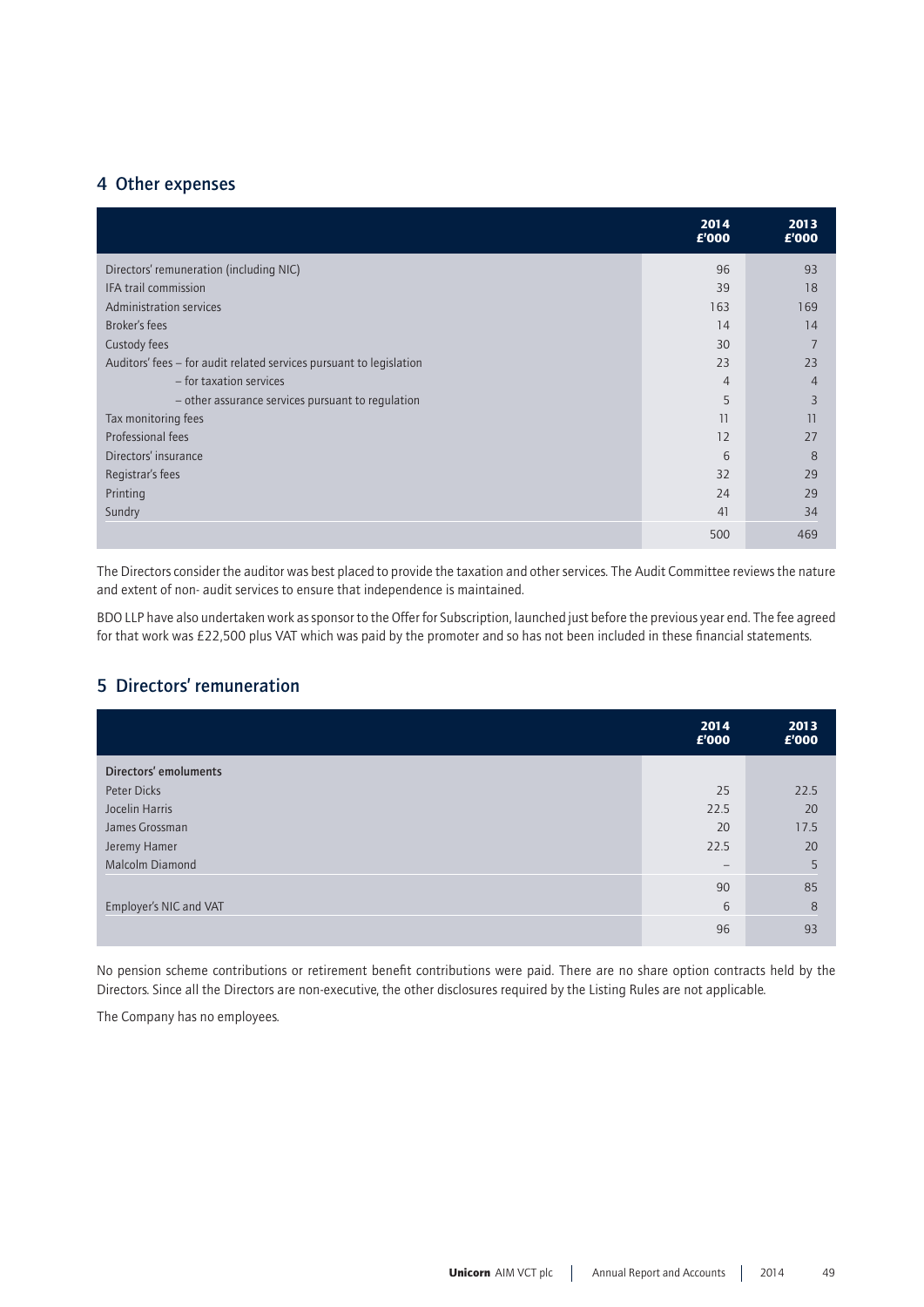## 4 Other expenses

| | 2014 £'000 | 2013 £'000 |
|---|---|---|
| Directors' remuneration (including NIC) | 96 | 93 |
| IFA trail commission | 39 | 18 |
| Administration services | 163 | 169 |
| Broker's fees | 14 | 14 |
| Custody fees | 30 | 7 |
| Auditors' fees – for audit related services pursuant to legislation | 23 | 23 |
| – for taxation services | 4 | 4 |
| – other assurance services pursuant to regulation | 5 | 3 |
| Tax monitoring fees | 11 | 11 |
| Professional fees | 12 | 27 |
| Directors' insurance | 6 | 8 |
| Registrar's fees | 32 | 29 |
| Printing | 24 | 29 |
| Sundry | 41 | 34 |
| | 500 | 469 |

The Directors consider the auditor was best placed to provide the taxation and other services. The Audit Committee reviews the nature and extent of non- audit services to ensure that independence is maintained.

BDO LLP have also undertaken work as sponsor to the Offer for Subscription, launched just before the previous year end. The fee agreed for that work was £22,500 plus VAT which was paid by the promoter and so has not been included in these financial statements.

## 5 Directors' remuneration

| | 2014 £'000 | 2013 £'000 |
|---|---|---|
| **Directors' emoluments** | | |
| Peter Dicks | 25 | 22.5 |
| Jocelin Harris | 22.5 | 20 |
| James Grossman | 20 | 17.5 |
| Jeremy Hamer | 22.5 | 20 |
| Malcolm Diamond | – | 5 |
| | 90 | 85 |
| Employer's NIC and VAT | 6 | 8 |
| | 96 | 93 |

No pension scheme contributions or retirement benefit contributions were paid. There are no share option contracts held by the Directors. Since all the Directors are non-executive, the other disclosures required by the Listing Rules are not applicable.

The Company has no employees.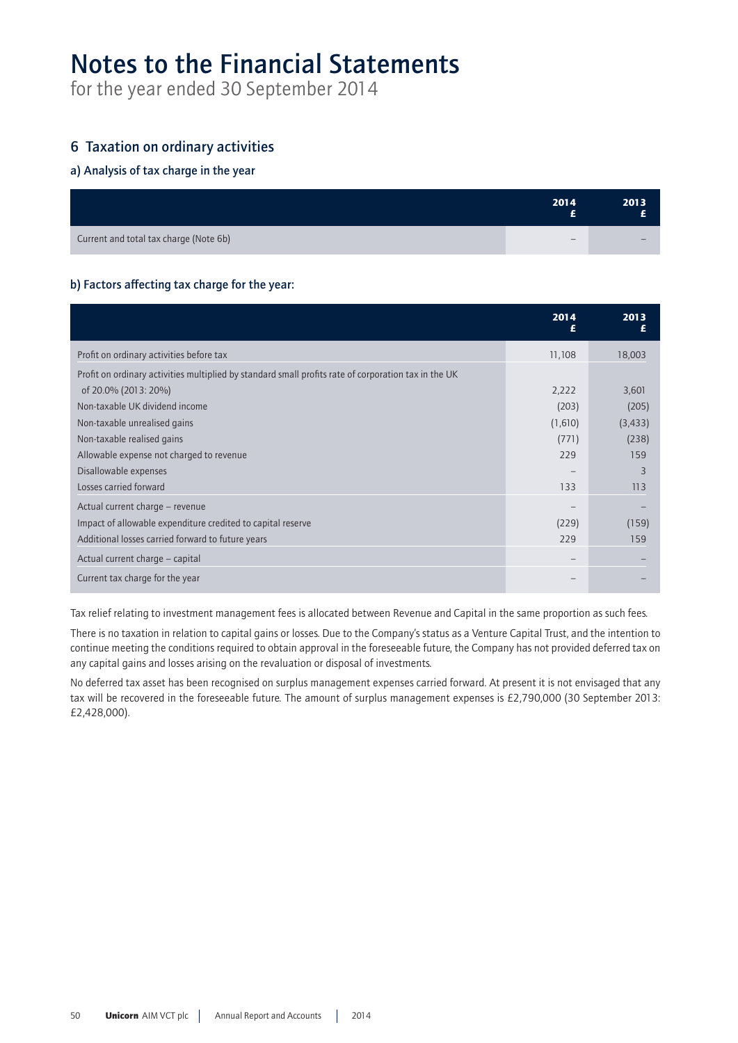# Notes to the Financial Statements

for the year ended 30 September 2014

## 6 Taxation on ordinary activities

### a) Analysis of tax charge in the year

| | 2014 £ | 2013 £ |
|---|---|---|
| Current and total tax charge (Note 6b) | – | – |

### b) Factors affecting tax charge for the year:

| | 2014 £ | 2013 £ |
|---|---|---|
| Profit on ordinary activities before tax | 11,108 | 18,003 |
| Profit on ordinary activities multiplied by standard small profits rate of corporation tax in the UK of 20.0% (2013: 20%) | 2,222 | 3,601 |
| Non-taxable UK dividend income | (203) | (205) |
| Non-taxable unrealised gains | (1,610) | (3,433) |
| Non-taxable realised gains | (771) | (238) |
| Allowable expense not charged to revenue | 229 | 159 |
| Disallowable expenses | – | 3 |
| Losses carried forward | 133 | 113 |
| Actual current charge – revenue | – | – |
| Impact of allowable expenditure credited to capital reserve | (229) | (159) |
| Additional losses carried forward to future years | 229 | 159 |
| Actual current charge – capital | – | – |
| Current tax charge for the year | – | – |

Tax relief relating to investment management fees is allocated between Revenue and Capital in the same proportion as such fees.

There is no taxation in relation to capital gains or losses. Due to the Company's status as a Venture Capital Trust, and the intention to continue meeting the conditions required to obtain approval in the foreseeable future, the Company has not provided deferred tax on any capital gains and losses arising on the revaluation or disposal of investments.

No deferred tax asset has been recognised on surplus management expenses carried forward. At present it is not envisaged that any tax will be recovered in the foreseeable future. The amount of surplus management expenses is £2,790,000 (30 September 2013: £2,428,000).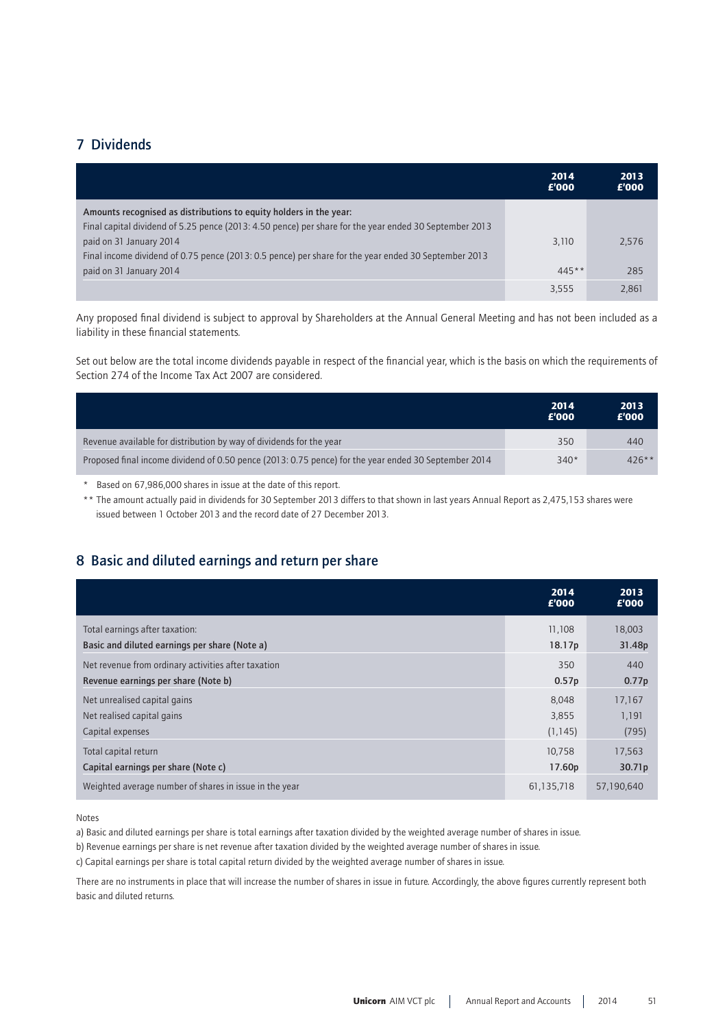## 7 Dividends

| | 2014 £'000 | 2013 £'000 |
|---|---|---|
| Amounts recognised as distributions to equity holders in the year: | | |
| Final capital dividend of 5.25 pence (2013: 4.50 pence) per share for the year ended 30 September 2013 paid on 31 January 2014 | 3,110 | 2,576 |
| Final income dividend of 0.75 pence (2013: 0.5 pence) per share for the year ended 30 September 2013 paid on 31 January 2014 | 445** | 285 |
| | 3,555 | 2,861 |

Any proposed final dividend is subject to approval by Shareholders at the Annual General Meeting and has not been included as a liability in these financial statements.

Set out below are the total income dividends payable in respect of the financial year, which is the basis on which the requirements of Section 274 of the Income Tax Act 2007 are considered.

| | 2014 £'000 | 2013 £'000 |
|---|---|---|
| Revenue available for distribution by way of dividends for the year | 350 | 440 |
| Proposed final income dividend of 0.50 pence (2013: 0.75 pence) for the year ended 30 September 2014 | 340* | 426** |

\* Based on 67,986,000 shares in issue at the date of this report.

\*\* The amount actually paid in dividends for 30 September 2013 differs to that shown in last years Annual Report as 2,475,153 shares were issued between 1 October 2013 and the record date of 27 December 2013.

## 8 Basic and diluted earnings and return per share

| | 2014 £'000 | 2013 £'000 |
|---|---|---|
| Total earnings after taxation: | 11,108 | 18,003 |
| **Basic and diluted earnings per share (Note a)** | **18.17p** | **31.48p** |
| Net revenue from ordinary activities after taxation | 350 | 440 |
| **Revenue earnings per share (Note b)** | **0.57p** | **0.77p** |
| Net unrealised capital gains | 8,048 | 17,167 |
| Net realised capital gains | 3,855 | 1,191 |
| Capital expenses | (1,145) | (795) |
| Total capital return | 10,758 | 17,563 |
| **Capital earnings per share (Note c)** | **17.60p** | **30.71p** |
| Weighted average number of shares in issue in the year | 61,135,718 | 57,190,640 |

Notes

a) Basic and diluted earnings per share is total earnings after taxation divided by the weighted average number of shares in issue.

b) Revenue earnings per share is net revenue after taxation divided by the weighted average number of shares in issue.

c) Capital earnings per share is total capital return divided by the weighted average number of shares in issue.

There are no instruments in place that will increase the number of shares in issue in future. Accordingly, the above figures currently represent both basic and diluted returns.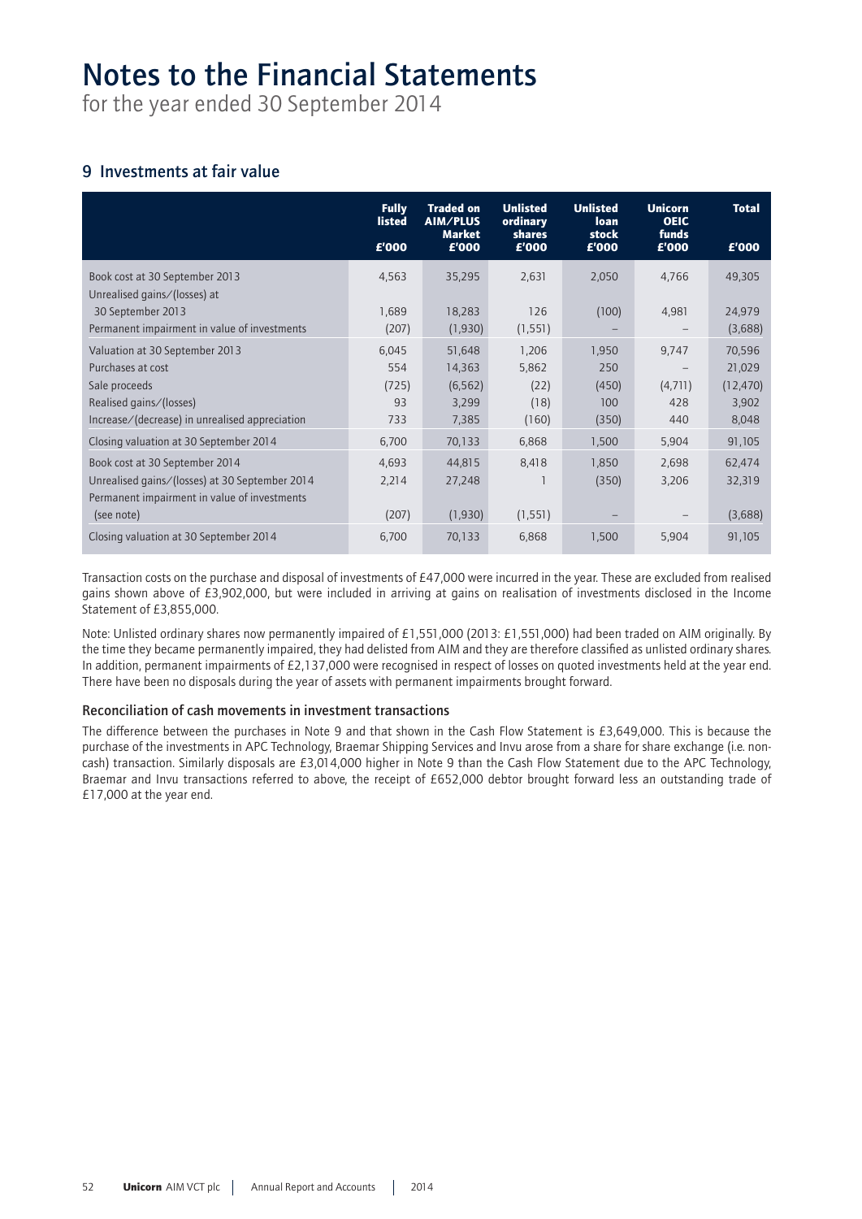# Notes to the Financial Statements

for the year ended 30 September 2014

## 9 Investments at fair value

| | Fully listed £'000 | Traded on AIM/PLUS Market £'000 | Unlisted ordinary shares £'000 | Unlisted loan stock £'000 | Unicorn OEIC funds £'000 | Total £'000 |
|---|---|---|---|---|---|---|
| Book cost at 30 September 2013 | 4,563 | 35,295 | 2,631 | 2,050 | 4,766 | 49,305 |
| Unrealised gains/(losses) at 30 September 2013 | 1,689 | 18,283 | 126 | (100) | 4,981 | 24,979 |
| Permanent impairment in value of investments | (207) | (1,930) | (1,551) | – | – | (3,688) |
| Valuation at 30 September 2013 | 6,045 | 51,648 | 1,206 | 1,950 | 9,747 | 70,596 |
| Purchases at cost | 554 | 14,363 | 5,862 | 250 | – | 21,029 |
| Sale proceeds | (725) | (6,562) | (22) | (450) | (4,711) | (12,470) |
| Realised gains/(losses) | 93 | 3,299 | (18) | 100 | 428 | 3,902 |
| Increase/(decrease) in unrealised appreciation | 733 | 7,385 | (160) | (350) | 440 | 8,048 |
| Closing valuation at 30 September 2014 | 6,700 | 70,133 | 6,868 | 1,500 | 5,904 | 91,105 |
| Book cost at 30 September 2014 | 4,693 | 44,815 | 8,418 | 1,850 | 2,698 | 62,474 |
| Unrealised gains/(losses) at 30 September 2014 | 2,214 | 27,248 | 1 | (350) | 3,206 | 32,319 |
| Permanent impairment in value of investments (see note) | (207) | (1,930) | (1,551) | – | – | (3,688) |
| Closing valuation at 30 September 2014 | 6,700 | 70,133 | 6,868 | 1,500 | 5,904 | 91,105 |

Transaction costs on the purchase and disposal of investments of £47,000 were incurred in the year. These are excluded from realised gains shown above of £3,902,000, but were included in arriving at gains on realisation of investments disclosed in the Income Statement of £3,855,000.

Note: Unlisted ordinary shares now permanently impaired of £1,551,000 (2013: £1,551,000) had been traded on AIM originally. By the time they became permanently impaired, they had delisted from AIM and they are therefore classified as unlisted ordinary shares. In addition, permanent impairments of £2,137,000 were recognised in respect of losses on quoted investments held at the year end. There have been no disposals during the year of assets with permanent impairments brought forward.

### Reconciliation of cash movements in investment transactions

The difference between the purchases in Note 9 and that shown in the Cash Flow Statement is £3,649,000. This is because the purchase of the investments in APC Technology, Braemar Shipping Services and Invu arose from a share for share exchange (i.e. non-cash) transaction. Similarly disposals are £3,014,000 higher in Note 9 than the Cash Flow Statement due to the APC Technology, Braemar and Invu transactions referred to above, the receipt of £652,000 debtor brought forward less an outstanding trade of £17,000 at the year end.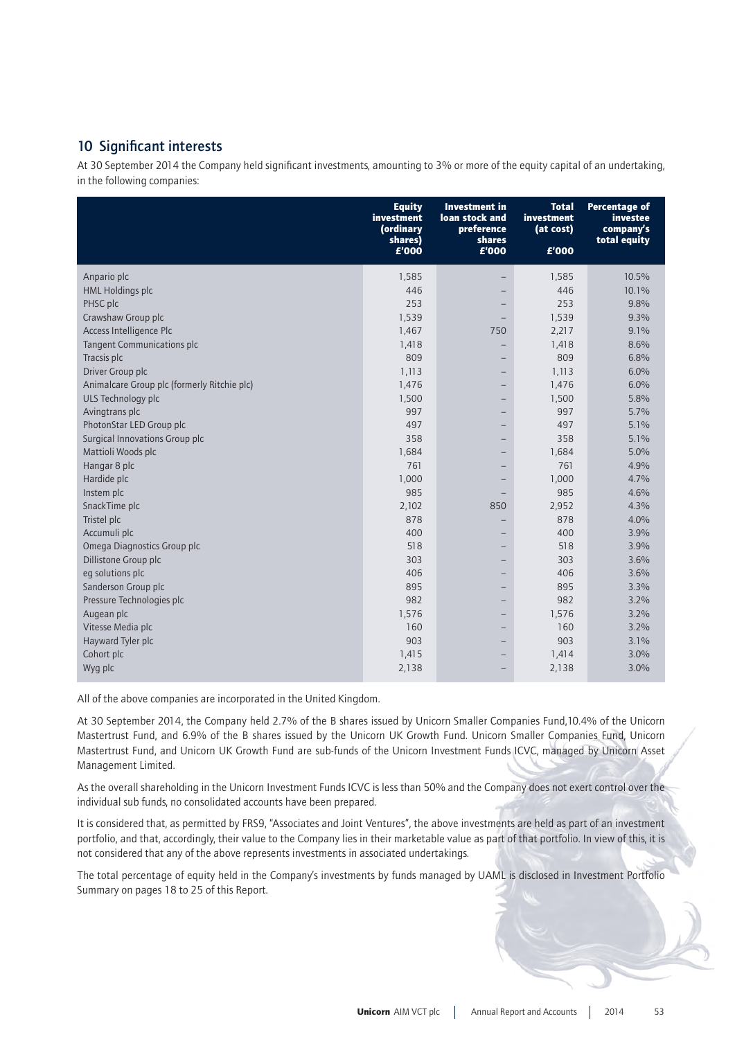## 10 Significant interests

At 30 September 2014 the Company held significant investments, amounting to 3% or more of the equity capital of an undertaking, in the following companies:

| | Equity investment (ordinary shares) £'000 | Investment in loan stock and preference shares £'000 | Total investment (at cost) £'000 | Percentage of investee company's total equity |
|---|---|---|---|---|
| Anpario plc | 1,585 | – | 1,585 | 10.5% |
| HML Holdings plc | 446 | – | 446 | 10.1% |
| PHSC plc | 253 | – | 253 | 9.8% |
| Crawshaw Group plc | 1,539 | – | 1,539 | 9.3% |
| Access Intelligence Plc | 1,467 | 750 | 2,217 | 9.1% |
| Tangent Communications plc | 1,418 | – | 1,418 | 8.6% |
| Tracsis plc | 809 | – | 809 | 6.8% |
| Driver Group plc | 1,113 | – | 1,113 | 6.0% |
| Animalcare Group plc (formerly Ritchie plc) | 1,476 | – | 1,476 | 6.0% |
| ULS Technology plc | 1,500 | – | 1,500 | 5.8% |
| Avingtrans plc | 997 | – | 997 | 5.7% |
| PhotonStar LED Group plc | 497 | – | 497 | 5.1% |
| Surgical Innovations Group plc | 358 | – | 358 | 5.1% |
| Mattioli Woods plc | 1,684 | – | 1,684 | 5.0% |
| Hangar 8 plc | 761 | – | 761 | 4.9% |
| Hardide plc | 1,000 | – | 1,000 | 4.7% |
| Instem plc | 985 | – | 985 | 4.6% |
| SnackTime plc | 2,102 | 850 | 2,952 | 4.3% |
| Tristel plc | 878 | – | 878 | 4.0% |
| Accumuli plc | 400 | – | 400 | 3.9% |
| Omega Diagnostics Group plc | 518 | – | 518 | 3.9% |
| Dillistone Group plc | 303 | – | 303 | 3.6% |
| eg solutions plc | 406 | – | 406 | 3.6% |
| Sanderson Group plc | 895 | – | 895 | 3.3% |
| Pressure Technologies plc | 982 | – | 982 | 3.2% |
| Augean plc | 1,576 | – | 1,576 | 3.2% |
| Vitesse Media plc | 160 | – | 160 | 3.2% |
| Hayward Tyler plc | 903 | – | 903 | 3.1% |
| Cohort plc | 1,415 | – | 1,414 | 3.0% |
| Wyg plc | 2,138 | – | 2,138 | 3.0% |

All of the above companies are incorporated in the United Kingdom.

At 30 September 2014, the Company held 2.7% of the B shares issued by Unicorn Smaller Companies Fund,10.4% of the Unicorn Mastertrust Fund, and 6.9% of the B shares issued by the Unicorn UK Growth Fund. Unicorn Smaller Companies Fund, Unicorn Mastertrust Fund, and Unicorn UK Growth Fund are sub-funds of the Unicorn Investment Funds ICVC, managed by Unicorn Asset Management Limited.

As the overall shareholding in the Unicorn Investment Funds ICVC is less than 50% and the Company does not exert control over the individual sub funds, no consolidated accounts have been prepared.

It is considered that, as permitted by FRS9, "Associates and Joint Ventures", the above investments are held as part of an investment portfolio, and that, accordingly, their value to the Company lies in their marketable value as part of that portfolio. In view of this, it is not considered that any of the above represents investments in associated undertakings.

The total percentage of equity held in the Company's investments by funds managed by UAML is disclosed in Investment Portfolio Summary on pages 18 to 25 of this Report.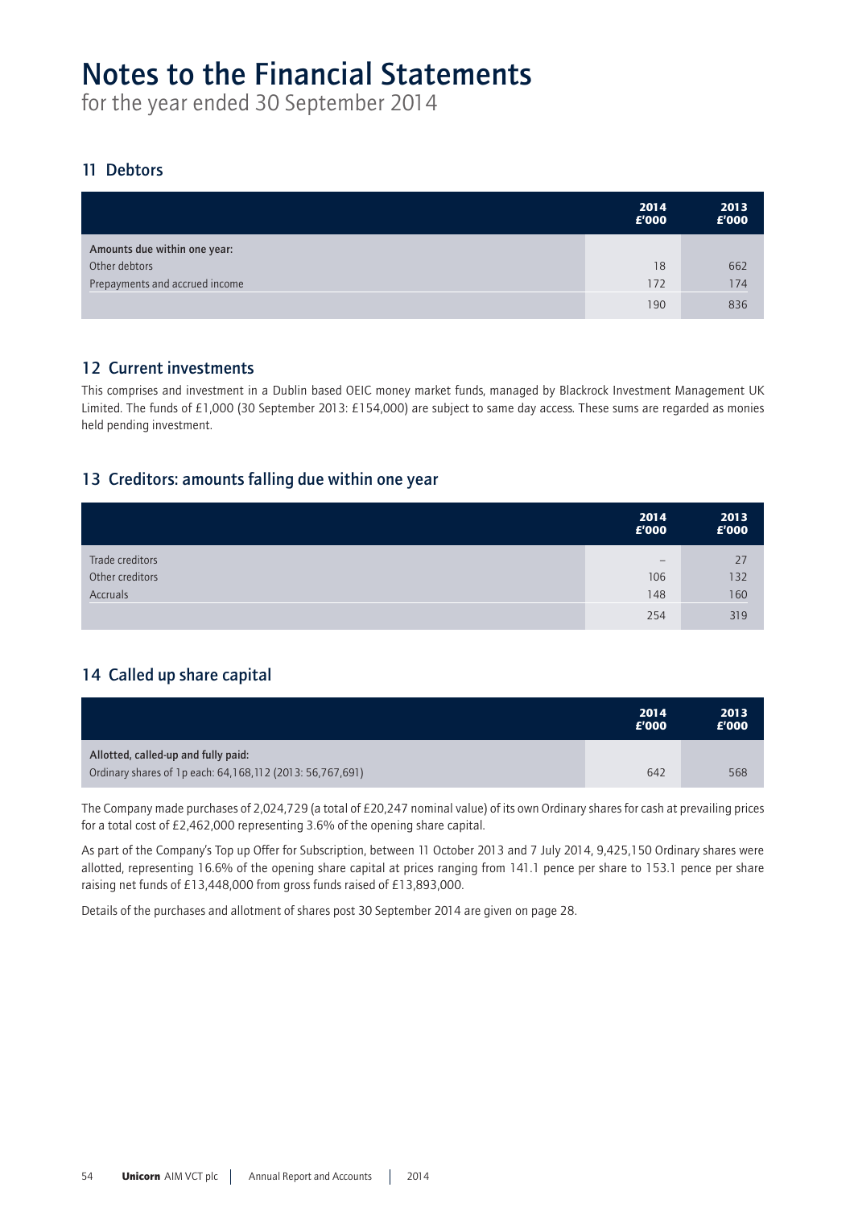# Notes to the Financial Statements

for the year ended 30 September 2014

## 11 Debtors

| | 2014 £'000 | 2013 £'000 |
|---|---|---|
| **Amounts due within one year:** | | |
| Other debtors | 18 | 662 |
| Prepayments and accrued income | 172 | 174 |
| | 190 | 836 |

## 12 Current investments

This comprises and investment in a Dublin based OEIC money market funds, managed by Blackrock Investment Management UK Limited. The funds of £1,000 (30 September 2013: £154,000) are subject to same day access. These sums are regarded as monies held pending investment.

## 13 Creditors: amounts falling due within one year

| | 2014 £'000 | 2013 £'000 |
|---|---|---|
| Trade creditors | – | 27 |
| Other creditors | 106 | 132 |
| Accruals | 148 | 160 |
| | 254 | 319 |

## 14 Called up share capital

| | 2014 £'000 | 2013 £'000 |
|---|---|---|
| **Allotted, called-up and fully paid:** | | |
| Ordinary shares of 1p each: 64,168,112 (2013: 56,767,691) | 642 | 568 |

The Company made purchases of 2,024,729 (a total of £20,247 nominal value) of its own Ordinary shares for cash at prevailing prices for a total cost of £2,462,000 representing 3.6% of the opening share capital.

As part of the Company's Top up Offer for Subscription, between 11 October 2013 and 7 July 2014, 9,425,150 Ordinary shares were allotted, representing 16.6% of the opening share capital at prices ranging from 141.1 pence per share to 153.1 pence per share raising net funds of £13,448,000 from gross funds raised of £13,893,000.

Details of the purchases and allotment of shares post 30 September 2014 are given on page 28.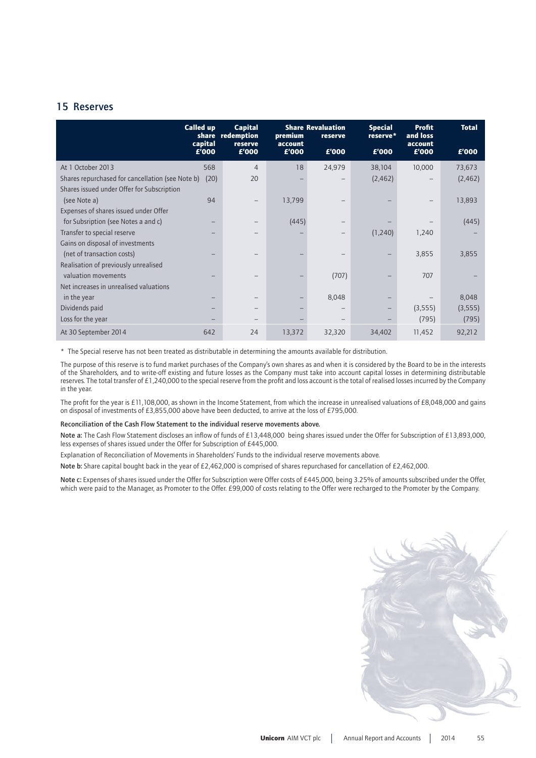## 15 Reserves

| | Called up share capital £'000 | Capital redemption reserve £'000 | Share premium account £'000 | Revaluation reserve £'000 | Special reserve* £'000 | Profit and loss account £'000 | Total £'000 |
|---|---|---|---|---|---|---|---|
| At 1 October 2013 | 568 | 4 | 18 | 24,979 | 38,104 | 10,000 | 73,673 |
| Shares repurchased for cancellation (see Note b) | (20) | 20 | – | – | (2,462) | – | (2,462) |
| Shares issued under Offer for Subscription (see Note a) | 94 | – | 13,799 | – | – | – | 13,893 |
| Expenses of shares issued under Offer for Subsription (see Notes a and c) | – | – | (445) | – | – | – | (445) |
| Transfer to special reserve | – | – | – | – | (1,240) | 1,240 | – |
| Gains on disposal of investments (net of transaction costs) | – | – | – | – | – | 3,855 | 3,855 |
| Realisation of previously unrealised valuation movements | – | – | – | (707) | – | 707 | – |
| Net increases in unrealised valuations in the year | – | – | – | 8,048 | – | – | 8,048 |
| Dividends paid | – | – | – | – | – | (3,555) | (3,555) |
| Loss for the year | – | – | – | – | – | (795) | (795) |
| At 30 September 2014 | 642 | 24 | 13,372 | 32,320 | 34,402 | 11,452 | 92,212 |

* The Special reserve has not been treated as distributable in determining the amounts available for distribution.

The purpose of this reserve is to fund market purchases of the Company's own shares as and when it is considered by the Board to be in the interests of the Shareholders, and to write-off existing and future losses as the Company must take into account capital losses in determining distributable reserves. The total transfer of £1,240,000 to the special reserve from the profit and loss account is the total of realised losses incurred by the Company in the year.

The profit for the year is £11,108,000, as shown in the Income Statement, from which the increase in unrealised valuations of £8,048,000 and gains on disposal of investments of £3,855,000 above have been deducted, to arrive at the loss of £795,000.

**Reconciliation of the Cash Flow Statement to the individual reserve movements above.**

**Note a:** The Cash Flow Statement discloses an inflow of funds of £13,448,000 being shares issued under the Offer for Subscription of £13,893,000, less expenses of shares issued under the Offer for Subscription of £445,000.

Explanation of Reconciliation of Movements in Shareholders' Funds to the individual reserve movements above.

**Note b:** Share capital bought back in the year of £2,462,000 is comprised of shares repurchased for cancellation of £2,462,000.

**Note c:** Expenses of shares issued under the Offer for Subscription were Offer costs of £445,000, being 3.25% of amounts subscribed under the Offer, which were paid to the Manager, as Promoter to the Offer. £99,000 of costs relating to the Offer were recharged to the Promoter by the Company.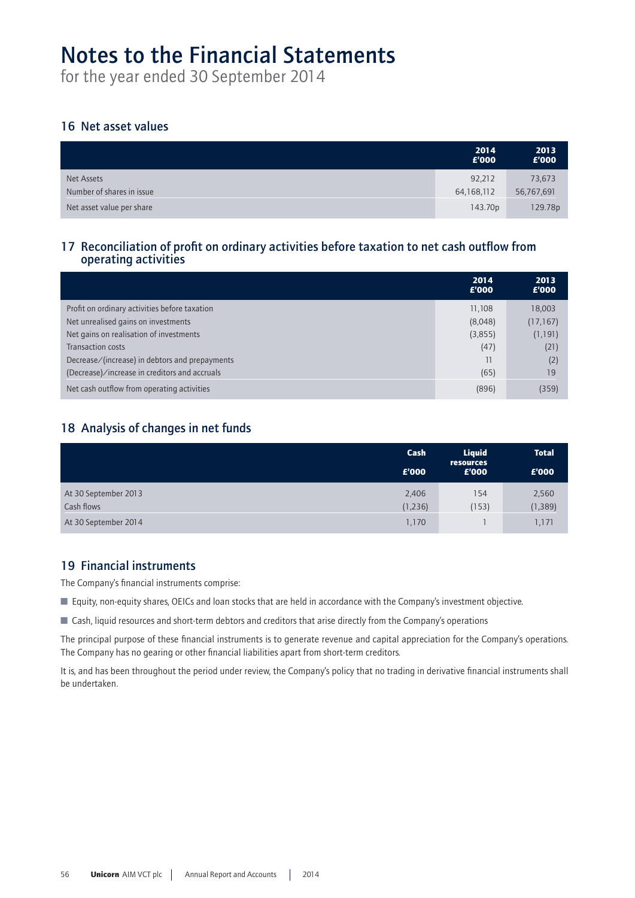# Notes to the Financial Statements

for the year ended 30 September 2014

## 16 Net asset values

| | 2014 £'000 | 2013 £'000 |
|---|---|---|
| Net Assets | 92,212 | 73,673 |
| Number of shares in issue | 64,168,112 | 56,767,691 |
| Net asset value per share | 143.70p | 129.78p |

## 17 Reconciliation of profit on ordinary activities before taxation to net cash outflow from operating activities

| | 2014 £'000 | 2013 £'000 |
|---|---|---|
| Profit on ordinary activities before taxation | 11,108 | 18,003 |
| Net unrealised gains on investments | (8,048) | (17,167) |
| Net gains on realisation of investments | (3,855) | (1,191) |
| Transaction costs | (47) | (21) |
| Decrease/(increase) in debtors and prepayments | 11 | (2) |
| (Decrease)/increase in creditors and accruals | (65) | 19 |
| Net cash outflow from operating activities | (896) | (359) |

## 18 Analysis of changes in net funds

| | Cash £'000 | Liquid resources £'000 | Total £'000 |
|---|---|---|---|
| At 30 September 2013 | 2,406 | 154 | 2,560 |
| Cash flows | (1,236) | (153) | (1,389) |
| At 30 September 2014 | 1,170 | 1 | 1,171 |

## 19 Financial instruments

The Company's financial instruments comprise:

- Equity, non-equity shares, OEICs and loan stocks that are held in accordance with the Company's investment objective.
- Cash, liquid resources and short-term debtors and creditors that arise directly from the Company's operations

The principal purpose of these financial instruments is to generate revenue and capital appreciation for the Company's operations. The Company has no gearing or other financial liabilities apart from short-term creditors.

It is, and has been throughout the period under review, the Company's policy that no trading in derivative financial instruments shall be undertaken.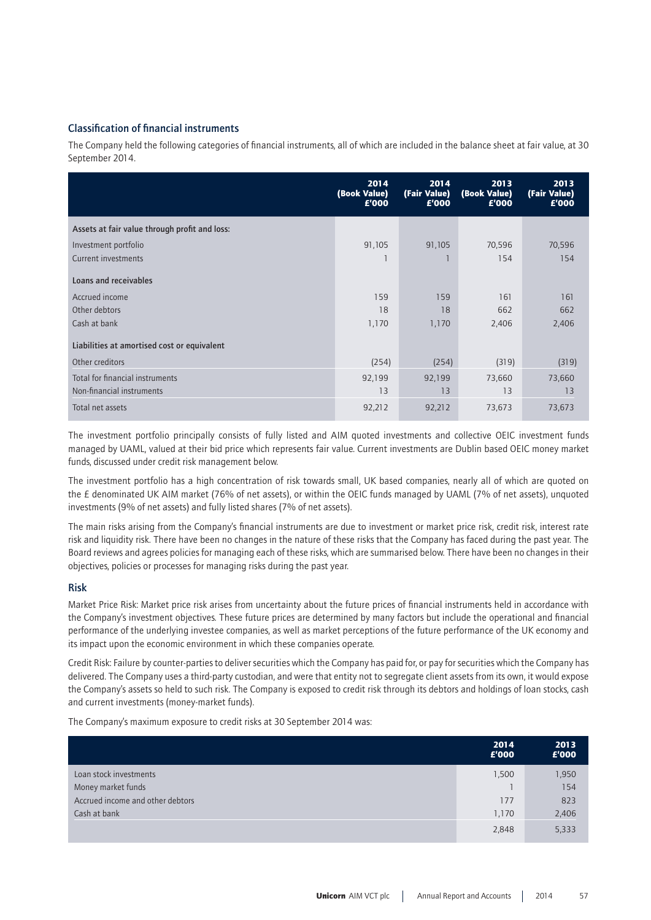### Classification of financial instruments

The Company held the following categories of financial instruments, all of which are included in the balance sheet at fair value, at 30 September 2014.

| | 2014 (Book Value) £'000 | 2014 (Fair Value) £'000 | 2013 (Book Value) £'000 | 2013 (Fair Value) £'000 |
|---|---|---|---|---|
| **Assets at fair value through profit and loss:** | | | | |
| Investment portfolio | 91,105 | 91,105 | 70,596 | 70,596 |
| Current investments | 1 | 1 | 154 | 154 |
| **Loans and receivables** | | | | |
| Accrued income | 159 | 159 | 161 | 161 |
| Other debtors | 18 | 18 | 662 | 662 |
| Cash at bank | 1,170 | 1,170 | 2,406 | 2,406 |
| **Liabilities at amortised cost or equivalent** | | | | |
| Other creditors | (254) | (254) | (319) | (319) |
| Total for financial instruments | 92,199 | 92,199 | 73,660 | 73,660 |
| Non-financial instruments | 13 | 13 | 13 | 13 |
| Total net assets | 92,212 | 92,212 | 73,673 | 73,673 |

The investment portfolio principally consists of fully listed and AIM quoted investments and collective OEIC investment funds managed by UAML, valued at their bid price which represents fair value. Current investments are Dublin based OEIC money market funds, discussed under credit risk management below.

The investment portfolio has a high concentration of risk towards small, UK based companies, nearly all of which are quoted on the £ denominated UK AIM market (76% of net assets), or within the OEIC funds managed by UAML (7% of net assets), unquoted investments (9% of net assets) and fully listed shares (7% of net assets).

The main risks arising from the Company's financial instruments are due to investment or market price risk, credit risk, interest rate risk and liquidity risk. There have been no changes in the nature of these risks that the Company has faced during the past year. The Board reviews and agrees policies for managing each of these risks, which are summarised below. There have been no changes in their objectives, policies or processes for managing risks during the past year.

### Risk

Market Price Risk: Market price risk arises from uncertainty about the future prices of financial instruments held in accordance with the Company's investment objectives. These future prices are determined by many factors but include the operational and financial performance of the underlying investee companies, as well as market perceptions of the future performance of the UK economy and its impact upon the economic environment in which these companies operate.

Credit Risk: Failure by counter-parties to deliver securities which the Company has paid for, or pay for securities which the Company has delivered. The Company uses a third-party custodian, and were that entity not to segregate client assets from its own, it would expose the Company's assets so held to such risk. The Company is exposed to credit risk through its debtors and holdings of loan stocks, cash and current investments (money-market funds).

The Company's maximum exposure to credit risks at 30 September 2014 was:

| | 2014 £'000 | 2013 £'000 |
|---|---|---|
| Loan stock investments | 1,500 | 1,950 |
| Money market funds | 1 | 154 |
| Accrued income and other debtors | 177 | 823 |
| Cash at bank | 1,170 | 2,406 |
| | 2,848 | 5,333 |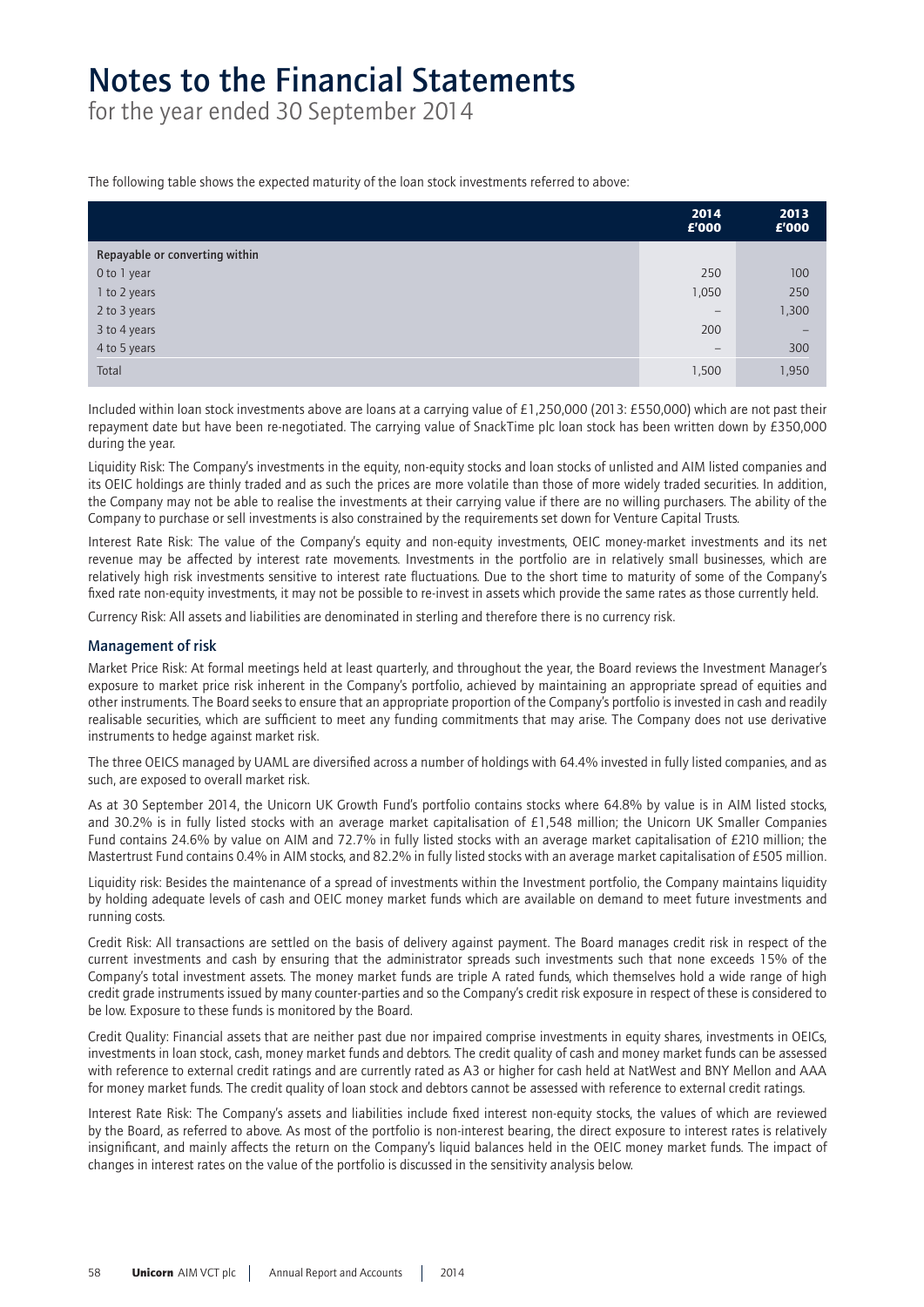# Notes to the Financial Statements

for the year ended 30 September 2014

The following table shows the expected maturity of the loan stock investments referred to above:

| | 2014 £'000 | 2013 £'000 |
|---|---|---|
| **Repayable or converting within** | | |
| 0 to 1 year | 250 | 100 |
| 1 to 2 years | 1,050 | 250 |
| 2 to 3 years | – | 1,300 |
| 3 to 4 years | 200 | – |
| 4 to 5 years | – | 300 |
| Total | 1,500 | 1,950 |

Included within loan stock investments above are loans at a carrying value of £1,250,000 (2013: £550,000) which are not past their repayment date but have been re-negotiated. The carrying value of SnackTime plc loan stock has been written down by £350,000 during the year.

Liquidity Risk: The Company's investments in the equity, non-equity stocks and loan stocks of unlisted and AIM listed companies and its OEIC holdings are thinly traded and as such the prices are more volatile than those of more widely traded securities. In addition, the Company may not be able to realise the investments at their carrying value if there are no willing purchasers. The ability of the Company to purchase or sell investments is also constrained by the requirements set down for Venture Capital Trusts.

Interest Rate Risk: The value of the Company's equity and non-equity investments, OEIC money-market investments and its net revenue may be affected by interest rate movements. Investments in the portfolio are in relatively small businesses, which are relatively high risk investments sensitive to interest rate fluctuations. Due to the short time to maturity of some of the Company's fixed rate non-equity investments, it may not be possible to re-invest in assets which provide the same rates as those currently held.

Currency Risk: All assets and liabilities are denominated in sterling and therefore there is no currency risk.

## Management of risk

Market Price Risk: At formal meetings held at least quarterly, and throughout the year, the Board reviews the Investment Manager's exposure to market price risk inherent in the Company's portfolio, achieved by maintaining an appropriate spread of equities and other instruments. The Board seeks to ensure that an appropriate proportion of the Company's portfolio is invested in cash and readily realisable securities, which are sufficient to meet any funding commitments that may arise. The Company does not use derivative instruments to hedge against market risk.

The three OEICS managed by UAML are diversified across a number of holdings with 64.4% invested in fully listed companies, and as such, are exposed to overall market risk.

As at 30 September 2014, the Unicorn UK Growth Fund's portfolio contains stocks where 64.8% by value is in AIM listed stocks, and 30.2% is in fully listed stocks with an average market capitalisation of £1,548 million; the Unicorn UK Smaller Companies Fund contains 24.6% by value on AIM and 72.7% in fully listed stocks with an average market capitalisation of £210 million; the Mastertrust Fund contains 0.4% in AIM stocks, and 82.2% in fully listed stocks with an average market capitalisation of £505 million.

Liquidity risk: Besides the maintenance of a spread of investments within the Investment portfolio, the Company maintains liquidity by holding adequate levels of cash and OEIC money market funds which are available on demand to meet future investments and running costs.

Credit Risk: All transactions are settled on the basis of delivery against payment. The Board manages credit risk in respect of the current investments and cash by ensuring that the administrator spreads such investments such that none exceeds 15% of the Company's total investment assets. The money market funds are triple A rated funds, which themselves hold a wide range of high credit grade instruments issued by many counter-parties and so the Company's credit risk exposure in respect of these is considered to be low. Exposure to these funds is monitored by the Board.

Credit Quality: Financial assets that are neither past due nor impaired comprise investments in equity shares, investments in OEICs, investments in loan stock, cash, money market funds and debtors. The credit quality of cash and money market funds can be assessed with reference to external credit ratings and are currently rated as A3 or higher for cash held at NatWest and BNY Mellon and AAA for money market funds. The credit quality of loan stock and debtors cannot be assessed with reference to external credit ratings.

Interest Rate Risk: The Company's assets and liabilities include fixed interest non-equity stocks, the values of which are reviewed by the Board, as referred to above. As most of the portfolio is non-interest bearing, the direct exposure to interest rates is relatively insignificant, and mainly affects the return on the Company's liquid balances held in the OEIC money market funds. The impact of changes in interest rates on the value of the portfolio is discussed in the sensitivity analysis below.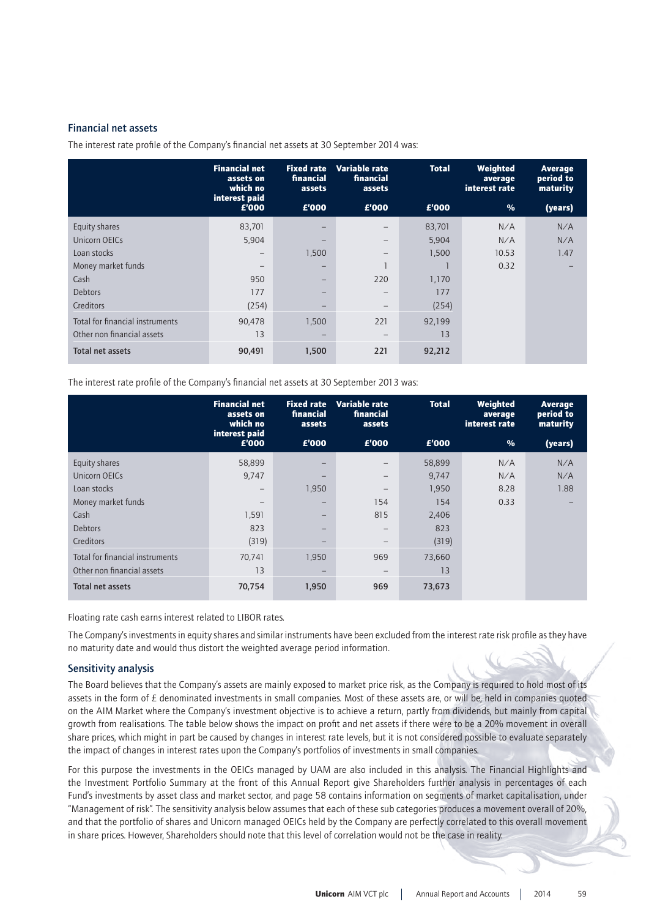### Financial net assets

The interest rate profile of the Company's financial net assets at 30 September 2014 was:

| | Financial net assets on which no interest paid | Fixed rate financial assets | Variable rate financial assets | Total | Weighted average interest rate | Average period to maturity |
|---|---|---|---|---|---|---|
| | £'000 | £'000 | £'000 | £'000 | % | (years) |
| Equity shares | 83,701 | – | – | 83,701 | N/A | N/A |
| Unicorn OEICs | 5,904 | – | – | 5,904 | N/A | N/A |
| Loan stocks | – | 1,500 | – | 1,500 | 10.53 | 1.47 |
| Money market funds | – | – | 1 | 1 | 0.32 | – |
| Cash | 950 | – | 220 | 1,170 | | |
| Debtors | 177 | – | – | 177 | | |
| Creditors | (254) | – | – | (254) | | |
| Total for financial instruments | 90,478 | 1,500 | 221 | 92,199 | | |
| Other non financial assets | 13 | – | – | 13 | | |
| **Total net assets** | **90,491** | **1,500** | **221** | **92,212** | | |

The interest rate profile of the Company's financial net assets at 30 September 2013 was:

| | Financial net assets on which no interest paid | Fixed rate financial assets | Variable rate financial assets | Total | Weighted average interest rate | Average period to maturity |
|---|---|---|---|---|---|---|
| | £'000 | £'000 | £'000 | £'000 | % | (years) |
| Equity shares | 58,899 | – | – | 58,899 | N/A | N/A |
| Unicorn OEICs | 9,747 | – | – | 9,747 | N/A | N/A |
| Loan stocks | – | 1,950 | – | 1,950 | 8.28 | 1.88 |
| Money market funds | – | – | 154 | 154 | 0.33 | – |
| Cash | 1,591 | – | 815 | 2,406 | | |
| Debtors | 823 | – | – | 823 | | |
| Creditors | (319) | – | – | (319) | | |
| Total for financial instruments | 70,741 | 1,950 | 969 | 73,660 | | |
| Other non financial assets | 13 | – | – | 13 | | |
| **Total net assets** | **70,754** | **1,950** | **969** | **73,673** | | |

Floating rate cash earns interest related to LIBOR rates.

The Company's investments in equity shares and similar instruments have been excluded from the interest rate risk profile as they have no maturity date and would thus distort the weighted average period information.

### Sensitivity analysis

The Board believes that the Company's assets are mainly exposed to market price risk, as the Company is required to hold most of its assets in the form of £ denominated investments in small companies. Most of these assets are, or will be, held in companies quoted on the AIM Market where the Company's investment objective is to achieve a return, partly from dividends, but mainly from capital growth from realisations. The table below shows the impact on profit and net assets if there were to be a 20% movement in overall share prices, which might in part be caused by changes in interest rate levels, but it is not considered possible to evaluate separately the impact of changes in interest rates upon the Company's portfolios of investments in small companies.

For this purpose the investments in the OEICs managed by UAM are also included in this analysis. The Financial Highlights and the Investment Portfolio Summary at the front of this Annual Report give Shareholders further analysis in percentages of each Fund's investments by asset class and market sector, and page 58 contains information on segments of market capitalisation, under "Management of risk". The sensitivity analysis below assumes that each of these sub categories produces a movement overall of 20%, and that the portfolio of shares and Unicorn managed OEICs held by the Company are perfectly correlated to this overall movement in share prices. However, Shareholders should note that this level of correlation would not be the case in reality.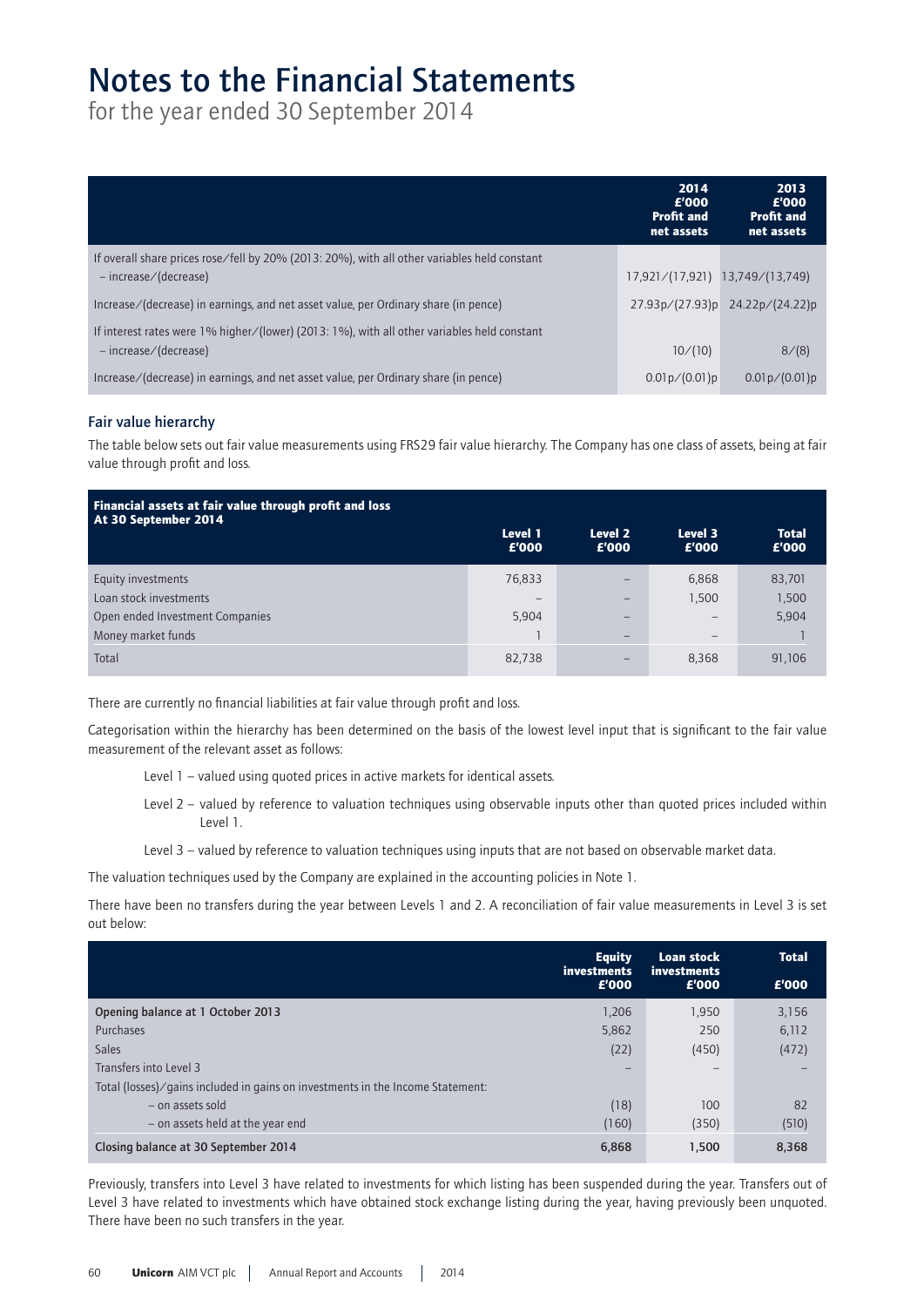# Notes to the Financial Statements

for the year ended 30 September 2014

| | 2014 £'000 Profit and net assets | 2013 £'000 Profit and net assets |
|---|---|---|
| If overall share prices rose/fell by 20% (2013: 20%), with all other variables held constant – increase/(decrease) | 17,921/(17,921) | 13,749/(13,749) |
| Increase/(decrease) in earnings, and net asset value, per Ordinary share (in pence) | 27.93p/(27.93)p | 24.22p/(24.22)p |
| If interest rates were 1% higher/(lower) (2013: 1%), with all other variables held constant – increase/(decrease) | 10/(10) | 8/(8) |
| Increase/(decrease) in earnings, and net asset value, per Ordinary share (in pence) | 0.01p/(0.01)p | 0.01p/(0.01)p |

### Fair value hierarchy

The table below sets out fair value measurements using FRS29 fair value hierarchy. The Company has one class of assets, being at fair value through profit and loss.

| Financial assets at fair value through profit and loss At 30 September 2014 | Level 1 £'000 | Level 2 £'000 | Level 3 £'000 | Total £'000 |
|---|---|---|---|---|
| Equity investments | 76,833 | – | 6,868 | 83,701 |
| Loan stock investments | – | – | 1,500 | 1,500 |
| Open ended Investment Companies | 5,904 | – | – | 5,904 |
| Money market funds | 1 | – | – | 1 |
| Total | 82,738 | – | 8,368 | 91,106 |

There are currently no financial liabilities at fair value through profit and loss.

Categorisation within the hierarchy has been determined on the basis of the lowest level input that is significant to the fair value measurement of the relevant asset as follows:

- Level 1 – valued using quoted prices in active markets for identical assets.
- Level 2 – valued by reference to valuation techniques using observable inputs other than quoted prices included within Level 1.
- Level 3 – valued by reference to valuation techniques using inputs that are not based on observable market data.

The valuation techniques used by the Company are explained in the accounting policies in Note 1.

There have been no transfers during the year between Levels 1 and 2. A reconciliation of fair value measurements in Level 3 is set out below:

| | Equity investments £'000 | Loan stock investments £'000 | Total £'000 |
|---|---|---|---|
| **Opening balance at 1 October 2013** | 1,206 | 1,950 | 3,156 |
| Purchases | 5,862 | 250 | 6,112 |
| Sales | (22) | (450) | (472) |
| Transfers into Level 3 | – | – | – |
| Total (losses)/gains included in gains on investments in the Income Statement: | | | |
| – on assets sold | (18) | 100 | 82 |
| – on assets held at the year end | (160) | (350) | (510) |
| **Closing balance at 30 September 2014** | **6,868** | **1,500** | **8,368** |

Previously, transfers into Level 3 have related to investments for which listing has been suspended during the year. Transfers out of Level 3 have related to investments which have obtained stock exchange listing during the year, having previously been unquoted. There have been no such transfers in the year.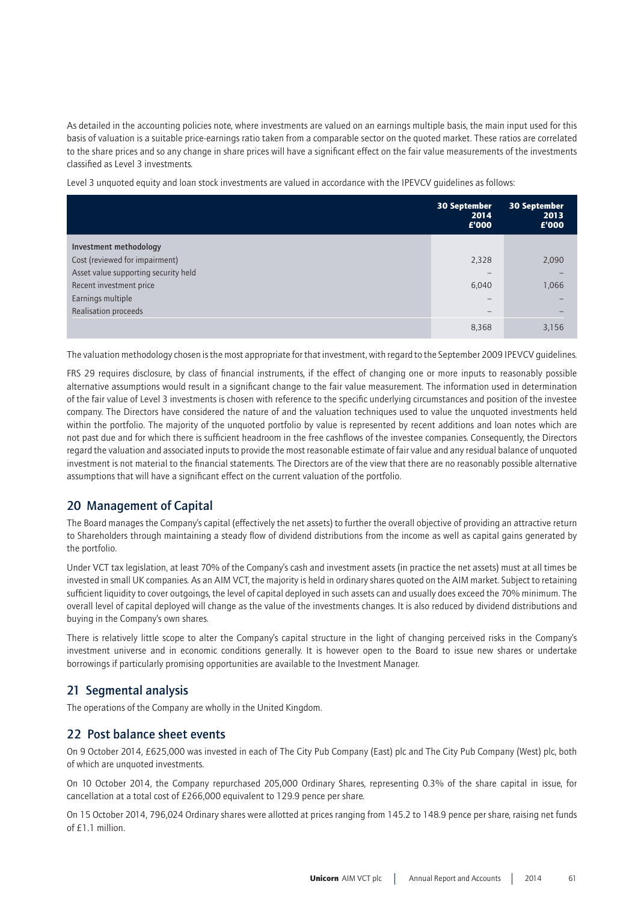As detailed in the accounting policies note, where investments are valued on an earnings multiple basis, the main input used for this basis of valuation is a suitable price-earnings ratio taken from a comparable sector on the quoted market. These ratios are correlated to the share prices and so any change in share prices will have a significant effect on the fair value measurements of the investments classified as Level 3 investments.

Level 3 unquoted equity and loan stock investments are valued in accordance with the IPEVCV guidelines as follows:

| | 30 September 2014 £'000 | 30 September 2013 £'000 |
|---|---|---|
| Investment methodology | | |
| Cost (reviewed for impairment) | 2,328 | 2,090 |
| Asset value supporting security held | – | – |
| Recent investment price | 6,040 | 1,066 |
| Earnings multiple | – | – |
| Realisation proceeds | – | – |
| | 8,368 | 3,156 |

The valuation methodology chosen is the most appropriate for that investment, with regard to the September 2009 IPEVCV guidelines.

FRS 29 requires disclosure, by class of financial instruments, if the effect of changing one or more inputs to reasonably possible alternative assumptions would result in a significant change to the fair value measurement. The information used in determination of the fair value of Level 3 investments is chosen with reference to the specific underlying circumstances and position of the investee company. The Directors have considered the nature of and the valuation techniques used to value the unquoted investments held within the portfolio. The majority of the unquoted portfolio by value is represented by recent additions and loan notes which are not past due and for which there is sufficient headroom in the free cashflows of the investee companies. Consequently, the Directors regard the valuation and associated inputs to provide the most reasonable estimate of fair value and any residual balance of unquoted investment is not material to the financial statements. The Directors are of the view that there are no reasonably possible alternative assumptions that will have a significant effect on the current valuation of the portfolio.

## 20 Management of Capital

The Board manages the Company's capital (effectively the net assets) to further the overall objective of providing an attractive return to Shareholders through maintaining a steady flow of dividend distributions from the income as well as capital gains generated by the portfolio.

Under VCT tax legislation, at least 70% of the Company's cash and investment assets (in practice the net assets) must at all times be invested in small UK companies. As an AIM VCT, the majority is held in ordinary shares quoted on the AIM market. Subject to retaining sufficient liquidity to cover outgoings, the level of capital deployed in such assets can and usually does exceed the 70% minimum. The overall level of capital deployed will change as the value of the investments changes. It is also reduced by dividend distributions and buying in the Company's own shares.

There is relatively little scope to alter the Company's capital structure in the light of changing perceived risks in the Company's investment universe and in economic conditions generally. It is however open to the Board to issue new shares or undertake borrowings if particularly promising opportunities are available to the Investment Manager.

## 21 Segmental analysis

The operations of the Company are wholly in the United Kingdom.

## 22 Post balance sheet events

On 9 October 2014, £625,000 was invested in each of The City Pub Company (East) plc and The City Pub Company (West) plc, both of which are unquoted investments.

On 10 October 2014, the Company repurchased 205,000 Ordinary Shares, representing 0.3% of the share capital in issue, for cancellation at a total cost of £266,000 equivalent to 129.9 pence per share.

On 15 October 2014, 796,024 Ordinary shares were allotted at prices ranging from 145.2 to 148.9 pence per share, raising net funds of £1.1 million.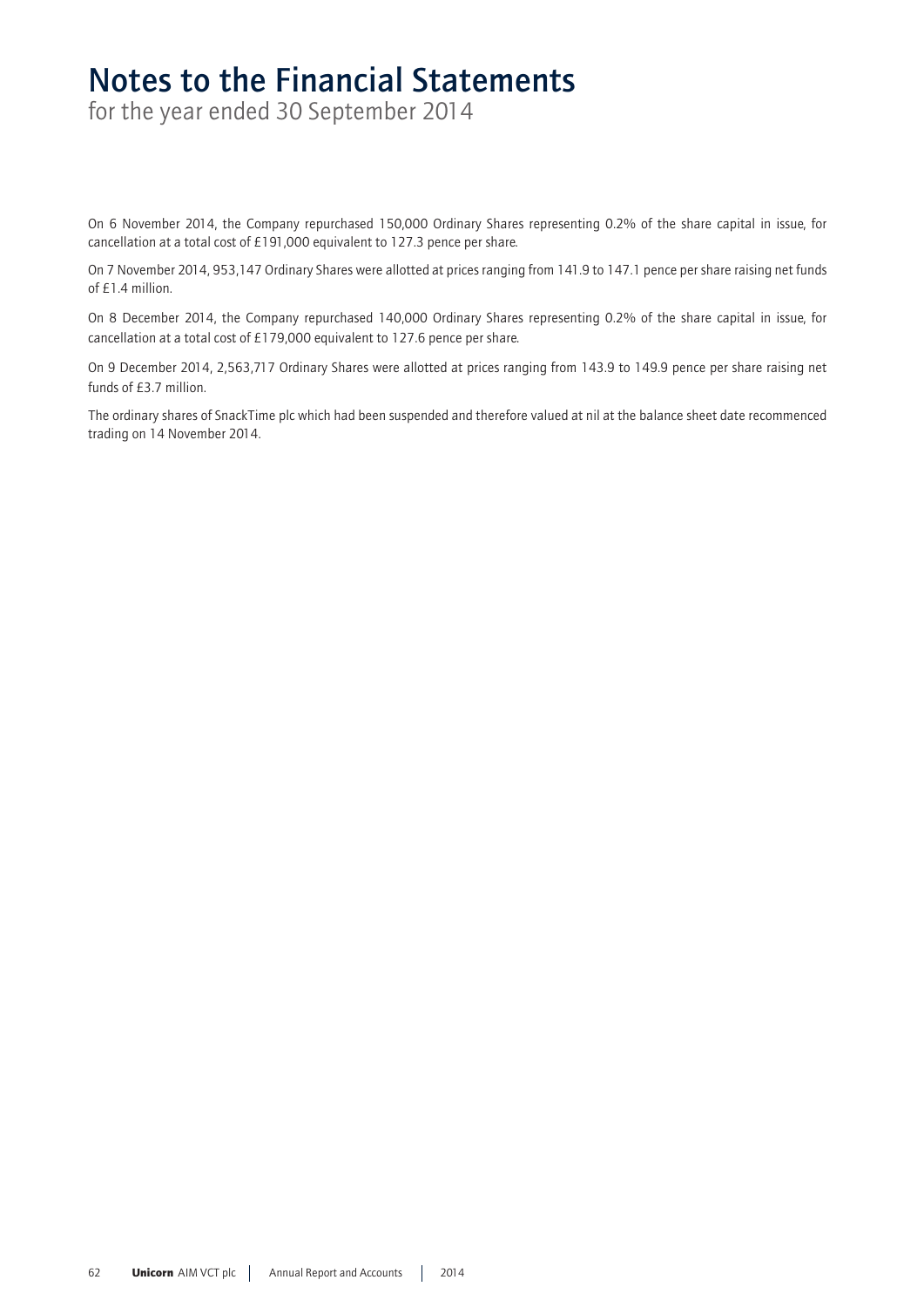# Notes to the Financial Statements

for the year ended 30 September 2014

On 6 November 2014, the Company repurchased 150,000 Ordinary Shares representing 0.2% of the share capital in issue, for cancellation at a total cost of £191,000 equivalent to 127.3 pence per share.

On 7 November 2014, 953,147 Ordinary Shares were allotted at prices ranging from 141.9 to 147.1 pence per share raising net funds of £1.4 million.

On 8 December 2014, the Company repurchased 140,000 Ordinary Shares representing 0.2% of the share capital in issue, for cancellation at a total cost of £179,000 equivalent to 127.6 pence per share.

On 9 December 2014, 2,563,717 Ordinary Shares were allotted at prices ranging from 143.9 to 149.9 pence per share raising net funds of £3.7 million.

The ordinary shares of SnackTime plc which had been suspended and therefore valued at nil at the balance sheet date recommenced trading on 14 November 2014.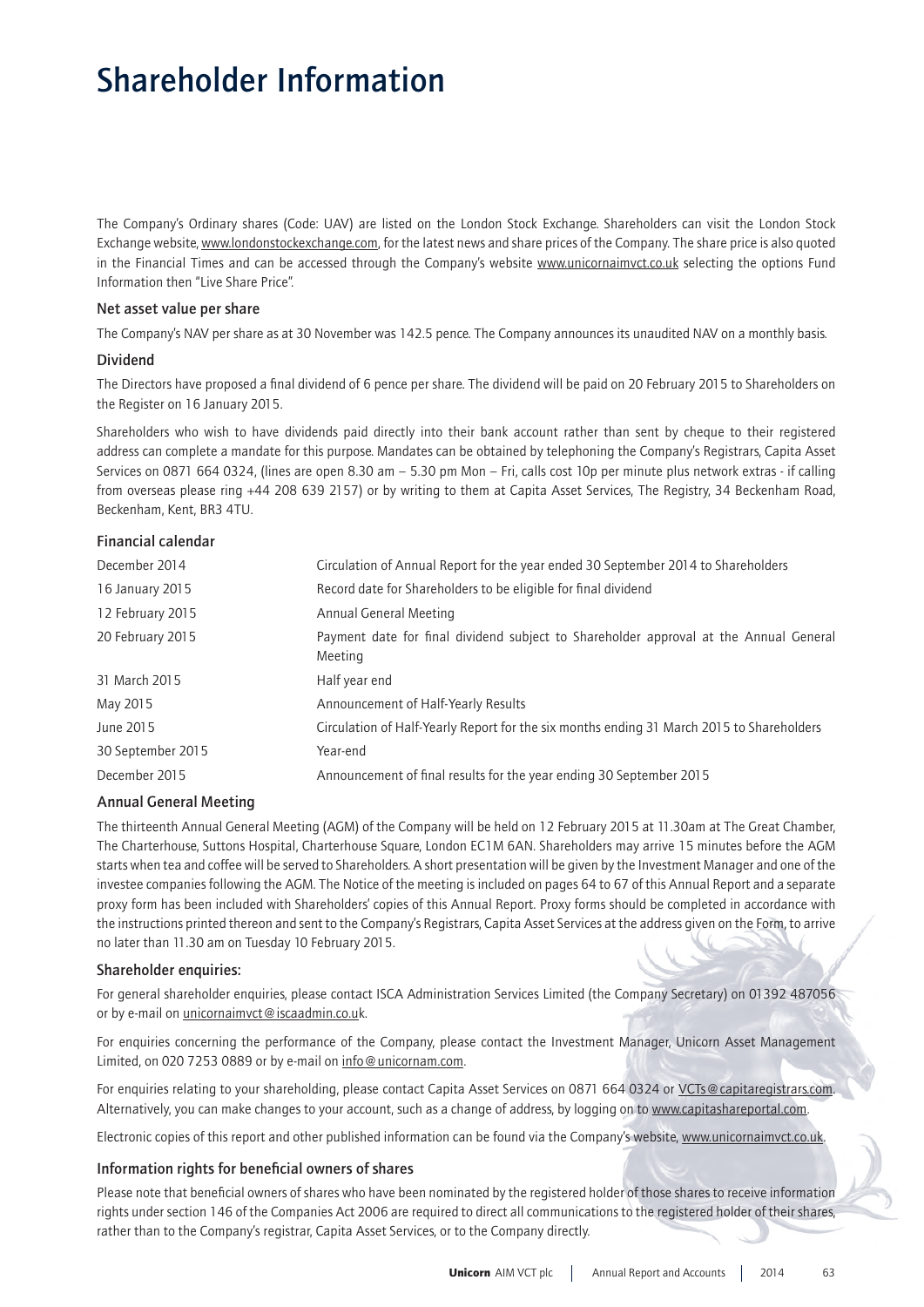# Shareholder Information

The Company's Ordinary shares (Code: UAV) are listed on the London Stock Exchange. Shareholders can visit the London Stock Exchange website, www.londonstockexchange.com, for the latest news and share prices of the Company. The share price is also quoted in the Financial Times and can be accessed through the Company's website www.unicornaimvct.co.uk selecting the options Fund Information then "Live Share Price".

### Net asset value per share

The Company's NAV per share as at 30 November was 142.5 pence. The Company announces its unaudited NAV on a monthly basis.

### Dividend

The Directors have proposed a final dividend of 6 pence per share. The dividend will be paid on 20 February 2015 to Shareholders on the Register on 16 January 2015.

Shareholders who wish to have dividends paid directly into their bank account rather than sent by cheque to their registered address can complete a mandate for this purpose. Mandates can be obtained by telephoning the Company's Registrars, Capita Asset Services on 0871 664 0324, (lines are open 8.30 am – 5.30 pm Mon – Fri, calls cost 10p per minute plus network extras - if calling from overseas please ring +44 208 639 2157) or by writing to them at Capita Asset Services, The Registry, 34 Beckenham Road, Beckenham, Kent, BR3 4TU.

### Financial calendar

| | |
|---|---|
| December 2014 | Circulation of Annual Report for the year ended 30 September 2014 to Shareholders |
| 16 January 2015 | Record date for Shareholders to be eligible for final dividend |
| 12 February 2015 | Annual General Meeting |
| 20 February 2015 | Payment date for final dividend subject to Shareholder approval at the Annual General Meeting |
| 31 March 2015 | Half year end |
| May 2015 | Announcement of Half-Yearly Results |
| June 2015 | Circulation of Half-Yearly Report for the six months ending 31 March 2015 to Shareholders |
| 30 September 2015 | Year-end |
| December 2015 | Announcement of final results for the year ending 30 September 2015 |

### Annual General Meeting

The thirteenth Annual General Meeting (AGM) of the Company will be held on 12 February 2015 at 11.30am at The Great Chamber, The Charterhouse, Suttons Hospital, Charterhouse Square, London EC1M 6AN. Shareholders may arrive 15 minutes before the AGM starts when tea and coffee will be served to Shareholders. A short presentation will be given by the Investment Manager and one of the investee companies following the AGM. The Notice of the meeting is included on pages 64 to 67 of this Annual Report and a separate proxy form has been included with Shareholders' copies of this Annual Report. Proxy forms should be completed in accordance with the instructions printed thereon and sent to the Company's Registrars, Capita Asset Services at the address given on the Form, to arrive no later than 11.30 am on Tuesday 10 February 2015.

### Shareholder enquiries:

For general shareholder enquiries, please contact ISCA Administration Services Limited (the Company Secretary) on 01392 487056 or by e-mail on unicornaimvct@iscaadmin.co.uk.

For enquiries concerning the performance of the Company, please contact the Investment Manager, Unicorn Asset Management Limited, on 020 7253 0889 or by e-mail on info@unicornam.com.

For enquiries relating to your shareholding, please contact Capita Asset Services on 0871 664 0324 or VCTs@capitaregistrars.com. Alternatively, you can make changes to your account, such as a change of address, by logging on to www.capitashareportal.com.

Electronic copies of this report and other published information can be found via the Company's website, www.unicornaimvct.co.uk.

### Information rights for beneficial owners of shares

Please note that beneficial owners of shares who have been nominated by the registered holder of those shares to receive information rights under section 146 of the Companies Act 2006 are required to direct all communications to the registered holder of their shares, rather than to the Company's registrar, Capita Asset Services, or to the Company directly.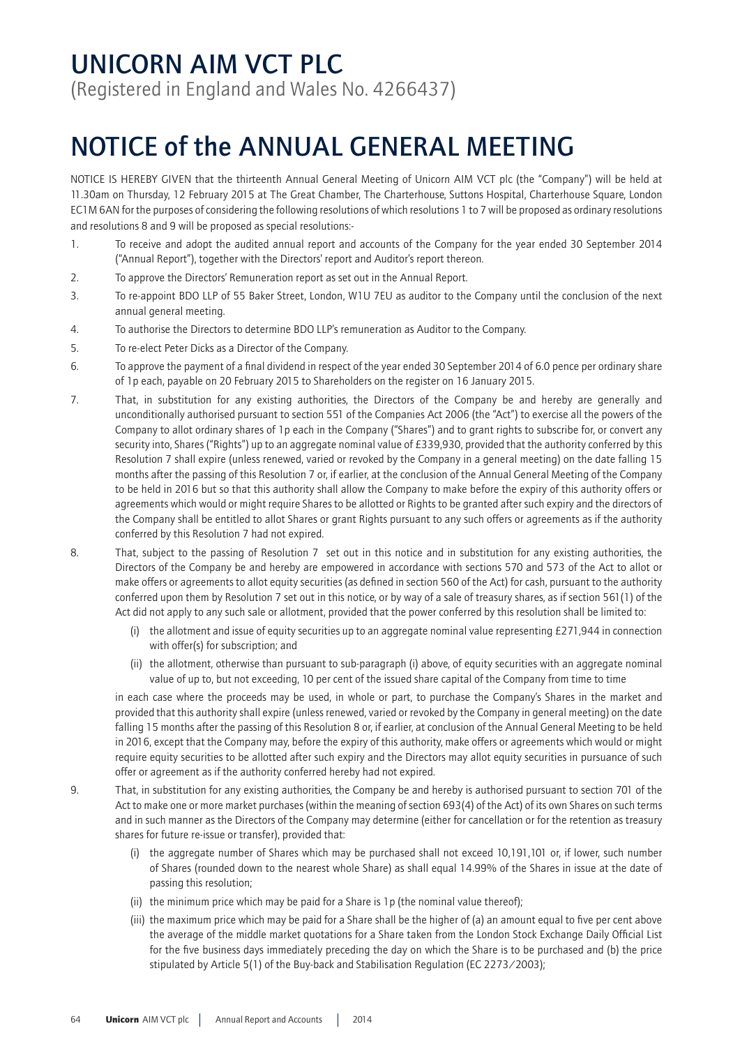# UNICORN AIM VCT PLC

(Registered in England and Wales No. 4266437)

# NOTICE of the ANNUAL GENERAL MEETING

NOTICE IS HEREBY GIVEN that the thirteenth Annual General Meeting of Unicorn AIM VCT plc (the "Company") will be held at 11.30am on Thursday, 12 February 2015 at The Great Chamber, The Charterhouse, Suttons Hospital, Charterhouse Square, London EC1M 6AN for the purposes of considering the following resolutions of which resolutions 1 to 7 will be proposed as ordinary resolutions and resolutions 8 and 9 will be proposed as special resolutions:-

1. To receive and adopt the audited annual report and accounts of the Company for the year ended 30 September 2014 ("Annual Report"), together with the Directors' report and Auditor's report thereon.
2. To approve the Directors' Remuneration report as set out in the Annual Report.
3. To re-appoint BDO LLP of 55 Baker Street, London, W1U 7EU as auditor to the Company until the conclusion of the next annual general meeting.
4. To authorise the Directors to determine BDO LLP's remuneration as Auditor to the Company.
5. To re-elect Peter Dicks as a Director of the Company.
6. To approve the payment of a final dividend in respect of the year ended 30 September 2014 of 6.0 pence per ordinary share of 1p each, payable on 20 February 2015 to Shareholders on the register on 16 January 2015.
7. That, in substitution for any existing authorities, the Directors of the Company be and hereby are generally and unconditionally authorised pursuant to section 551 of the Companies Act 2006 (the "Act") to exercise all the powers of the Company to allot ordinary shares of 1p each in the Company ("Shares") and to grant rights to subscribe for, or convert any security into, Shares ("Rights") up to an aggregate nominal value of £339,930, provided that the authority conferred by this Resolution 7 shall expire (unless renewed, varied or revoked by the Company in a general meeting) on the date falling 15 months after the passing of this Resolution 7 or, if earlier, at the conclusion of the Annual General Meeting of the Company to be held in 2016 but so that this authority shall allow the Company to make before the expiry of this authority offers or agreements which would or might require Shares to be allotted or Rights to be granted after such expiry and the directors of the Company shall be entitled to allot Shares or grant Rights pursuant to any such offers or agreements as if the authority conferred by this Resolution 7 had not expired.
8. That, subject to the passing of Resolution 7 set out in this notice and in substitution for any existing authorities, the Directors of the Company be and hereby are empowered in accordance with sections 570 and 573 of the Act to allot or make offers or agreements to allot equity securities (as defined in section 560 of the Act) for cash, pursuant to the authority conferred upon them by Resolution 7 set out in this notice, or by way of a sale of treasury shares, as if section 561(1) of the Act did not apply to any such sale or allotment, provided that the power conferred by this resolution shall be limited to:

   (i) the allotment and issue of equity securities up to an aggregate nominal value representing £271,944 in connection with offer(s) for subscription; and

   (ii) the allotment, otherwise than pursuant to sub-paragraph (i) above, of equity securities with an aggregate nominal value of up to, but not exceeding, 10 per cent of the issued share capital of the Company from time to time

   in each case where the proceeds may be used, in whole or part, to purchase the Company's Shares in the market and provided that this authority shall expire (unless renewed, varied or revoked by the Company in general meeting) on the date falling 15 months after the passing of this Resolution 8 or, if earlier, at conclusion of the Annual General Meeting to be held in 2016, except that the Company may, before the expiry of this authority, make offers or agreements which would or might require equity securities to be allotted after such expiry and the Directors may allot equity securities in pursuance of such offer or agreement as if the authority conferred hereby had not expired.
9. That, in substitution for any existing authorities, the Company be and hereby is authorised pursuant to section 701 of the Act to make one or more market purchases (within the meaning of section 693(4) of the Act) of its own Shares on such terms and in such manner as the Directors of the Company may determine (either for cancellation or for the retention as treasury shares for future re-issue or transfer), provided that:

   (i) the aggregate number of Shares which may be purchased shall not exceed 10,191,101 or, if lower, such number of Shares (rounded down to the nearest whole Share) as shall equal 14.99% of the Shares in issue at the date of passing this resolution;

   (ii) the minimum price which may be paid for a Share is 1p (the nominal value thereof);

   (iii) the maximum price which may be paid for a Share shall be the higher of (a) an amount equal to five per cent above the average of the middle market quotations for a Share taken from the London Stock Exchange Daily Official List for the five business days immediately preceding the day on which the Share is to be purchased and (b) the price stipulated by Article 5(1) of the Buy-back and Stabilisation Regulation (EC 2273/2003);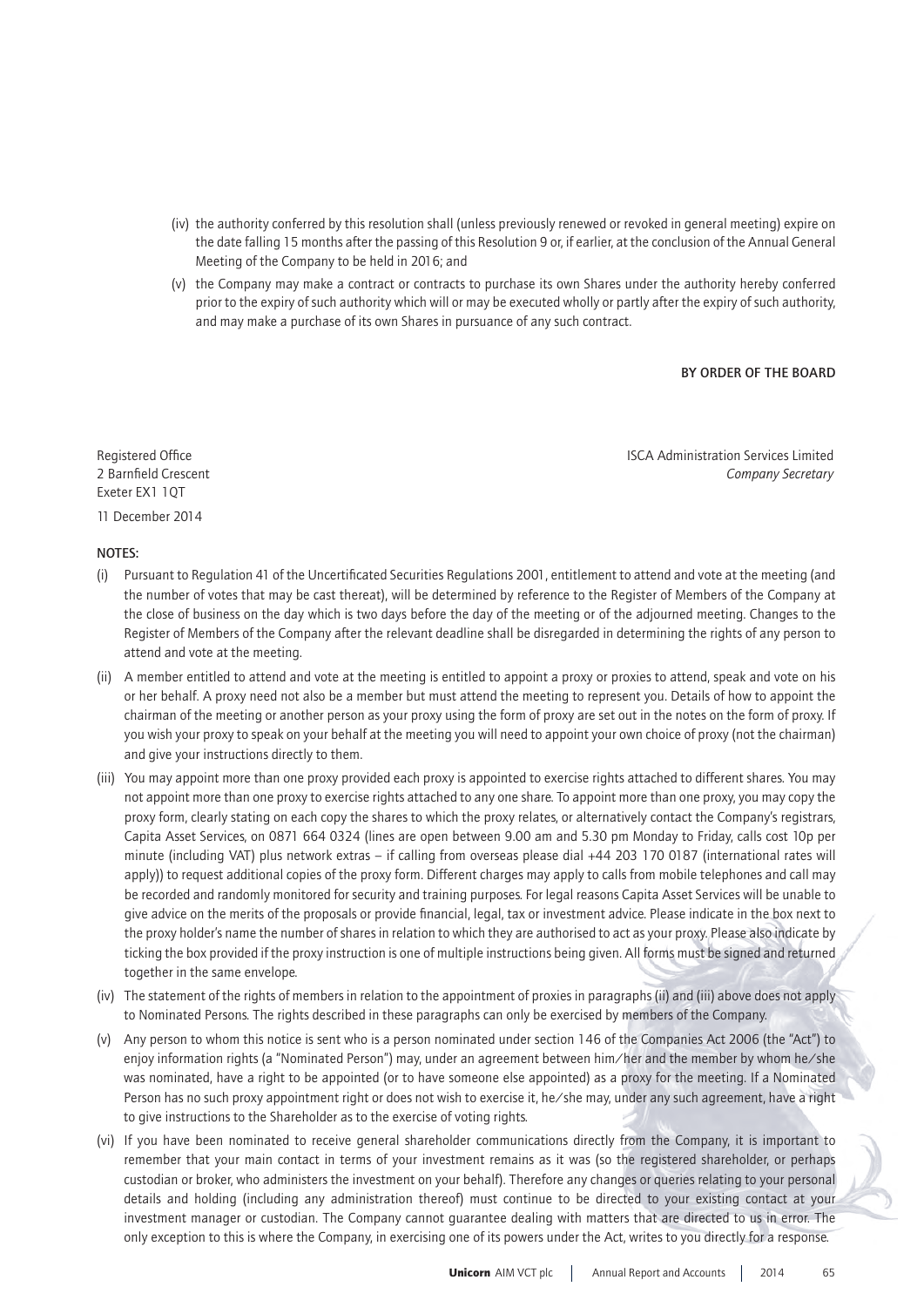(iv) the authority conferred by this resolution shall (unless previously renewed or revoked in general meeting) expire on the date falling 15 months after the passing of this Resolution 9 or, if earlier, at the conclusion of the Annual General Meeting of the Company to be held in 2016; and

(v) the Company may make a contract or contracts to purchase its own Shares under the authority hereby conferred prior to the expiry of such authority which will or may be executed wholly or partly after the expiry of such authority, and may make a purchase of its own Shares in pursuance of any such contract.

**BY ORDER OF THE BOARD**

Registered Office
2 Barnfield Crescent
Exeter EX1 1QT

ISCA Administration Services Limited
*Company Secretary*

11 December 2014

**NOTES:**

(i) Pursuant to Regulation 41 of the Uncertificated Securities Regulations 2001, entitlement to attend and vote at the meeting (and the number of votes that may be cast thereat), will be determined by reference to the Register of Members of the Company at the close of business on the day which is two days before the day of the meeting or of the adjourned meeting. Changes to the Register of Members of the Company after the relevant deadline shall be disregarded in determining the rights of any person to attend and vote at the meeting.

(ii) A member entitled to attend and vote at the meeting is entitled to appoint a proxy or proxies to attend, speak and vote on his or her behalf. A proxy need not also be a member but must attend the meeting to represent you. Details of how to appoint the chairman of the meeting or another person as your proxy using the form of proxy are set out in the notes on the form of proxy. If you wish your proxy to speak on your behalf at the meeting you will need to appoint your own choice of proxy (not the chairman) and give your instructions directly to them.

(iii) You may appoint more than one proxy provided each proxy is appointed to exercise rights attached to different shares. You may not appoint more than one proxy to exercise rights attached to any one share. To appoint more than one proxy, you may copy the proxy form, clearly stating on each copy the shares to which the proxy relates, or alternatively contact the Company's registrars, Capita Asset Services, on 0871 664 0324 (lines are open between 9.00 am and 5.30 pm Monday to Friday, calls cost 10p per minute (including VAT) plus network extras – if calling from overseas please dial +44 203 170 0187 (international rates will apply)) to request additional copies of the proxy form. Different charges may apply to calls from mobile telephones and call may be recorded and randomly monitored for security and training purposes. For legal reasons Capita Asset Services will be unable to give advice on the merits of the proposals or provide financial, legal, tax or investment advice. Please indicate in the box next to the proxy holder's name the number of shares in relation to which they are authorised to act as your proxy. Please also indicate by ticking the box provided if the proxy instruction is one of multiple instructions being given. All forms must be signed and returned together in the same envelope.

(iv) The statement of the rights of members in relation to the appointment of proxies in paragraphs (ii) and (iii) above does not apply to Nominated Persons. The rights described in these paragraphs can only be exercised by members of the Company.

(v) Any person to whom this notice is sent who is a person nominated under section 146 of the Companies Act 2006 (the "Act") to enjoy information rights (a "Nominated Person") may, under an agreement between him/her and the member by whom he/she was nominated, have a right to be appointed (or to have someone else appointed) as a proxy for the meeting. If a Nominated Person has no such proxy appointment right or does not wish to exercise it, he/she may, under any such agreement, have a right to give instructions to the Shareholder as to the exercise of voting rights.

(vi) If you have been nominated to receive general shareholder communications directly from the Company, it is important to remember that your main contact in terms of your investment remains as it was (so the registered shareholder, or perhaps custodian or broker, who administers the investment on your behalf). Therefore any changes or queries relating to your personal details and holding (including any administration thereof) must continue to be directed to your existing contact at your investment manager or custodian. The Company cannot guarantee dealing with matters that are directed to us in error. The only exception to this is where the Company, in exercising one of its powers under the Act, writes to you directly for a response.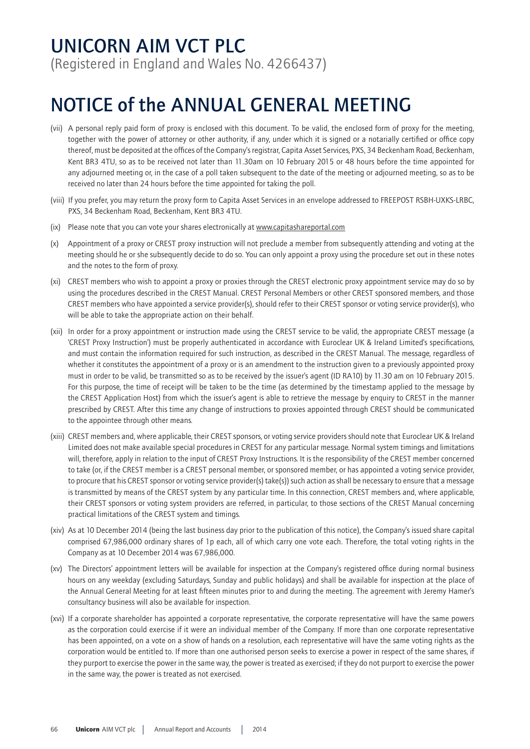# UNICORN AIM VCT PLC

(Registered in England and Wales No. 4266437)

# NOTICE of the ANNUAL GENERAL MEETING

(vii) A personal reply paid form of proxy is enclosed with this document. To be valid, the enclosed form of proxy for the meeting, together with the power of attorney or other authority, if any, under which it is signed or a notarially certified or office copy thereof, must be deposited at the offices of the Company's registrar, Capita Asset Services, PXS, 34 Beckenham Road, Beckenham, Kent BR3 4TU, so as to be received not later than 11.30am on 10 February 2015 or 48 hours before the time appointed for any adjourned meeting or, in the case of a poll taken subsequent to the date of the meeting or adjourned meeting, so as to be received no later than 24 hours before the time appointed for taking the poll.

(viii) If you prefer, you may return the proxy form to Capita Asset Services in an envelope addressed to FREEPOST RSBH-UXKS-LRBC, PXS, 34 Beckenham Road, Beckenham, Kent BR3 4TU.

(ix) Please note that you can vote your shares electronically at www.capitashareportal.com

(x) Appointment of a proxy or CREST proxy instruction will not preclude a member from subsequently attending and voting at the meeting should he or she subsequently decide to do so. You can only appoint a proxy using the procedure set out in these notes and the notes to the form of proxy.

(xi) CREST members who wish to appoint a proxy or proxies through the CREST electronic proxy appointment service may do so by using the procedures described in the CREST Manual. CREST Personal Members or other CREST sponsored members, and those CREST members who have appointed a service provider(s), should refer to their CREST sponsor or voting service provider(s), who will be able to take the appropriate action on their behalf.

(xii) In order for a proxy appointment or instruction made using the CREST service to be valid, the appropriate CREST message (a 'CREST Proxy Instruction') must be properly authenticated in accordance with Euroclear UK & Ireland Limited's specifications, and must contain the information required for such instruction, as described in the CREST Manual. The message, regardless of whether it constitutes the appointment of a proxy or is an amendment to the instruction given to a previously appointed proxy must in order to be valid, be transmitted so as to be received by the issuer's agent (ID RA10) by 11.30 am on 10 February 2015. For this purpose, the time of receipt will be taken to be the time (as determined by the timestamp applied to the message by the CREST Application Host) from which the issuer's agent is able to retrieve the message by enquiry to CREST in the manner prescribed by CREST. After this time any change of instructions to proxies appointed through CREST should be communicated to the appointee through other means.

(xiii) CREST members and, where applicable, their CREST sponsors, or voting service providers should note that Euroclear UK & Ireland Limited does not make available special procedures in CREST for any particular message. Normal system timings and limitations will, therefore, apply in relation to the input of CREST Proxy Instructions. It is the responsibility of the CREST member concerned to take (or, if the CREST member is a CREST personal member, or sponsored member, or has appointed a voting service provider, to procure that his CREST sponsor or voting service provider(s) take(s)) such action as shall be necessary to ensure that a message is transmitted by means of the CREST system by any particular time. In this connection, CREST members and, where applicable, their CREST sponsors or voting system providers are referred, in particular, to those sections of the CREST Manual concerning practical limitations of the CREST system and timings.

(xiv) As at 10 December 2014 (being the last business day prior to the publication of this notice), the Company's issued share capital comprised 67,986,000 ordinary shares of 1p each, all of which carry one vote each. Therefore, the total voting rights in the Company as at 10 December 2014 was 67,986,000.

(xv) The Directors' appointment letters will be available for inspection at the Company's registered office during normal business hours on any weekday (excluding Saturdays, Sunday and public holidays) and shall be available for inspection at the place of the Annual General Meeting for at least fifteen minutes prior to and during the meeting. The agreement with Jeremy Hamer's consultancy business will also be available for inspection.

(xvi) If a corporate shareholder has appointed a corporate representative, the corporate representative will have the same powers as the corporation could exercise if it were an individual member of the Company. If more than one corporate representative has been appointed, on a vote on a show of hands on a resolution, each representative will have the same voting rights as the corporation would be entitled to. If more than one authorised person seeks to exercise a power in respect of the same shares, if they purport to exercise the power in the same way, the power is treated as exercised; if they do not purport to exercise the power in the same way, the power is treated as not exercised.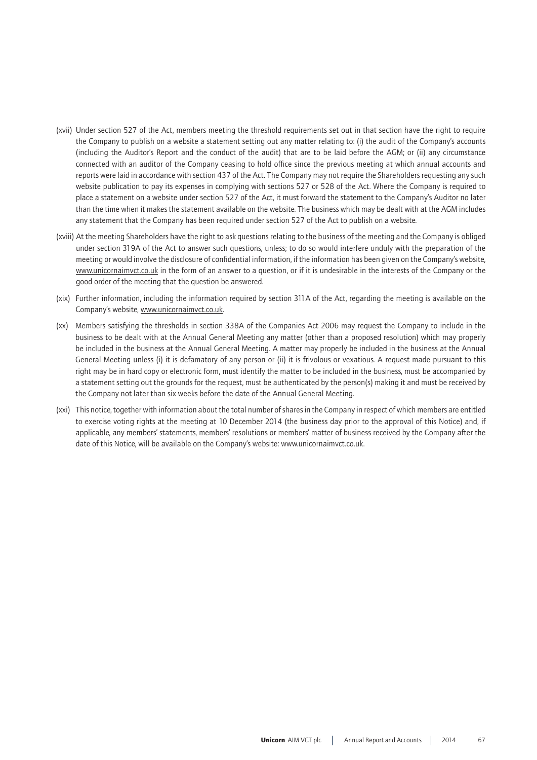(xvii) Under section 527 of the Act, members meeting the threshold requirements set out in that section have the right to require the Company to publish on a website a statement setting out any matter relating to: (i) the audit of the Company's accounts (including the Auditor's Report and the conduct of the audit) that are to be laid before the AGM; or (ii) any circumstance connected with an auditor of the Company ceasing to hold office since the previous meeting at which annual accounts and reports were laid in accordance with section 437 of the Act. The Company may not require the Shareholders requesting any such website publication to pay its expenses in complying with sections 527 or 528 of the Act. Where the Company is required to place a statement on a website under section 527 of the Act, it must forward the statement to the Company's Auditor no later than the time when it makes the statement available on the website. The business which may be dealt with at the AGM includes any statement that the Company has been required under section 527 of the Act to publish on a website.

(xviii) At the meeting Shareholders have the right to ask questions relating to the business of the meeting and the Company is obliged under section 319A of the Act to answer such questions, unless; to do so would interfere unduly with the preparation of the meeting or would involve the disclosure of confidential information, if the information has been given on the Company's website, www.unicornaimvct.co.uk in the form of an answer to a question, or if it is undesirable in the interests of the Company or the good order of the meeting that the question be answered.

(xix) Further information, including the information required by section 311A of the Act, regarding the meeting is available on the Company's website, www.unicornaimvct.co.uk.

(xx) Members satisfying the thresholds in section 338A of the Companies Act 2006 may request the Company to include in the business to be dealt with at the Annual General Meeting any matter (other than a proposed resolution) which may properly be included in the business at the Annual General Meeting. A matter may properly be included in the business at the Annual General Meeting unless (i) it is defamatory of any person or (ii) it is frivolous or vexatious. A request made pursuant to this right may be in hard copy or electronic form, must identify the matter to be included in the business, must be accompanied by a statement setting out the grounds for the request, must be authenticated by the person(s) making it and must be received by the Company not later than six weeks before the date of the Annual General Meeting.

(xxi) This notice, together with information about the total number of shares in the Company in respect of which members are entitled to exercise voting rights at the meeting at 10 December 2014 (the business day prior to the approval of this Notice) and, if applicable, any members' statements, members' resolutions or members' matter of business received by the Company after the date of this Notice, will be available on the Company's website: www.unicornaimvct.co.uk.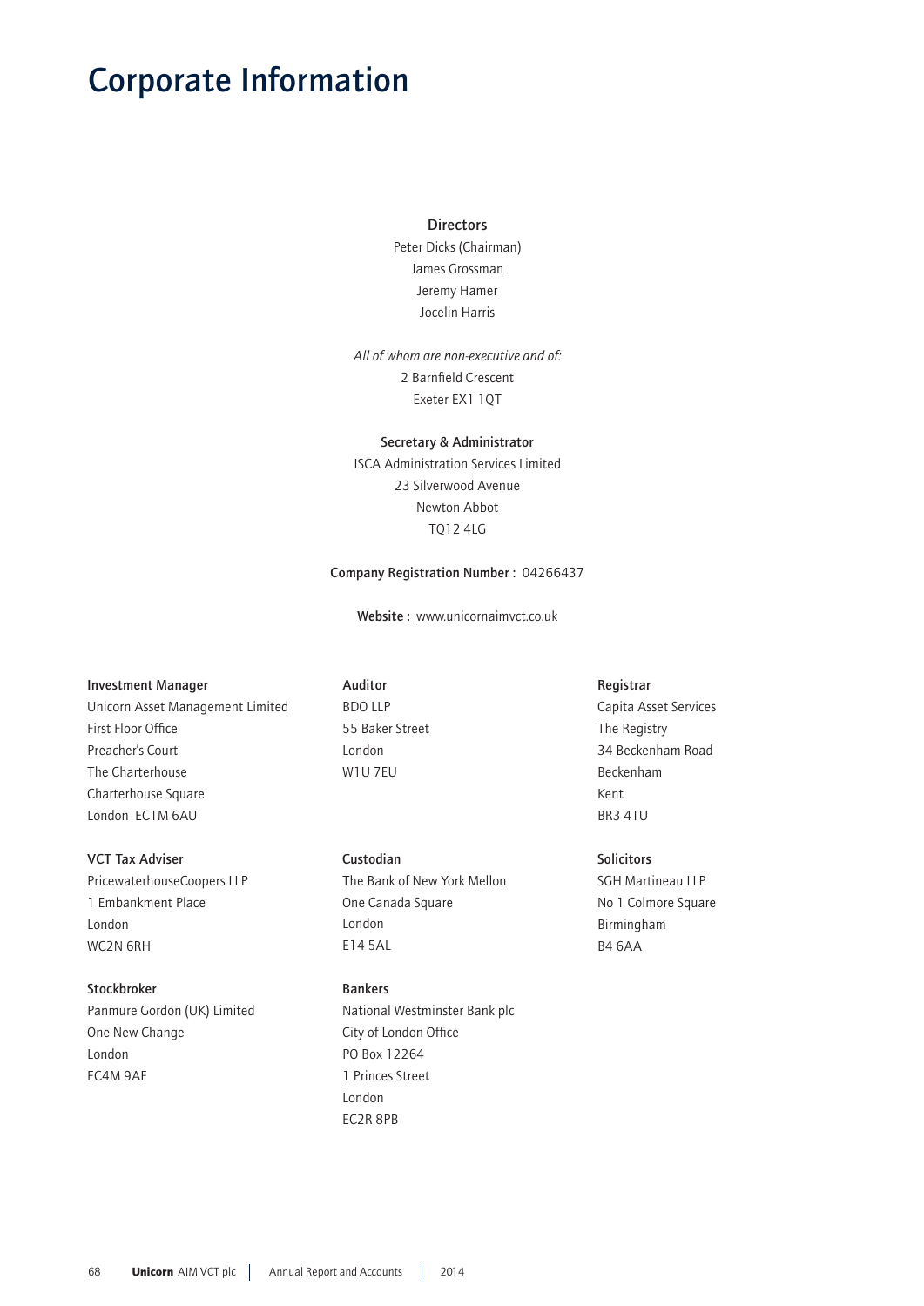# Corporate Information

**Directors**

Peter Dicks (Chairman)
James Grossman
Jeremy Hamer
Jocelin Harris

*All of whom are non-executive and of:*
2 Barnfield Crescent
Exeter EX1 1QT

**Secretary & Administrator**

ISCA Administration Services Limited
23 Silverwood Avenue
Newton Abbot
TQ12 4LG

**Company Registration Number :** 04266437

**Website :** www.unicornaimvct.co.uk

**Investment Manager**

Unicorn Asset Management Limited
First Floor Office
Preacher's Court
The Charterhouse
Charterhouse Square
London EC1M 6AU

**Auditor**

BDO LLP
55 Baker Street
London
W1U 7EU

**Registrar**

Capita Asset Services
The Registry
34 Beckenham Road
Beckenham
Kent
BR3 4TU

**VCT Tax Adviser**

PricewaterhouseCoopers LLP
1 Embankment Place
London
WC2N 6RH

**Custodian**

The Bank of New York Mellon
One Canada Square
London
E14 5AL

**Solicitors**

SGH Martineau LLP
No 1 Colmore Square
Birmingham
B4 6AA

**Stockbroker**

Panmure Gordon (UK) Limited
One New Change
London
EC4M 9AF

**Bankers**

National Westminster Bank plc
City of London Office
PO Box 12264
1 Princes Street
London
EC2R 8PB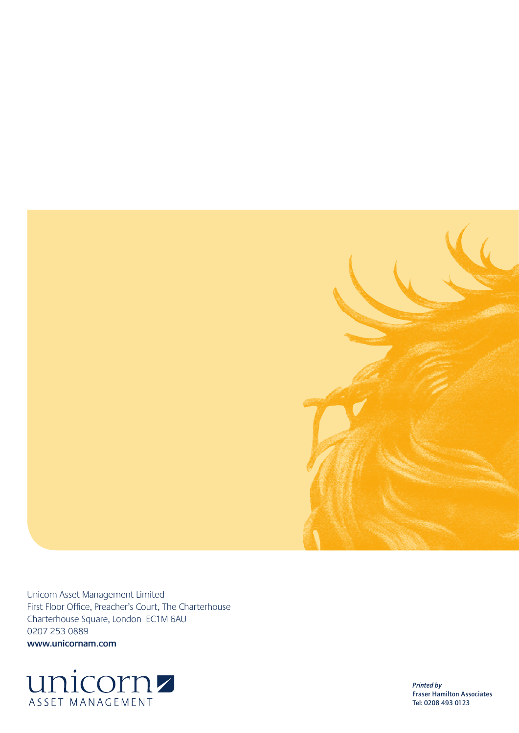Unicorn Asset Management Limited
First Floor Office, Preacher's Court, The Charterhouse
Charterhouse Square, London EC1M 6AU
0207 253 0889
**www.unicornam.com**

unicorn
ASSET MANAGEMENT

*Printed by*
Fraser Hamilton Associates
Tel: 0208 493 0123